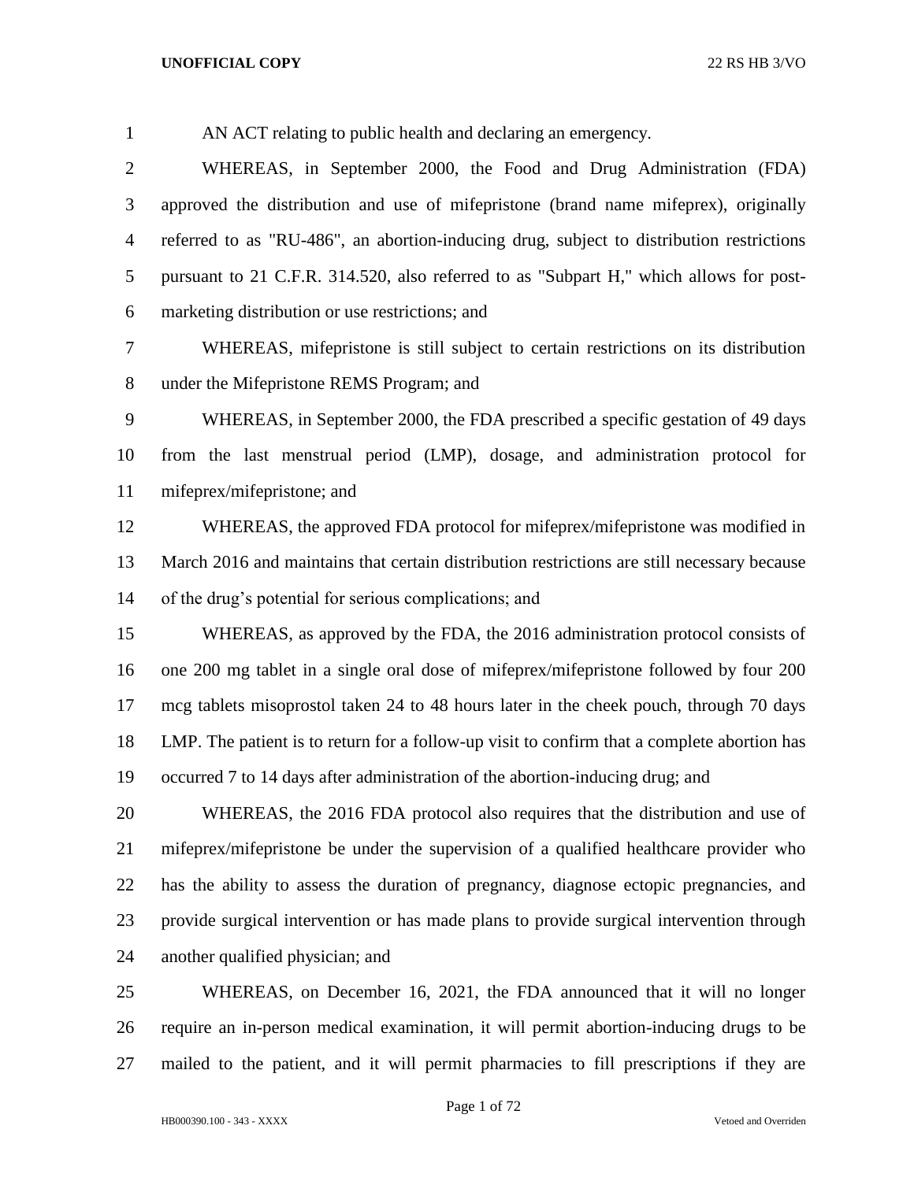AN ACT relating to public health and declaring an emergency.

WHEREAS, in September 2000, the Food and Drug Administration (FDA) approved the distribution and use of mifepristone (brand name mifeprex), originally referred to as "RU-486", an abortion-inducing drug, subject to distribution restrictions pursuant to 21 C.F.R. 314.520, also referred to as "Subpart H," which allows for post-marketing distribution or use restrictions; and

WHEREAS, mifepristone is still subject to certain restrictions on its distribution under the Mifepristone REMS Program; and

WHEREAS, in September 2000, the FDA prescribed a specific gestation of 49 days from the last menstrual period (LMP), dosage, and administration protocol for mifeprex/mifepristone; and

WHEREAS, the approved FDA protocol for mifeprex/mifepristone was modified in March 2016 and maintains that certain distribution restrictions are still necessary because of the drug's potential for serious complications; and

WHEREAS, as approved by the FDA, the 2016 administration protocol consists of one 200 mg tablet in a single oral dose of mifeprex/mifepristone followed by four 200 mcg tablets misoprostol taken 24 to 48 hours later in the cheek pouch, through 70 days LMP. The patient is to return for a follow-up visit to confirm that a complete abortion has occurred 7 to 14 days after administration of the abortion-inducing drug; and

WHEREAS, the 2016 FDA protocol also requires that the distribution and use of mifeprex/mifepristone be under the supervision of a qualified healthcare provider who has the ability to assess the duration of pregnancy, diagnose ectopic pregnancies, and provide surgical intervention or has made plans to provide surgical intervention through another qualified physician; and

WHEREAS, on December 16, 2021, the FDA announced that it will no longer require an in-person medical examination, it will permit abortion-inducing drugs to be mailed to the patient, and it will permit pharmacies to fill prescriptions if they are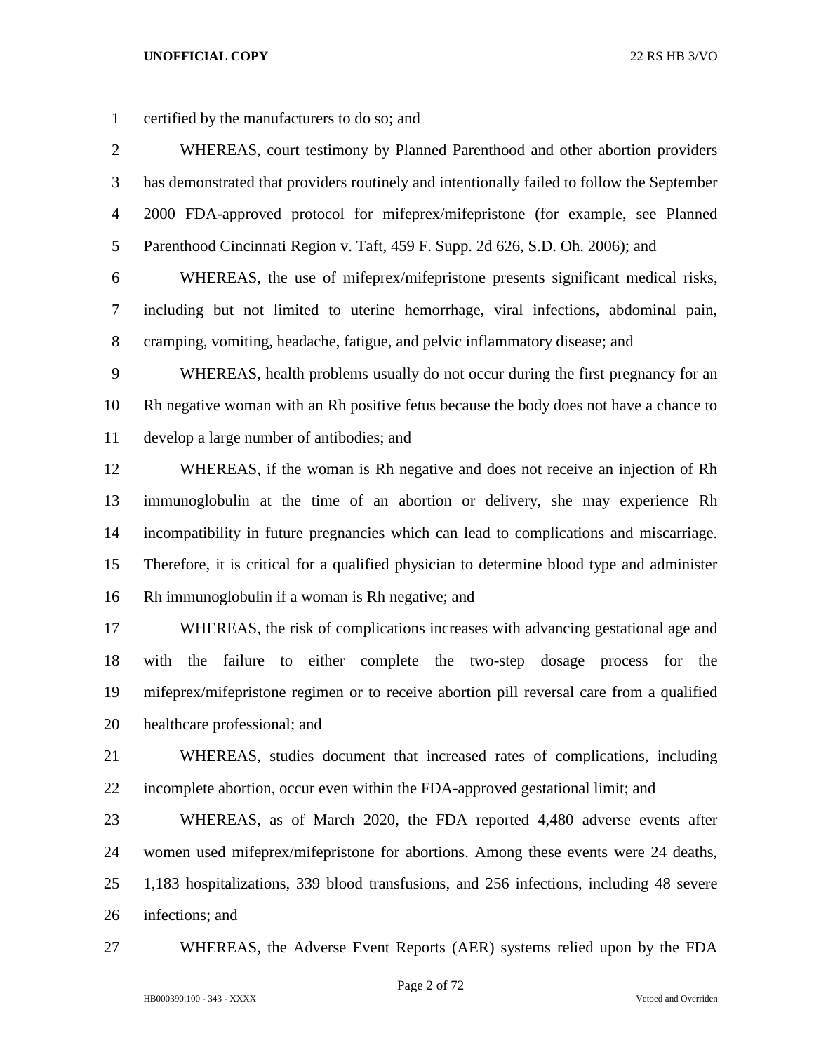certified by the manufacturers to do so; and

WHEREAS, court testimony by Planned Parenthood and other abortion providers has demonstrated that providers routinely and intentionally failed to follow the September 2000 FDA-approved protocol for mifeprex/mifepristone (for example, see Planned Parenthood Cincinnati Region v. Taft, 459 F. Supp. 2d 626, S.D. Oh. 2006); and

WHEREAS, the use of mifeprex/mifepristone presents significant medical risks, including but not limited to uterine hemorrhage, viral infections, abdominal pain, cramping, vomiting, headache, fatigue, and pelvic inflammatory disease; and

WHEREAS, health problems usually do not occur during the first pregnancy for an Rh negative woman with an Rh positive fetus because the body does not have a chance to develop a large number of antibodies; and

WHEREAS, if the woman is Rh negative and does not receive an injection of Rh immunoglobulin at the time of an abortion or delivery, she may experience Rh incompatibility in future pregnancies which can lead to complications and miscarriage. Therefore, it is critical for a qualified physician to determine blood type and administer Rh immunoglobulin if a woman is Rh negative; and

WHEREAS, the risk of complications increases with advancing gestational age and with the failure to either complete the two-step dosage process for the mifeprex/mifepristone regimen or to receive abortion pill reversal care from a qualified healthcare professional; and

WHEREAS, studies document that increased rates of complications, including incomplete abortion, occur even within the FDA-approved gestational limit; and

WHEREAS, as of March 2020, the FDA reported 4,480 adverse events after women used mifeprex/mifepristone for abortions. Among these events were 24 deaths, 1,183 hospitalizations, 339 blood transfusions, and 256 infections, including 48 severe infections; and

WHEREAS, the Adverse Event Reports (AER) systems relied upon by the FDA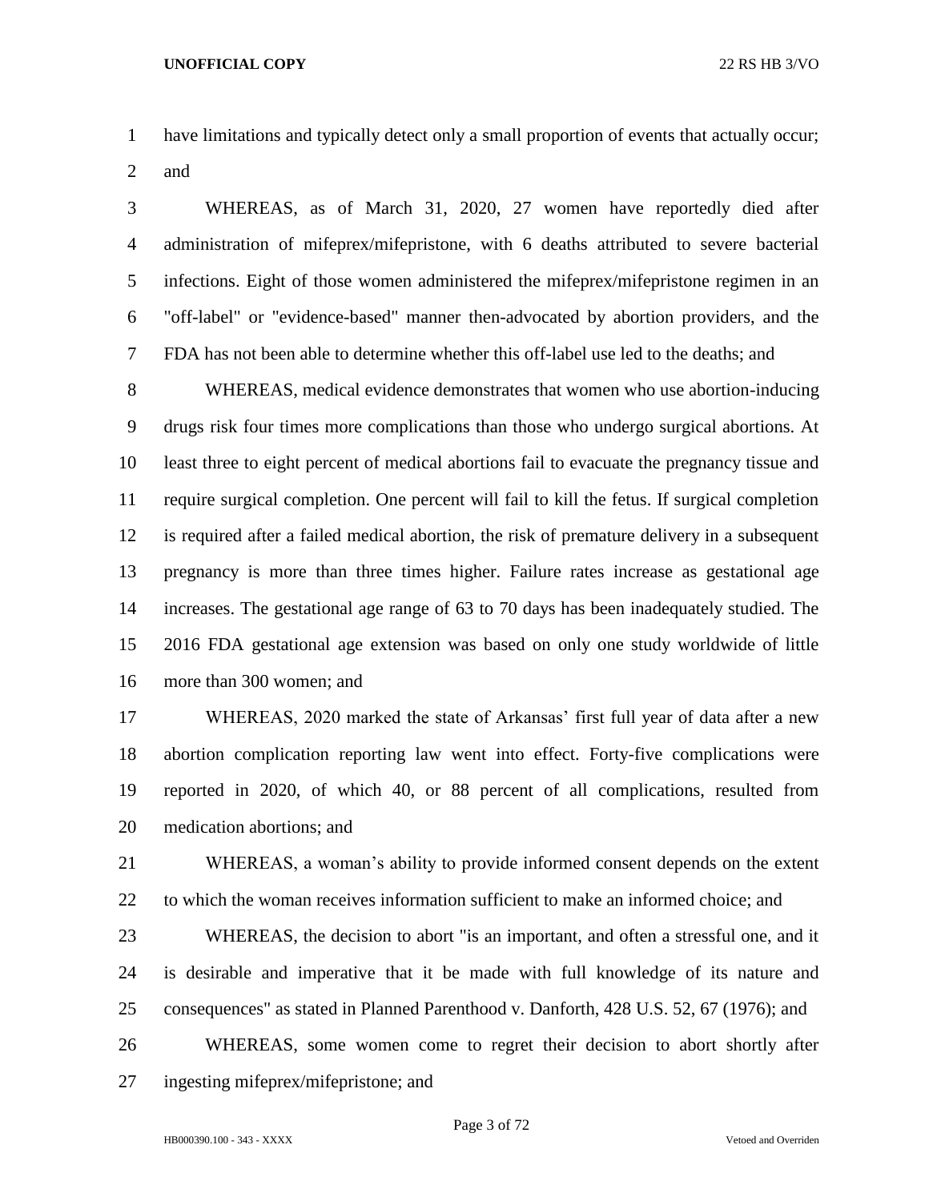have limitations and typically detect only a small proportion of events that actually occur; and

WHEREAS, as of March 31, 2020, 27 women have reportedly died after administration of mifeprex/mifepristone, with 6 deaths attributed to severe bacterial infections. Eight of those women administered the mifeprex/mifepristone regimen in an "off-label" or "evidence-based" manner then-advocated by abortion providers, and the FDA has not been able to determine whether this off-label use led to the deaths; and

WHEREAS, medical evidence demonstrates that women who use abortion-inducing drugs risk four times more complications than those who undergo surgical abortions. At least three to eight percent of medical abortions fail to evacuate the pregnancy tissue and require surgical completion. One percent will fail to kill the fetus. If surgical completion is required after a failed medical abortion, the risk of premature delivery in a subsequent pregnancy is more than three times higher. Failure rates increase as gestational age increases. The gestational age range of 63 to 70 days has been inadequately studied. The 2016 FDA gestational age extension was based on only one study worldwide of little more than 300 women; and

WHEREAS, 2020 marked the state of Arkansas' first full year of data after a new abortion complication reporting law went into effect. Forty-five complications were reported in 2020, of which 40, or 88 percent of all complications, resulted from medication abortions; and

WHEREAS, a woman's ability to provide informed consent depends on the extent to which the woman receives information sufficient to make an informed choice; and

WHEREAS, the decision to abort "is an important, and often a stressful one, and it is desirable and imperative that it be made with full knowledge of its nature and consequences" as stated in Planned Parenthood v. Danforth, 428 U.S. 52, 67 (1976); and

WHEREAS, some women come to regret their decision to abort shortly after ingesting mifeprex/mifepristone; and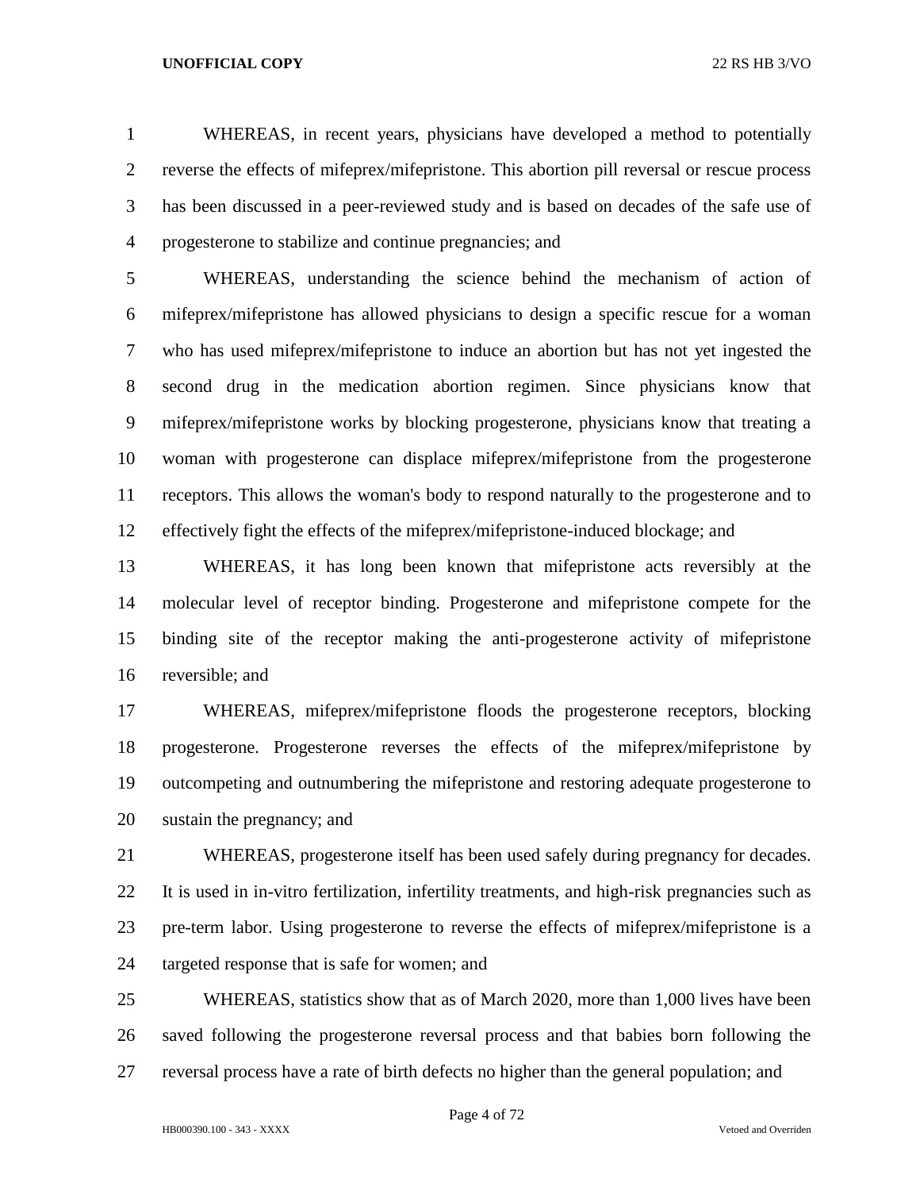WHEREAS, in recent years, physicians have developed a method to potentially reverse the effects of mifeprex/mifepristone. This abortion pill reversal or rescue process has been discussed in a peer-reviewed study and is based on decades of the safe use of progesterone to stabilize and continue pregnancies; and

WHEREAS, understanding the science behind the mechanism of action of mifeprex/mifepristone has allowed physicians to design a specific rescue for a woman who has used mifeprex/mifepristone to induce an abortion but has not yet ingested the second drug in the medication abortion regimen. Since physicians know that mifeprex/mifepristone works by blocking progesterone, physicians know that treating a woman with progesterone can displace mifeprex/mifepristone from the progesterone receptors. This allows the woman's body to respond naturally to the progesterone and to effectively fight the effects of the mifeprex/mifepristone-induced blockage; and

WHEREAS, it has long been known that mifepristone acts reversibly at the molecular level of receptor binding. Progesterone and mifepristone compete for the binding site of the receptor making the anti-progesterone activity of mifepristone reversible; and

WHEREAS, mifeprex/mifepristone floods the progesterone receptors, blocking progesterone. Progesterone reverses the effects of the mifeprex/mifepristone by outcompeting and outnumbering the mifepristone and restoring adequate progesterone to sustain the pregnancy; and

WHEREAS, progesterone itself has been used safely during pregnancy for decades. It is used in in-vitro fertilization, infertility treatments, and high-risk pregnancies such as pre-term labor. Using progesterone to reverse the effects of mifeprex/mifepristone is a targeted response that is safe for women; and

WHEREAS, statistics show that as of March 2020, more than 1,000 lives have been saved following the progesterone reversal process and that babies born following the reversal process have a rate of birth defects no higher than the general population; and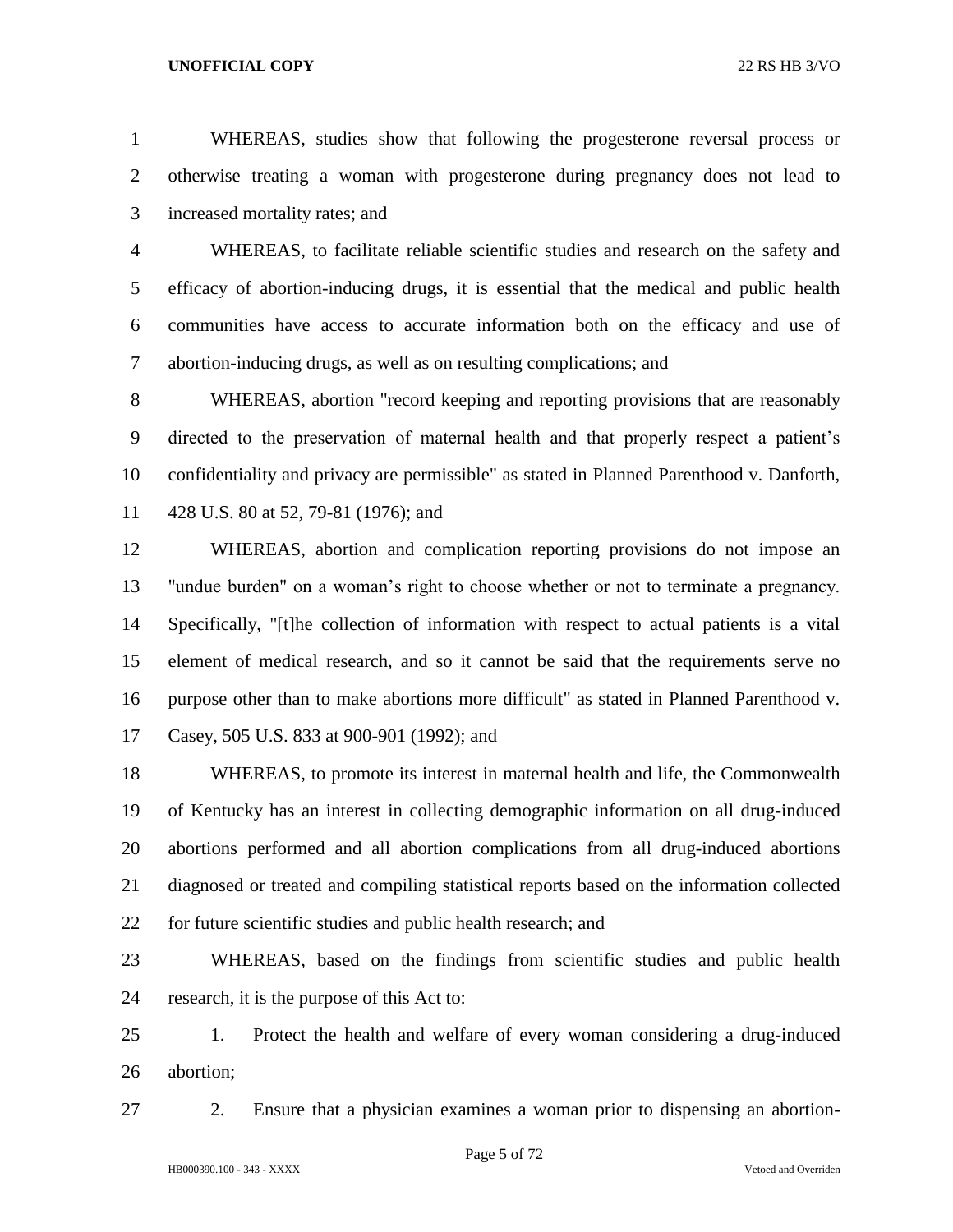WHEREAS, studies show that following the progesterone reversal process or otherwise treating a woman with progesterone during pregnancy does not lead to increased mortality rates; and

WHEREAS, to facilitate reliable scientific studies and research on the safety and efficacy of abortion-inducing drugs, it is essential that the medical and public health communities have access to accurate information both on the efficacy and use of abortion-inducing drugs, as well as on resulting complications; and

WHEREAS, abortion "record keeping and reporting provisions that are reasonably directed to the preservation of maternal health and that properly respect a patient's confidentiality and privacy are permissible" as stated in Planned Parenthood v. Danforth, 428 U.S. 80 at 52, 79-81 (1976); and

WHEREAS, abortion and complication reporting provisions do not impose an "undue burden" on a woman's right to choose whether or not to terminate a pregnancy. Specifically, "[t]he collection of information with respect to actual patients is a vital element of medical research, and so it cannot be said that the requirements serve no purpose other than to make abortions more difficult" as stated in Planned Parenthood v. Casey, 505 U.S. 833 at 900-901 (1992); and

WHEREAS, to promote its interest in maternal health and life, the Commonwealth of Kentucky has an interest in collecting demographic information on all drug-induced abortions performed and all abortion complications from all drug-induced abortions diagnosed or treated and compiling statistical reports based on the information collected for future scientific studies and public health research; and

WHEREAS, based on the findings from scientific studies and public health research, it is the purpose of this Act to:

1. Protect the health and welfare of every woman considering a drug-induced abortion;

2. Ensure that a physician examines a woman prior to dispensing an abortion-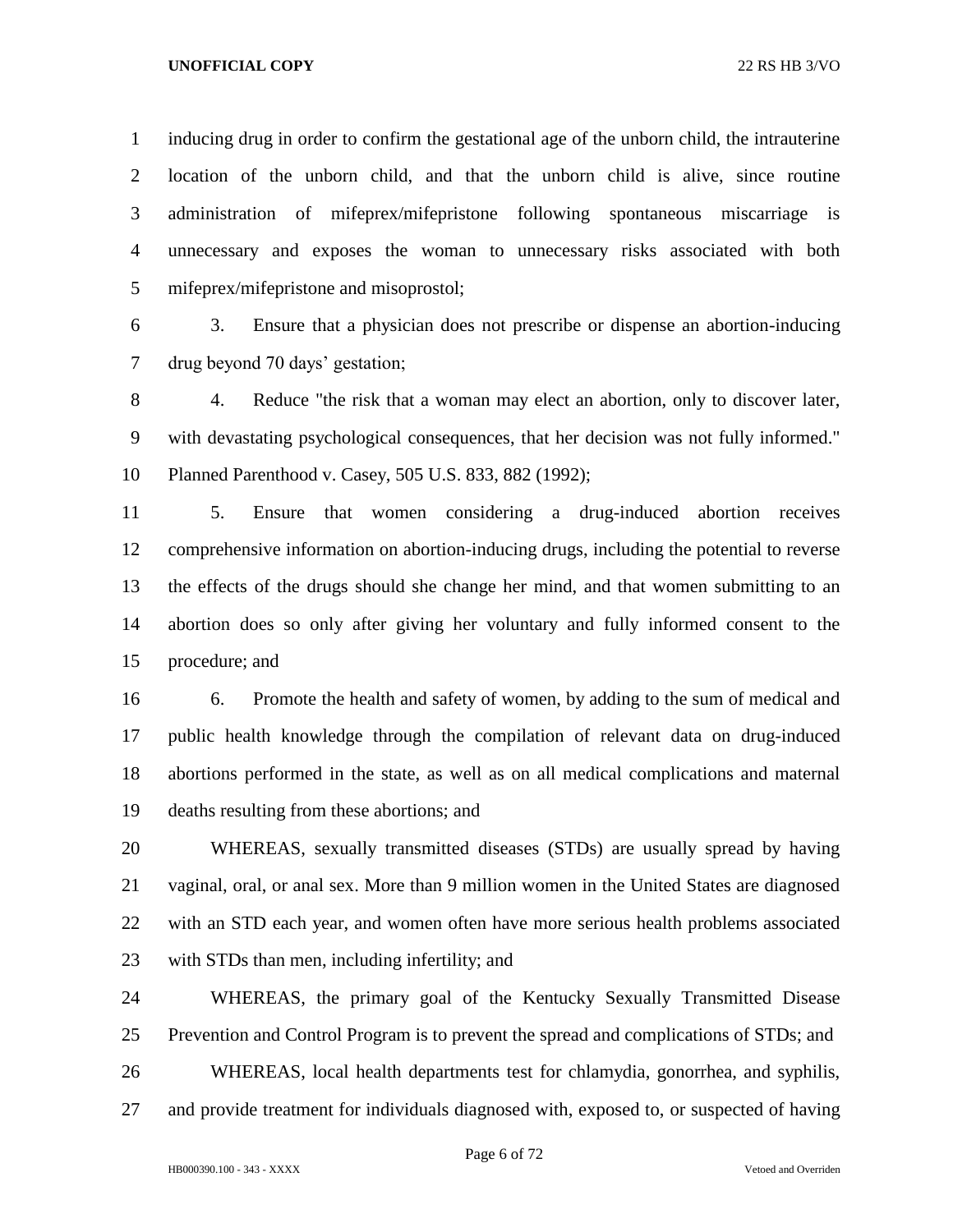inducing drug in order to confirm the gestational age of the unborn child, the intrauterine location of the unborn child, and that the unborn child is alive, since routine administration of mifeprex/mifepristone following spontaneous miscarriage is unnecessary and exposes the woman to unnecessary risks associated with both mifeprex/mifepristone and misoprostol;

3. Ensure that a physician does not prescribe or dispense an abortion-inducing drug beyond 70 days' gestation;

4. Reduce "the risk that a woman may elect an abortion, only to discover later, with devastating psychological consequences, that her decision was not fully informed." Planned Parenthood v. Casey, 505 U.S. 833, 882 (1992);

5. Ensure that women considering a drug-induced abortion receives comprehensive information on abortion-inducing drugs, including the potential to reverse the effects of the drugs should she change her mind, and that women submitting to an abortion does so only after giving her voluntary and fully informed consent to the procedure; and

6. Promote the health and safety of women, by adding to the sum of medical and public health knowledge through the compilation of relevant data on drug-induced abortions performed in the state, as well as on all medical complications and maternal deaths resulting from these abortions; and

WHEREAS, sexually transmitted diseases (STDs) are usually spread by having vaginal, oral, or anal sex. More than 9 million women in the United States are diagnosed with an STD each year, and women often have more serious health problems associated with STDs than men, including infertility; and

WHEREAS, the primary goal of the Kentucky Sexually Transmitted Disease Prevention and Control Program is to prevent the spread and complications of STDs; and

WHEREAS, local health departments test for chlamydia, gonorrhea, and syphilis, and provide treatment for individuals diagnosed with, exposed to, or suspected of having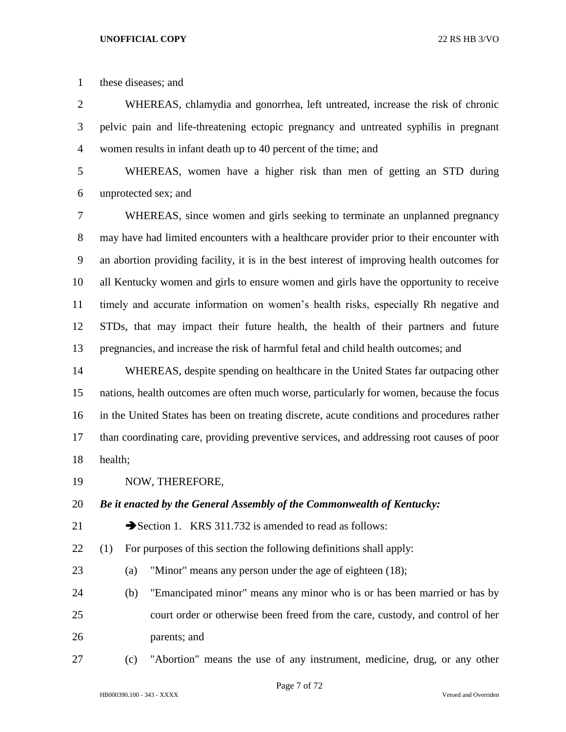these diseases; and

WHEREAS, chlamydia and gonorrhea, left untreated, increase the risk of chronic pelvic pain and life-threatening ectopic pregnancy and untreated syphilis in pregnant women results in infant death up to 40 percent of the time; and

WHEREAS, women have a higher risk than men of getting an STD during unprotected sex; and

WHEREAS, since women and girls seeking to terminate an unplanned pregnancy may have had limited encounters with a healthcare provider prior to their encounter with an abortion providing facility, it is in the best interest of improving health outcomes for all Kentucky women and girls to ensure women and girls have the opportunity to receive timely and accurate information on women's health risks, especially Rh negative and STDs, that may impact their future health, the health of their partners and future pregnancies, and increase the risk of harmful fetal and child health outcomes; and

WHEREAS, despite spending on healthcare in the United States far outpacing other nations, health outcomes are often much worse, particularly for women, because the focus in the United States has been on treating discrete, acute conditions and procedures rather than coordinating care, providing preventive services, and addressing root causes of poor health;

NOW, THEREFORE,

***Be it enacted by the General Assembly of the Commonwealth of Kentucky:***

➔Section 1. KRS 311.732 is amended to read as follows:

(1) For purposes of this section the following definitions shall apply:

(a) "Minor" means any person under the age of eighteen (18);

(b) "Emancipated minor" means any minor who is or has been married or has by court order or otherwise been freed from the care, custody, and control of her parents; and

(c) "Abortion" means the use of any instrument, medicine, drug, or any other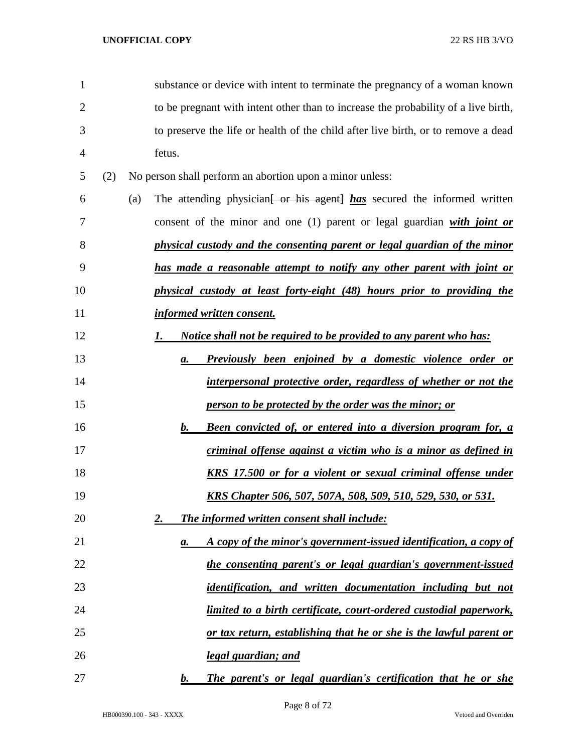substance or device with intent to terminate the pregnancy of a woman known to be pregnant with intent other than to increase the probability of a live birth, to preserve the life or health of the child after live birth, or to remove a dead fetus.

(2) No person shall perform an abortion upon a minor unless:

(a) The attending physician~~[ or his agent]~~ ***has*** secured the informed written consent of the minor and one (1) parent or legal guardian ***with joint or physical custody and the consenting parent or legal guardian of the minor has made a reasonable attempt to notify any other parent with joint or physical custody at least forty-eight (48) hours prior to providing the informed written consent.***

***1. Notice shall not be required to be provided to any parent who has:***

***a. Previously been enjoined by a domestic violence order or interpersonal protective order, regardless of whether or not the person to be protected by the order was the minor; or***

***b. Been convicted of, or entered into a diversion program for, a criminal offense against a victim who is a minor as defined in KRS 17.500 or for a violent or sexual criminal offense under KRS Chapter 506, 507, 507A, 508, 509, 510, 529, 530, or 531.***

***2. The informed written consent shall include:***

***a. A copy of the minor's government-issued identification, a copy of the consenting parent's or legal guardian's government-issued identification, and written documentation including but not limited to a birth certificate, court-ordered custodial paperwork, or tax return, establishing that he or she is the lawful parent or legal guardian; and***

***b. The parent's or legal guardian's certification that he or she***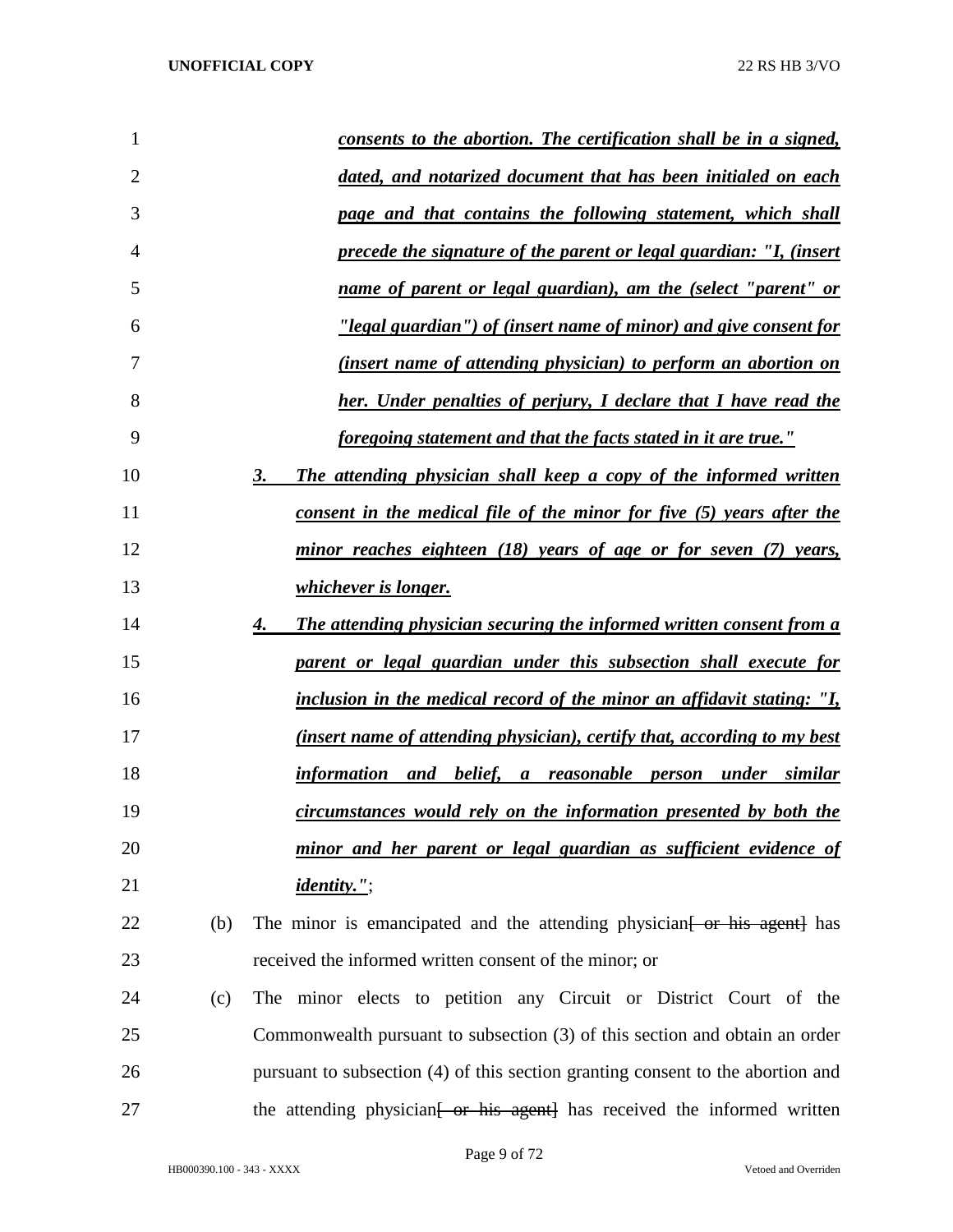*consents to the abortion. The certification shall be in a signed, dated, and notarized document that has been initialed on each page and that contains the following statement, which shall precede the signature of the parent or legal guardian: "I, (insert name of parent or legal guardian), am the (select "parent" or "legal guardian") of (insert name of minor) and give consent for (insert name of attending physician) to perform an abortion on her. Under penalties of perjury, I declare that I have read the foregoing statement and that the facts stated in it are true."*

*3. The attending physician shall keep a copy of the informed written consent in the medical file of the minor for five (5) years after the minor reaches eighteen (18) years of age or for seven (7) years, whichever is longer.*

*4. The attending physician securing the informed written consent from a parent or legal guardian under this subsection shall execute for inclusion in the medical record of the minor an affidavit stating: "I, (insert name of attending physician), certify that, according to my best information and belief, a reasonable person under similar circumstances would rely on the information presented by both the minor and her parent or legal guardian as sufficient evidence of identity."*;

(b) The minor is emancipated and the attending physician~~[ or his agent]~~ has received the informed written consent of the minor; or

(c) The minor elects to petition any Circuit or District Court of the Commonwealth pursuant to subsection (3) of this section and obtain an order pursuant to subsection (4) of this section granting consent to the abortion and the attending physician~~[ or his agent]~~ has received the informed written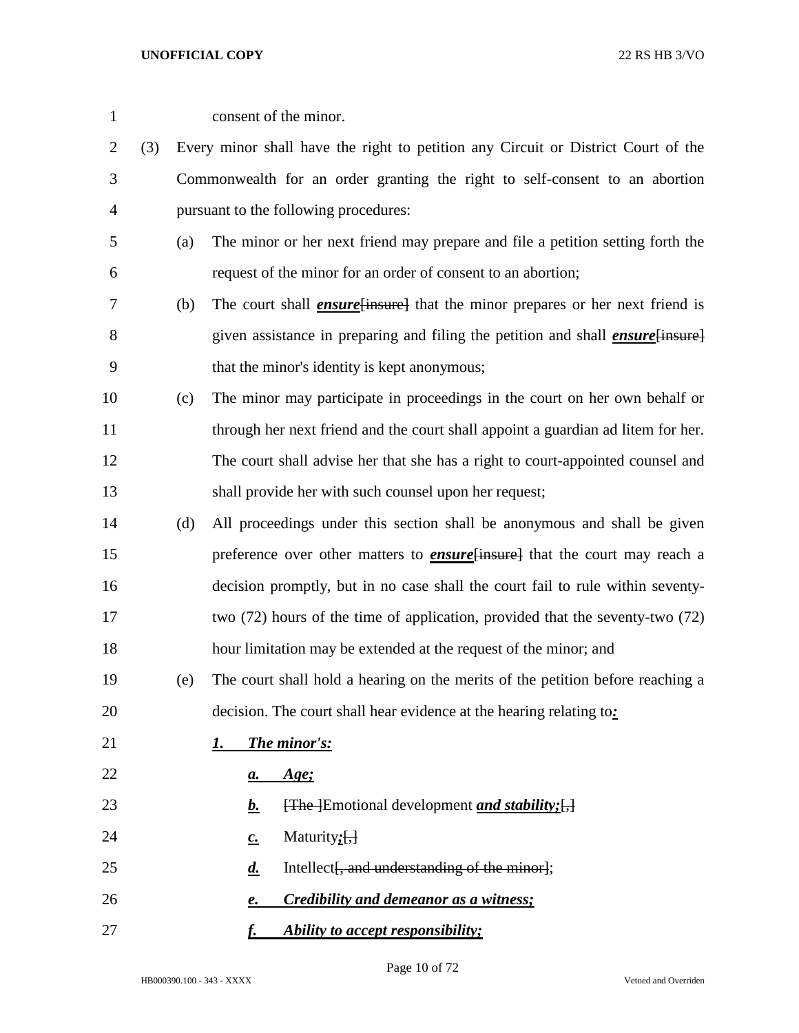consent of the minor.

(3) Every minor shall have the right to petition any Circuit or District Court of the Commonwealth for an order granting the right to self-consent to an abortion pursuant to the following procedures:

(a) The minor or her next friend may prepare and file a petition setting forth the request of the minor for an order of consent to an abortion;

(b) The court shall ***ensure***~~[insure]~~ that the minor prepares or her next friend is given assistance in preparing and filing the petition and shall ***ensure***~~[insure]~~ that the minor's identity is kept anonymous;

(c) The minor may participate in proceedings in the court on her own behalf or through her next friend and the court shall appoint a guardian ad litem for her. The court shall advise her that she has a right to court-appointed counsel and shall provide her with such counsel upon her request;

(d) All proceedings under this section shall be anonymous and shall be given preference over other matters to ***ensure***~~[insure]~~ that the court may reach a decision promptly, but in no case shall the court fail to rule within seventy-two (72) hours of the time of application, provided that the seventy-two (72) hour limitation may be extended at the request of the minor; and

(e) The court shall hold a hearing on the merits of the petition before reaching a decision. The court shall hear evidence at the hearing relating to***:***

***1. The minor's:***

***a. Age;***

***b.*** ~~[The ]~~Emotional development ***and stability;***~~[,]~~

***c.*** Maturity***;***~~[,]~~

***d.*** Intellect~~[, and understanding of the minor]~~;

***e. Credibility and demeanor as a witness;***

***f. Ability to accept responsibility;***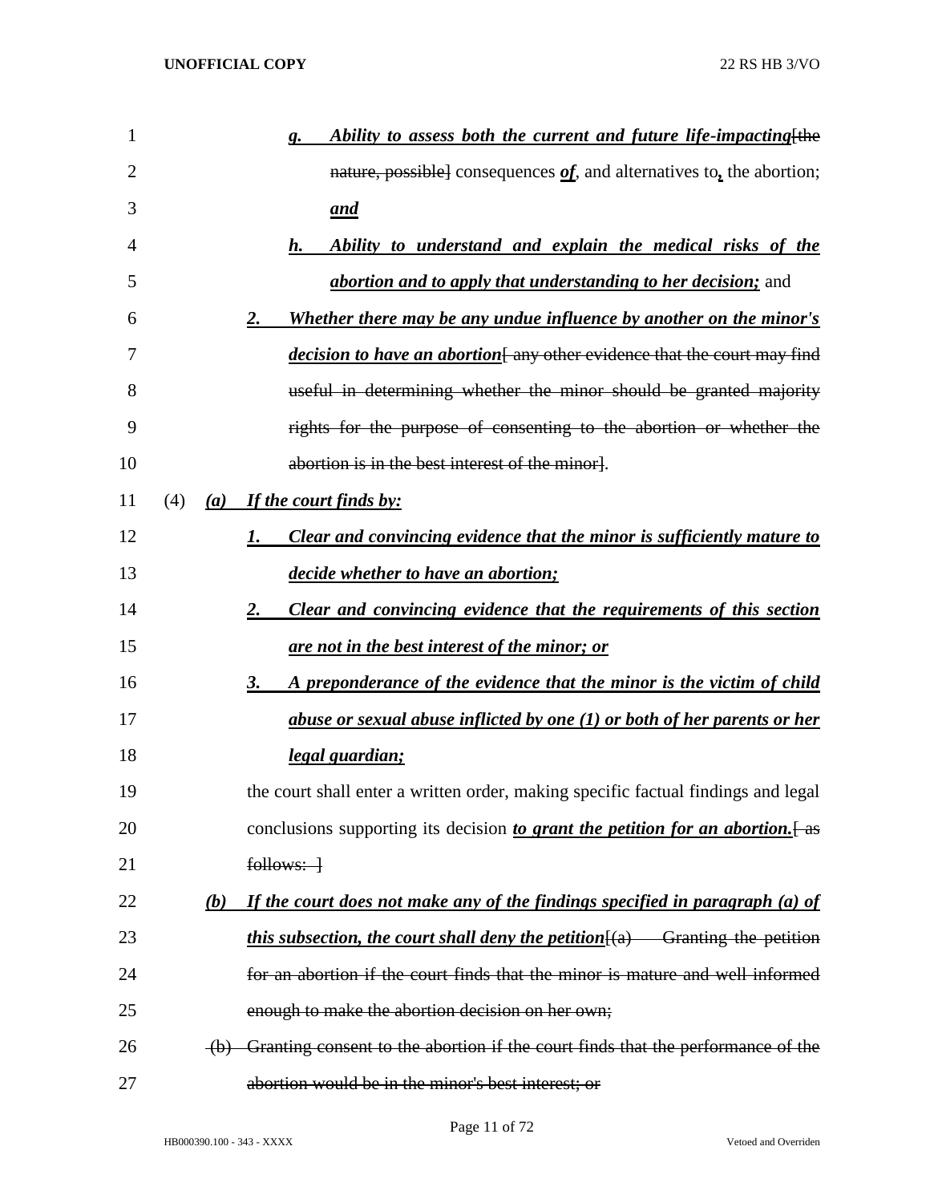g. *Ability to assess both the current and future life-impacting*[the nature, possible] consequences ***of***, and alternatives to**,** the abortion; ***and***

h. *Ability to understand and explain the medical risks of the abortion and to apply that understanding to her decision;* and

2. *Whether there may be any undue influence by another on the minor's decision to have an abortion*[ any other evidence that the court may find useful in determining whether the minor should be granted majority rights for the purpose of consenting to the abortion or whether the abortion is in the best interest of the minor].

(4) (a) *If the court finds by:*

1. *Clear and convincing evidence that the minor is sufficiently mature to decide whether to have an abortion;*

2. *Clear and convincing evidence that the requirements of this section are not in the best interest of the minor; or*

3. *A preponderance of the evidence that the minor is the victim of child abuse or sexual abuse inflicted by one (1) or both of her parents or her legal guardian;*

the court shall enter a written order, making specific factual findings and legal conclusions supporting its decision ***to grant the petition for an abortion.***[ as follows: ]

(b) *If the court does not make any of the findings specified in paragraph (a) of this subsection, the court shall deny the petition*[(a) Granting the petition for an abortion if the court finds that the minor is mature and well informed enough to make the abortion decision on her own;

(b) Granting consent to the abortion if the court finds that the performance of the abortion would be in the minor's best interest; or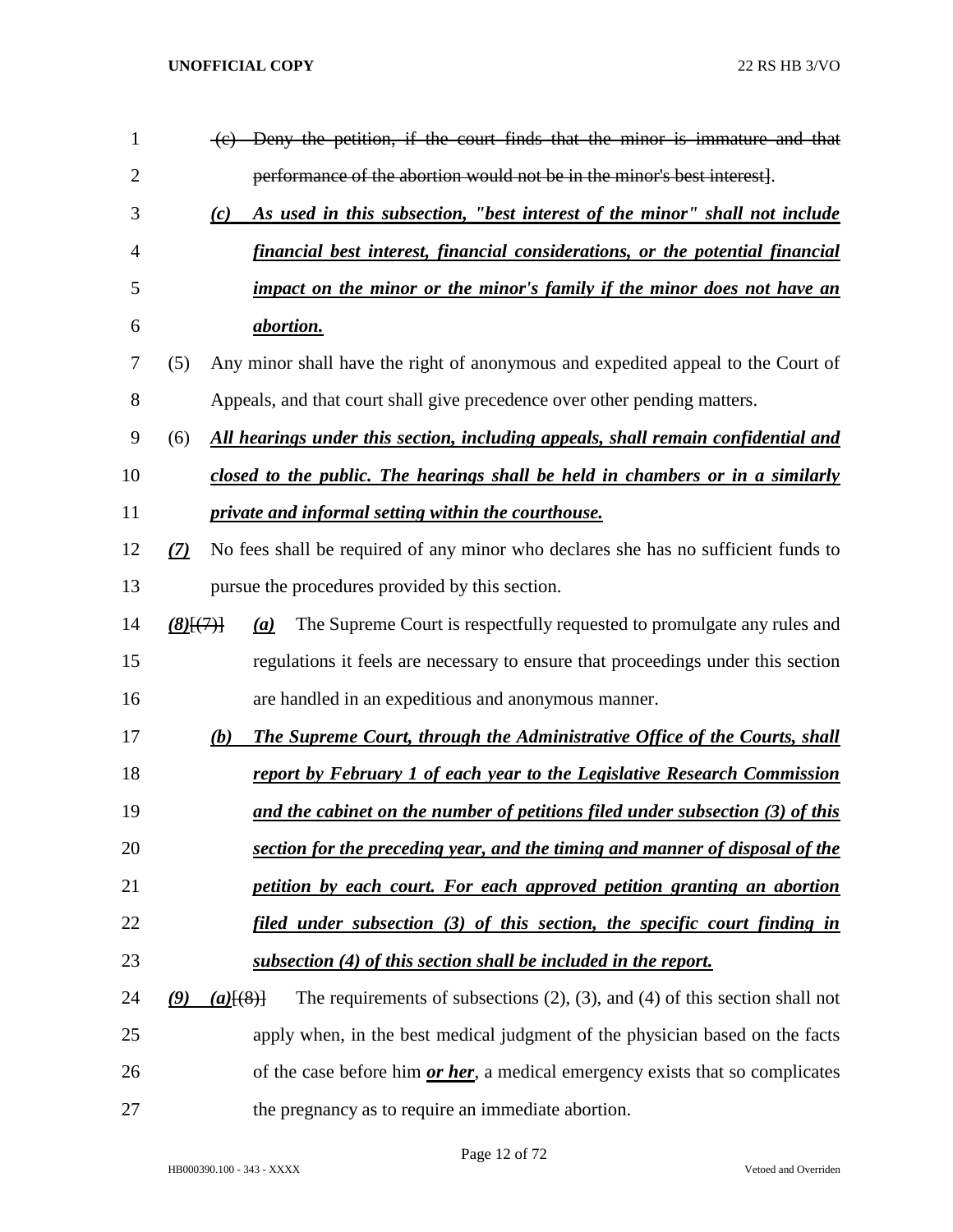(c) Deny the petition, if the court finds that the minor is immature and that performance of the abortion would not be in the minor's best interest].

***(c) As used in this subsection, "best interest of the minor" shall not include financial best interest, financial considerations, or the potential financial impact on the minor or the minor's family if the minor does not have an abortion.***

(5) Any minor shall have the right of anonymous and expedited appeal to the Court of Appeals, and that court shall give precedence over other pending matters.

(6) ***All hearings under this section, including appeals, shall remain confidential and closed to the public. The hearings shall be held in chambers or in a similarly private and informal setting within the courthouse.***

***(7)*** No fees shall be required of any minor who declares she has no sufficient funds to pursue the procedures provided by this section.

***(8)***[(7)] ***(a)*** The Supreme Court is respectfully requested to promulgate any rules and regulations it feels are necessary to ensure that proceedings under this section are handled in an expeditious and anonymous manner.

***(b) The Supreme Court, through the Administrative Office of the Courts, shall report by February 1 of each year to the Legislative Research Commission and the cabinet on the number of petitions filed under subsection (3) of this section for the preceding year, and the timing and manner of disposal of the petition by each court. For each approved petition granting an abortion filed under subsection (3) of this section, the specific court finding in subsection (4) of this section shall be included in the report.***

***(9) (a)***[(8)] The requirements of subsections (2), (3), and (4) of this section shall not apply when, in the best medical judgment of the physician based on the facts of the case before him ***or her***, a medical emergency exists that so complicates the pregnancy as to require an immediate abortion.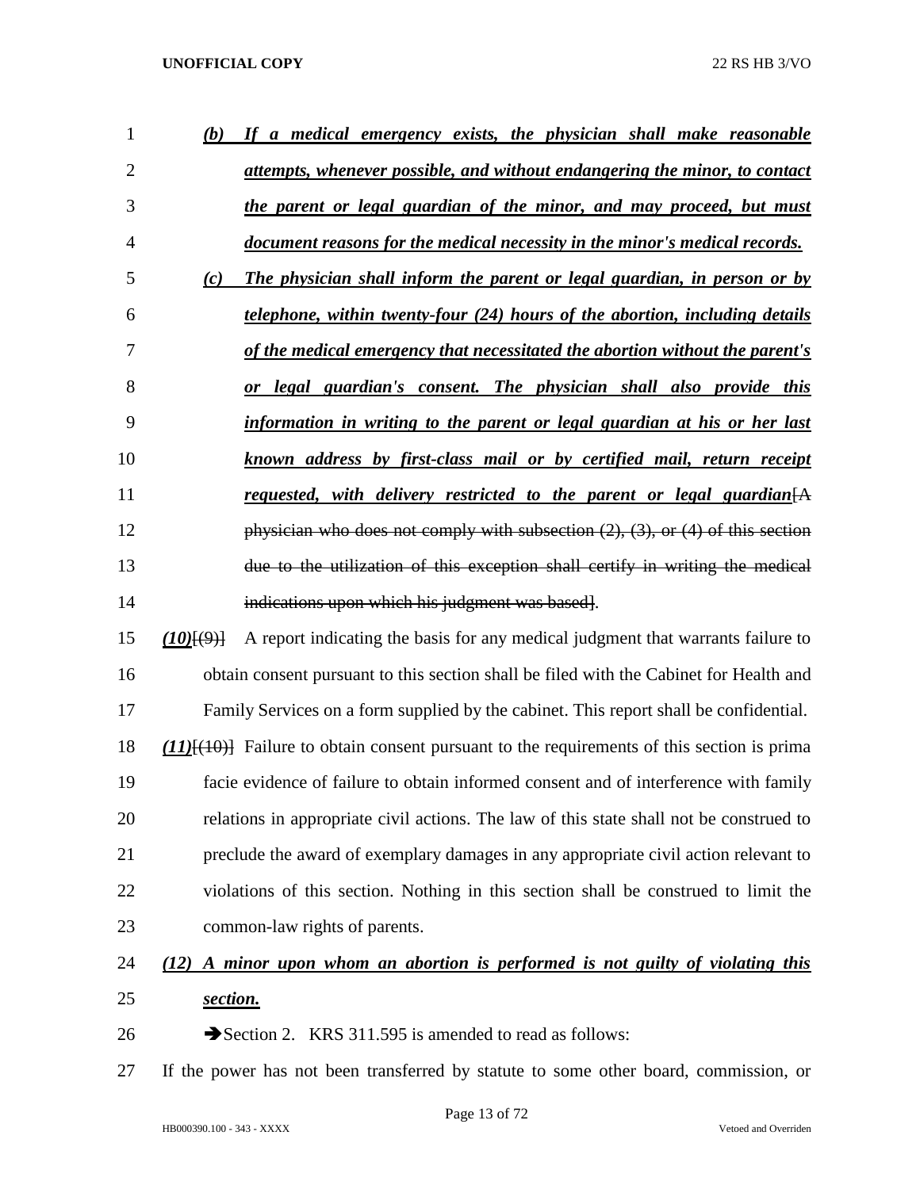(b) *If a medical emergency exists, the physician shall make reasonable attempts, whenever possible, and without endangering the minor, to contact the parent or legal guardian of the minor, and may proceed, but must document reasons for the medical necessity in the minor's medical records.*

(c) *The physician shall inform the parent or legal guardian, in person or by telephone, within twenty-four (24) hours of the abortion, including details of the medical emergency that necessitated the abortion without the parent's or legal guardian's consent. The physician shall also provide this information in writing to the parent or legal guardian at his or her last known address by first-class mail or by certified mail, return receipt requested, with delivery restricted to the parent or legal guardian*[~~A physician who does not comply with subsection (2), (3), or (4) of this section due to the utilization of this exception shall certify in writing the medical indications upon which his judgment was based~~].

*(10)*[~~(9)~~] A report indicating the basis for any medical judgment that warrants failure to obtain consent pursuant to this section shall be filed with the Cabinet for Health and Family Services on a form supplied by the cabinet. This report shall be confidential.

*(11)*[~~(10)~~] Failure to obtain consent pursuant to the requirements of this section is prima facie evidence of failure to obtain informed consent and of interference with family relations in appropriate civil actions. The law of this state shall not be construed to preclude the award of exemplary damages in any appropriate civil action relevant to violations of this section. Nothing in this section shall be construed to limit the common-law rights of parents.

*(12) A minor upon whom an abortion is performed is not guilty of violating this section.*

➔Section 2. KRS 311.595 is amended to read as follows:

If the power has not been transferred by statute to some other board, commission, or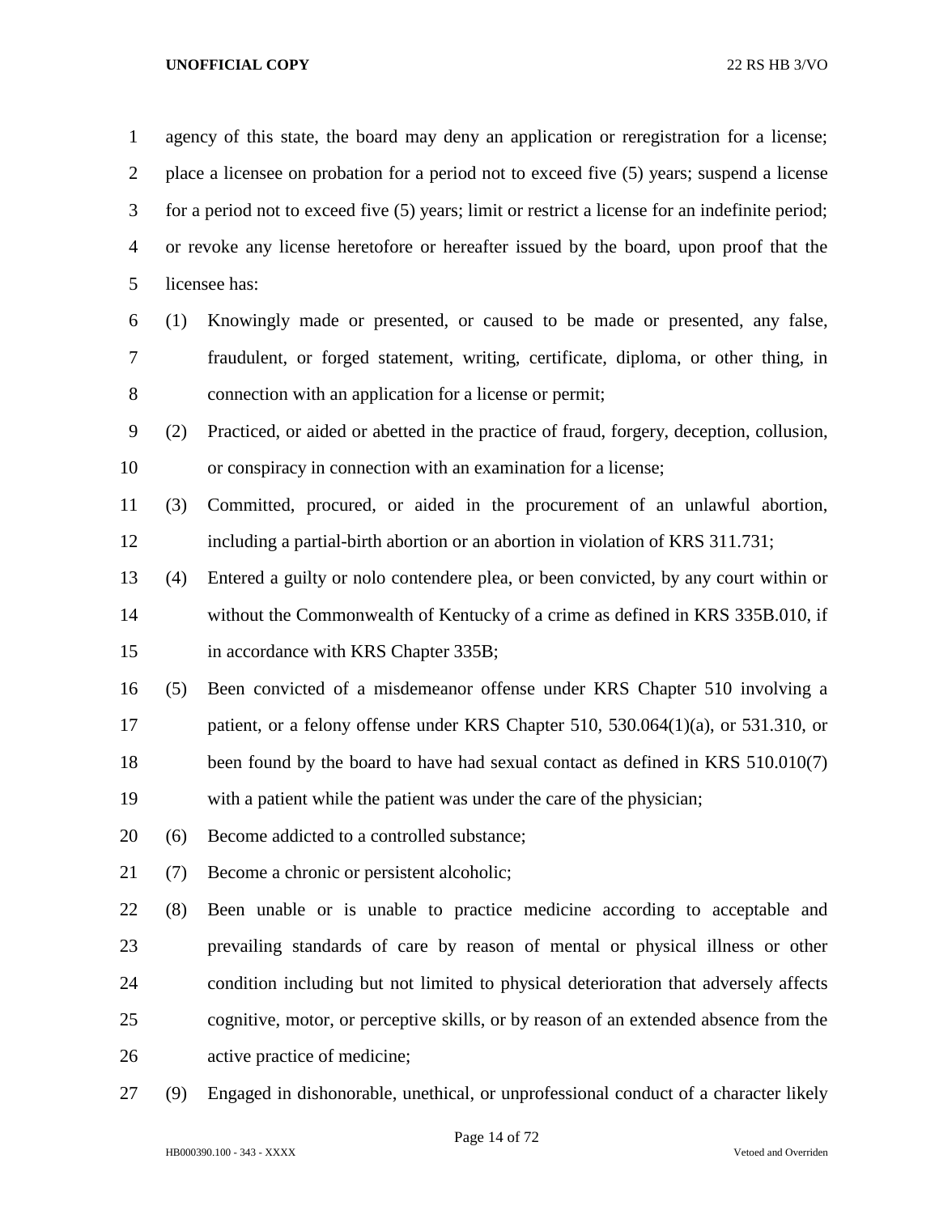agency of this state, the board may deny an application or reregistration for a license; place a licensee on probation for a period not to exceed five (5) years; suspend a license for a period not to exceed five (5) years; limit or restrict a license for an indefinite period; or revoke any license heretofore or hereafter issued by the board, upon proof that the licensee has:

(1) Knowingly made or presented, or caused to be made or presented, any false, fraudulent, or forged statement, writing, certificate, diploma, or other thing, in connection with an application for a license or permit;

(2) Practiced, or aided or abetted in the practice of fraud, forgery, deception, collusion, or conspiracy in connection with an examination for a license;

(3) Committed, procured, or aided in the procurement of an unlawful abortion, including a partial-birth abortion or an abortion in violation of KRS 311.731;

(4) Entered a guilty or nolo contendere plea, or been convicted, by any court within or without the Commonwealth of Kentucky of a crime as defined in KRS 335B.010, if in accordance with KRS Chapter 335B;

(5) Been convicted of a misdemeanor offense under KRS Chapter 510 involving a patient, or a felony offense under KRS Chapter 510, 530.064(1)(a), or 531.310, or been found by the board to have had sexual contact as defined in KRS 510.010(7) with a patient while the patient was under the care of the physician;

(6) Become addicted to a controlled substance;

(7) Become a chronic or persistent alcoholic;

(8) Been unable or is unable to practice medicine according to acceptable and prevailing standards of care by reason of mental or physical illness or other condition including but not limited to physical deterioration that adversely affects cognitive, motor, or perceptive skills, or by reason of an extended absence from the active practice of medicine;

(9) Engaged in dishonorable, unethical, or unprofessional conduct of a character likely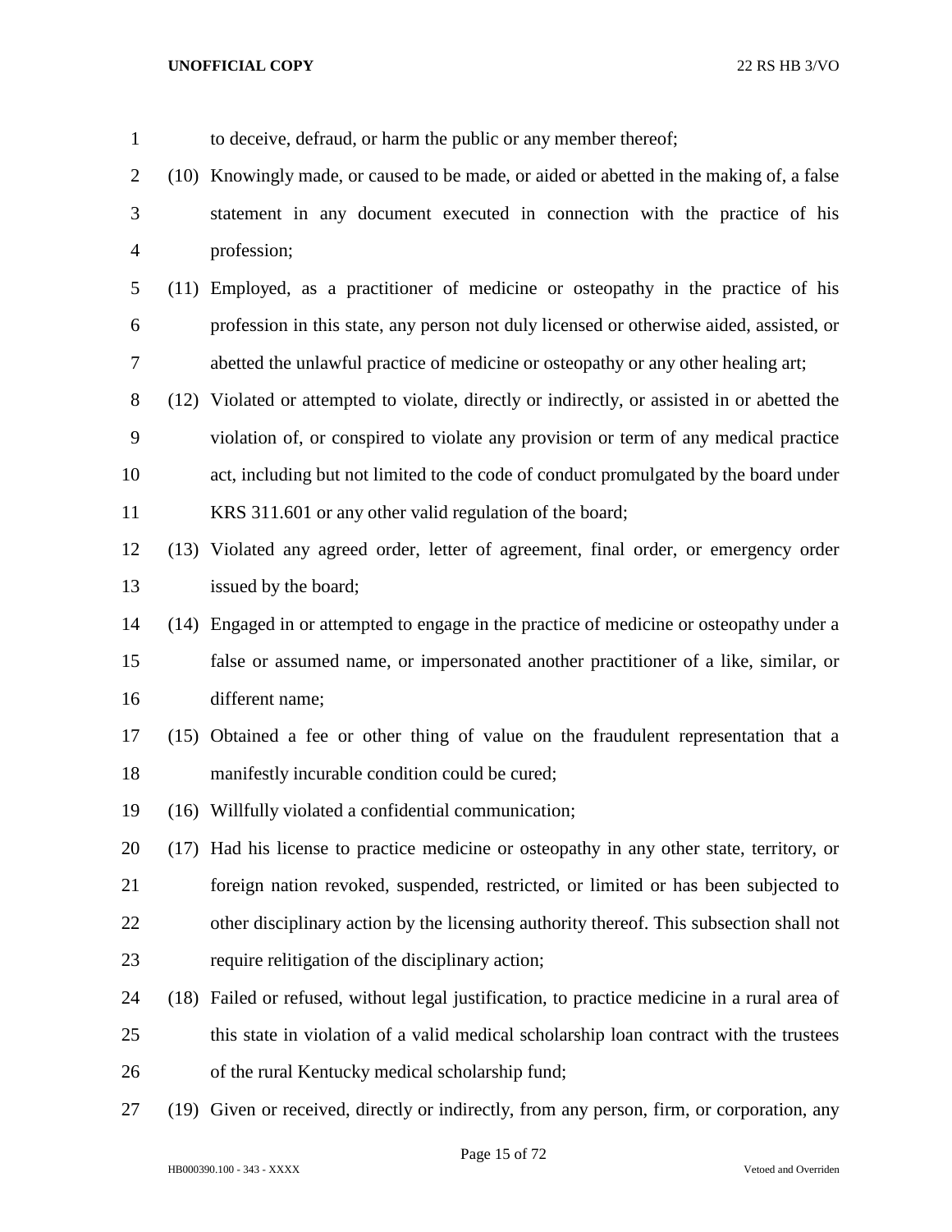to deceive, defraud, or harm the public or any member thereof;

(10) Knowingly made, or caused to be made, or aided or abetted in the making of, a false statement in any document executed in connection with the practice of his profession;

(11) Employed, as a practitioner of medicine or osteopathy in the practice of his profession in this state, any person not duly licensed or otherwise aided, assisted, or abetted the unlawful practice of medicine or osteopathy or any other healing art;

(12) Violated or attempted to violate, directly or indirectly, or assisted in or abetted the violation of, or conspired to violate any provision or term of any medical practice act, including but not limited to the code of conduct promulgated by the board under KRS 311.601 or any other valid regulation of the board;

(13) Violated any agreed order, letter of agreement, final order, or emergency order issued by the board;

(14) Engaged in or attempted to engage in the practice of medicine or osteopathy under a false or assumed name, or impersonated another practitioner of a like, similar, or different name;

(15) Obtained a fee or other thing of value on the fraudulent representation that a manifestly incurable condition could be cured;

(16) Willfully violated a confidential communication;

(17) Had his license to practice medicine or osteopathy in any other state, territory, or foreign nation revoked, suspended, restricted, or limited or has been subjected to other disciplinary action by the licensing authority thereof. This subsection shall not require relitigation of the disciplinary action;

(18) Failed or refused, without legal justification, to practice medicine in a rural area of this state in violation of a valid medical scholarship loan contract with the trustees of the rural Kentucky medical scholarship fund;

(19) Given or received, directly or indirectly, from any person, firm, or corporation, any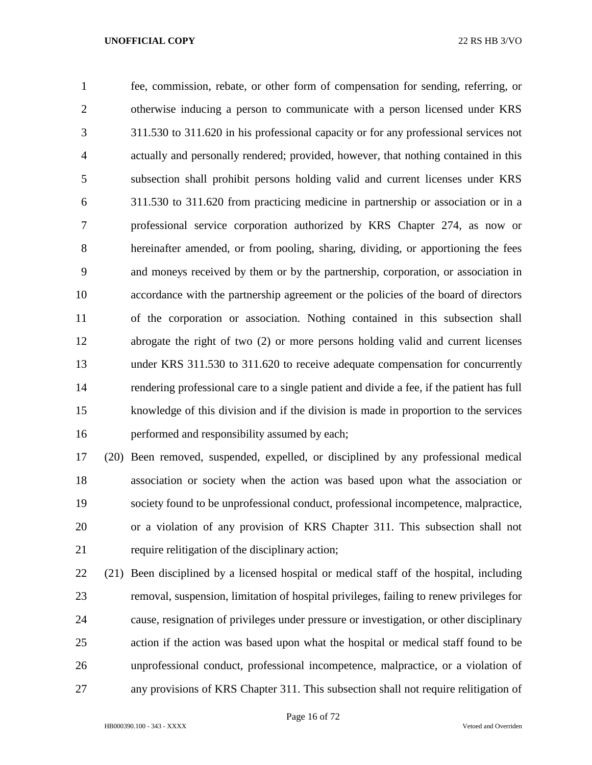fee, commission, rebate, or other form of compensation for sending, referring, or otherwise inducing a person to communicate with a person licensed under KRS 311.530 to 311.620 in his professional capacity or for any professional services not actually and personally rendered; provided, however, that nothing contained in this subsection shall prohibit persons holding valid and current licenses under KRS 311.530 to 311.620 from practicing medicine in partnership or association or in a professional service corporation authorized by KRS Chapter 274, as now or hereinafter amended, or from pooling, sharing, dividing, or apportioning the fees and moneys received by them or by the partnership, corporation, or association in accordance with the partnership agreement or the policies of the board of directors of the corporation or association. Nothing contained in this subsection shall abrogate the right of two (2) or more persons holding valid and current licenses under KRS 311.530 to 311.620 to receive adequate compensation for concurrently rendering professional care to a single patient and divide a fee, if the patient has full knowledge of this division and if the division is made in proportion to the services performed and responsibility assumed by each;

(20) Been removed, suspended, expelled, or disciplined by any professional medical association or society when the action was based upon what the association or society found to be unprofessional conduct, professional incompetence, malpractice, or a violation of any provision of KRS Chapter 311. This subsection shall not require relitigation of the disciplinary action;

(21) Been disciplined by a licensed hospital or medical staff of the hospital, including removal, suspension, limitation of hospital privileges, failing to renew privileges for cause, resignation of privileges under pressure or investigation, or other disciplinary action if the action was based upon what the hospital or medical staff found to be unprofessional conduct, professional incompetence, malpractice, or a violation of any provisions of KRS Chapter 311. This subsection shall not require relitigation of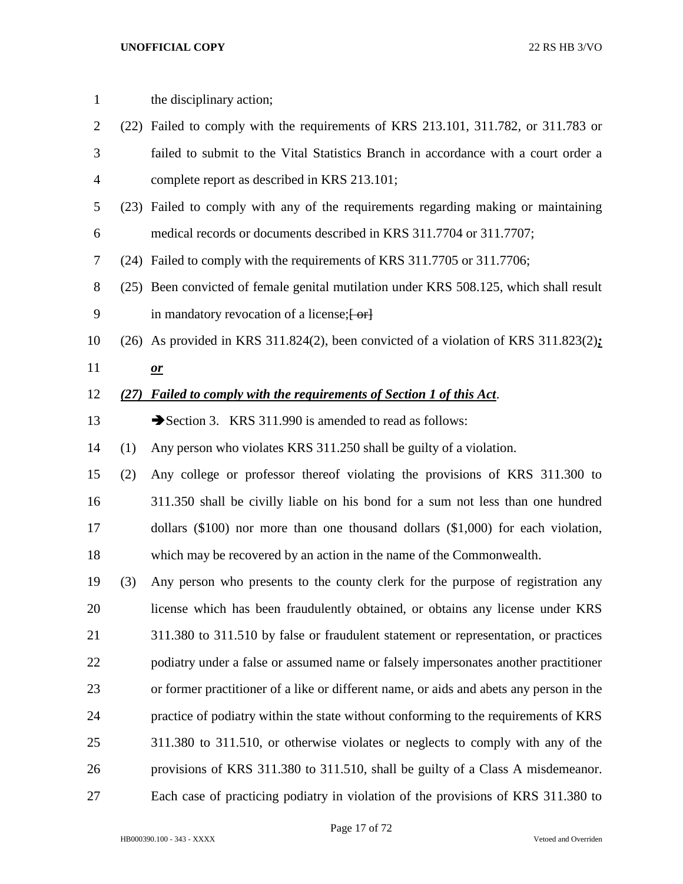the disciplinary action;

(22) Failed to comply with the requirements of KRS 213.101, 311.782, or 311.783 or failed to submit to the Vital Statistics Branch in accordance with a court order a complete report as described in KRS 213.101;

(23) Failed to comply with any of the requirements regarding making or maintaining medical records or documents described in KRS 311.7704 or 311.7707;

(24) Failed to comply with the requirements of KRS 311.7705 or 311.7706;

(25) Been convicted of female genital mutilation under KRS 508.125, which shall result in mandatory revocation of a license;~~[ or]~~

(26) As provided in KRS 311.824(2), been convicted of a violation of KRS 311.823(2)***;*** ***or***

***(27) Failed to comply with the requirements of Section 1 of this Act***.

➔Section 3. KRS 311.990 is amended to read as follows:

(1) Any person who violates KRS 311.250 shall be guilty of a violation.

(2) Any college or professor thereof violating the provisions of KRS 311.300 to 311.350 shall be civilly liable on his bond for a sum not less than one hundred dollars ($100) nor more than one thousand dollars ($1,000) for each violation, which may be recovered by an action in the name of the Commonwealth.

(3) Any person who presents to the county clerk for the purpose of registration any license which has been fraudulently obtained, or obtains any license under KRS 311.380 to 311.510 by false or fraudulent statement or representation, or practices podiatry under a false or assumed name or falsely impersonates another practitioner or former practitioner of a like or different name, or aids and abets any person in the practice of podiatry within the state without conforming to the requirements of KRS 311.380 to 311.510, or otherwise violates or neglects to comply with any of the provisions of KRS 311.380 to 311.510, shall be guilty of a Class A misdemeanor. Each case of practicing podiatry in violation of the provisions of KRS 311.380 to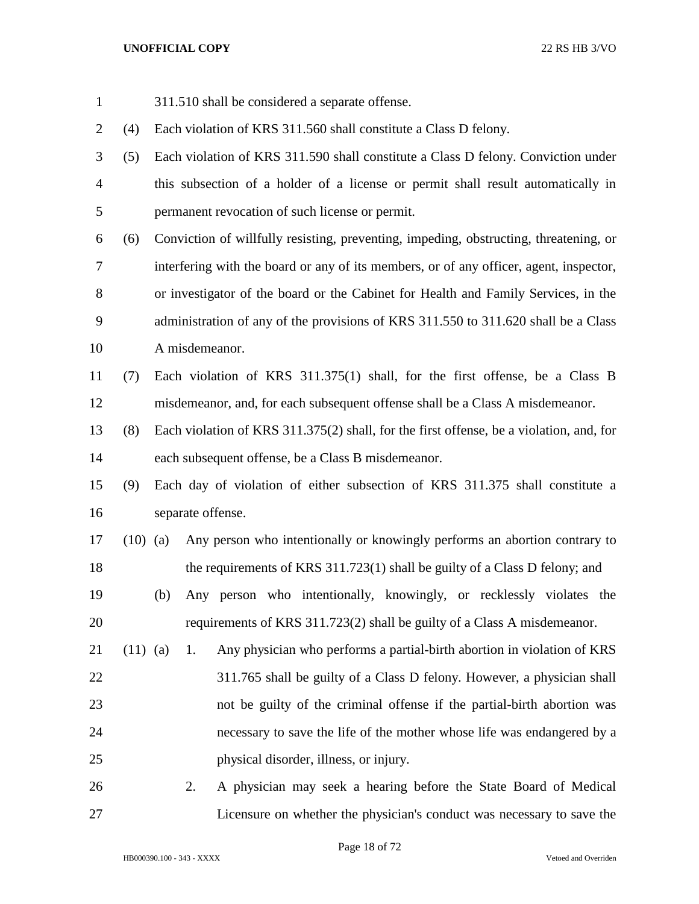311.510 shall be considered a separate offense.

(4) Each violation of KRS 311.560 shall constitute a Class D felony.

(5) Each violation of KRS 311.590 shall constitute a Class D felony. Conviction under this subsection of a holder of a license or permit shall result automatically in permanent revocation of such license or permit.

(6) Conviction of willfully resisting, preventing, impeding, obstructing, threatening, or interfering with the board or any of its members, or of any officer, agent, inspector, or investigator of the board or the Cabinet for Health and Family Services, in the administration of any of the provisions of KRS 311.550 to 311.620 shall be a Class A misdemeanor.

(7) Each violation of KRS 311.375(1) shall, for the first offense, be a Class B misdemeanor, and, for each subsequent offense shall be a Class A misdemeanor.

(8) Each violation of KRS 311.375(2) shall, for the first offense, be a violation, and, for each subsequent offense, be a Class B misdemeanor.

(9) Each day of violation of either subsection of KRS 311.375 shall constitute a separate offense.

(10) (a) Any person who intentionally or knowingly performs an abortion contrary to the requirements of KRS 311.723(1) shall be guilty of a Class D felony; and

(b) Any person who intentionally, knowingly, or recklessly violates the requirements of KRS 311.723(2) shall be guilty of a Class A misdemeanor.

(11) (a) 1. Any physician who performs a partial-birth abortion in violation of KRS 311.765 shall be guilty of a Class D felony. However, a physician shall not be guilty of the criminal offense if the partial-birth abortion was necessary to save the life of the mother whose life was endangered by a physical disorder, illness, or injury.

2. A physician may seek a hearing before the State Board of Medical Licensure on whether the physician's conduct was necessary to save the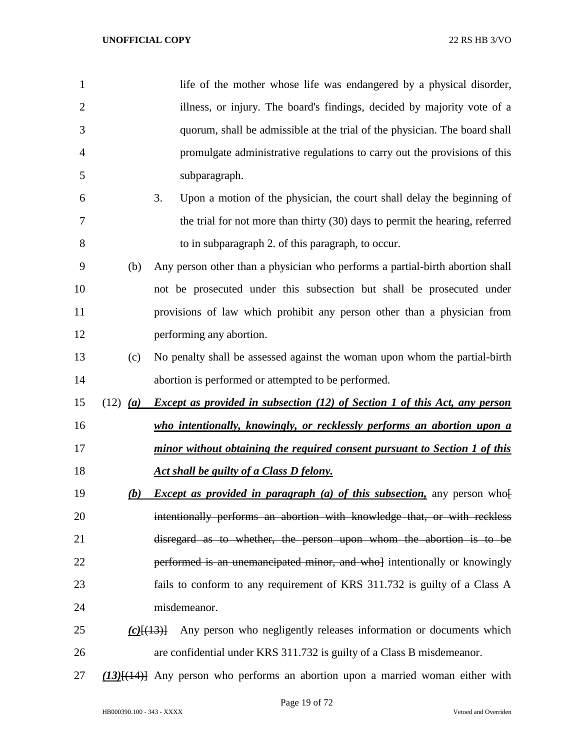life of the mother whose life was endangered by a physical disorder, illness, or injury. The board's findings, decided by majority vote of a quorum, shall be admissible at the trial of the physician. The board shall promulgate administrative regulations to carry out the provisions of this subparagraph.

3. Upon a motion of the physician, the court shall delay the beginning of the trial for not more than thirty (30) days to permit the hearing, referred to in subparagraph 2. of this paragraph, to occur.

(b) Any person other than a physician who performs a partial-birth abortion shall not be prosecuted under this subsection but shall be prosecuted under provisions of law which prohibit any person other than a physician from performing any abortion.

(c) No penalty shall be assessed against the woman upon whom the partial-birth abortion is performed or attempted to be performed.

(12) ***(a) Except as provided in subsection (12) of Section 1 of this Act, any person who intentionally, knowingly, or recklessly performs an abortion upon a minor without obtaining the required consent pursuant to Section 1 of this Act shall be guilty of a Class D felony.***

***(b) Except as provided in paragraph (a) of this subsection,*** any person who~~[ intentionally performs an abortion with knowledge that, or with reckless disregard as to whether, the person upon whom the abortion is to be performed is an unemancipated minor, and who]~~ intentionally or knowingly fails to conform to any requirement of KRS 311.732 is guilty of a Class A misdemeanor.

***(c)***~~[(13)]~~ Any person who negligently releases information or documents which are confidential under KRS 311.732 is guilty of a Class B misdemeanor.

***(13)***~~[(14)]~~ Any person who performs an abortion upon a married woman either with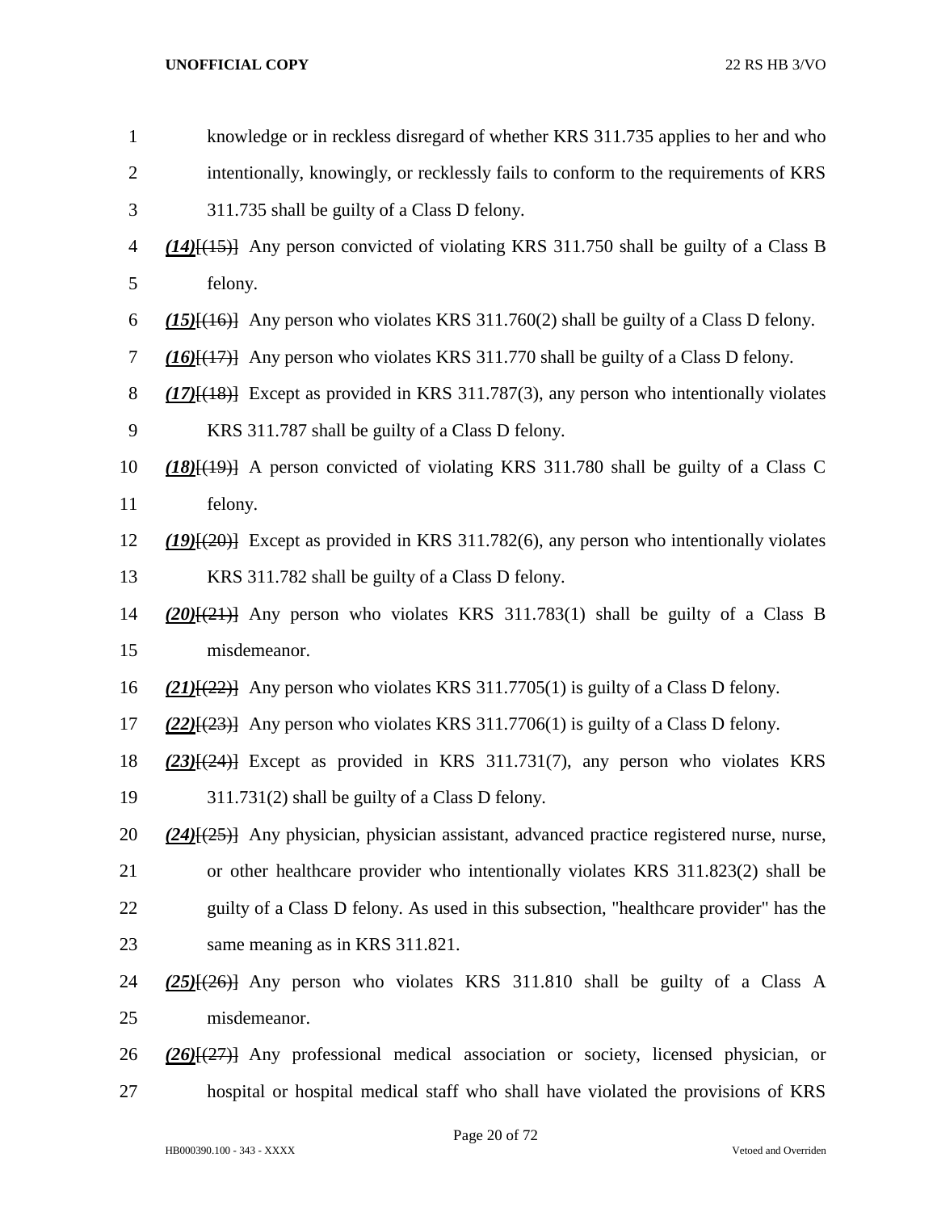knowledge or in reckless disregard of whether KRS 311.735 applies to her and who intentionally, knowingly, or recklessly fails to conform to the requirements of KRS 311.735 shall be guilty of a Class D felony.

***(14)***[(15)] Any person convicted of violating KRS 311.750 shall be guilty of a Class B felony.

***(15)***[(16)] Any person who violates KRS 311.760(2) shall be guilty of a Class D felony.

***(16)***[(17)] Any person who violates KRS 311.770 shall be guilty of a Class D felony.

***(17)***[(18)] Except as provided in KRS 311.787(3), any person who intentionally violates KRS 311.787 shall be guilty of a Class D felony.

***(18)***[(19)] A person convicted of violating KRS 311.780 shall be guilty of a Class C felony.

***(19)***[(20)] Except as provided in KRS 311.782(6), any person who intentionally violates KRS 311.782 shall be guilty of a Class D felony.

***(20)***[(21)] Any person who violates KRS 311.783(1) shall be guilty of a Class B misdemeanor.

***(21)***[(22)] Any person who violates KRS 311.7705(1) is guilty of a Class D felony.

***(22)***[(23)] Any person who violates KRS 311.7706(1) is guilty of a Class D felony.

***(23)***[(24)] Except as provided in KRS 311.731(7), any person who violates KRS 311.731(2) shall be guilty of a Class D felony.

***(24)***[(25)] Any physician, physician assistant, advanced practice registered nurse, nurse, or other healthcare provider who intentionally violates KRS 311.823(2) shall be guilty of a Class D felony. As used in this subsection, "healthcare provider" has the same meaning as in KRS 311.821.

***(25)***[(26)] Any person who violates KRS 311.810 shall be guilty of a Class A misdemeanor.

***(26)***[(27)] Any professional medical association or society, licensed physician, or hospital or hospital medical staff who shall have violated the provisions of KRS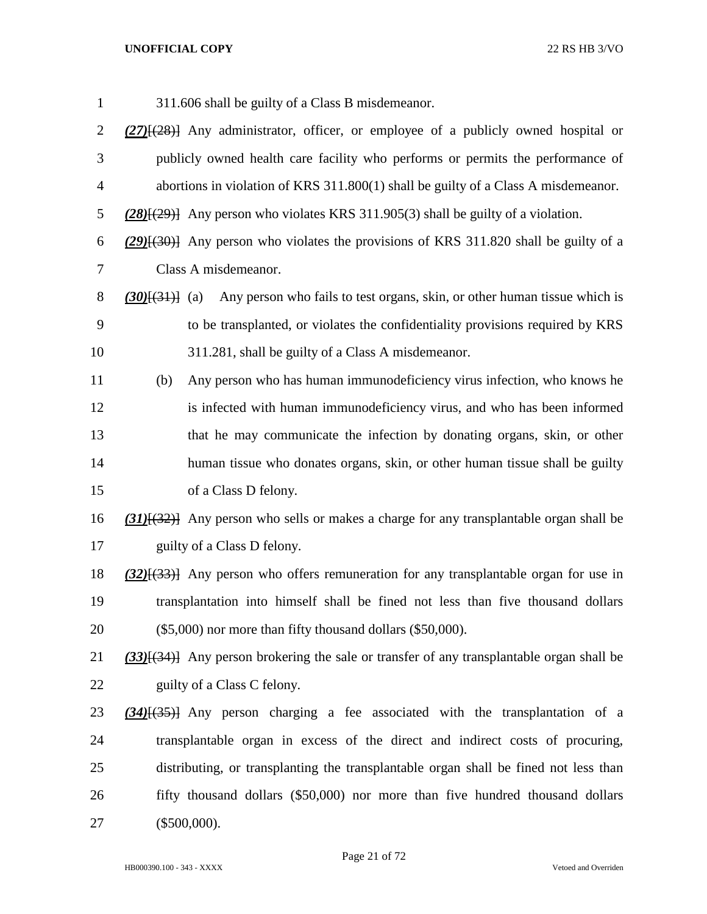311.606 shall be guilty of a Class B misdemeanor.

***(27)***[(28)] Any administrator, officer, or employee of a publicly owned hospital or publicly owned health care facility who performs or permits the performance of abortions in violation of KRS 311.800(1) shall be guilty of a Class A misdemeanor.

***(28)***[(29)] Any person who violates KRS 311.905(3) shall be guilty of a violation.

***(29)***[(30)] Any person who violates the provisions of KRS 311.820 shall be guilty of a Class A misdemeanor.

***(30)***[(31)] (a) Any person who fails to test organs, skin, or other human tissue which is to be transplanted, or violates the confidentiality provisions required by KRS 311.281, shall be guilty of a Class A misdemeanor.

(b) Any person who has human immunodeficiency virus infection, who knows he is infected with human immunodeficiency virus, and who has been informed that he may communicate the infection by donating organs, skin, or other human tissue who donates organs, skin, or other human tissue shall be guilty of a Class D felony.

***(31)***[(32)] Any person who sells or makes a charge for any transplantable organ shall be guilty of a Class D felony.

***(32)***[(33)] Any person who offers remuneration for any transplantable organ for use in transplantation into himself shall be fined not less than five thousand dollars ($5,000) nor more than fifty thousand dollars ($50,000).

***(33)***[(34)] Any person brokering the sale or transfer of any transplantable organ shall be guilty of a Class C felony.

***(34)***[(35)] Any person charging a fee associated with the transplantation of a transplantable organ in excess of the direct and indirect costs of procuring, distributing, or transplanting the transplantable organ shall be fined not less than fifty thousand dollars ($50,000) nor more than five hundred thousand dollars ($500,000).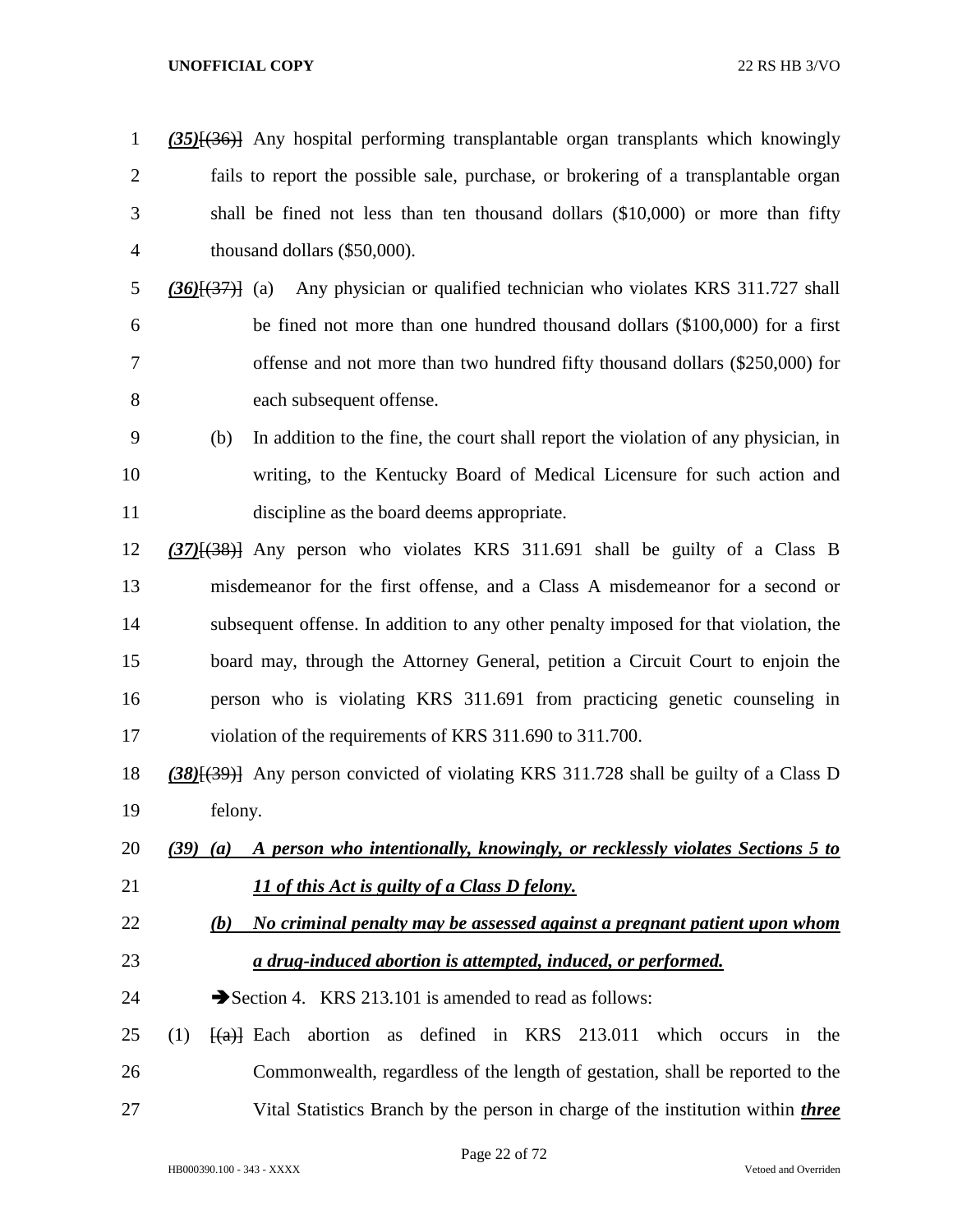*(35)*[(36)] Any hospital performing transplantable organ transplants which knowingly fails to report the possible sale, purchase, or brokering of a transplantable organ shall be fined not less than ten thousand dollars ($10,000) or more than fifty thousand dollars ($50,000).

*(36)*[(37)] (a) Any physician or qualified technician who violates KRS 311.727 shall be fined not more than one hundred thousand dollars ($100,000) for a first offense and not more than two hundred fifty thousand dollars ($250,000) for each subsequent offense.

(b) In addition to the fine, the court shall report the violation of any physician, in writing, to the Kentucky Board of Medical Licensure for such action and discipline as the board deems appropriate.

*(37)*[(38)] Any person who violates KRS 311.691 shall be guilty of a Class B misdemeanor for the first offense, and a Class A misdemeanor for a second or subsequent offense. In addition to any other penalty imposed for that violation, the board may, through the Attorney General, petition a Circuit Court to enjoin the person who is violating KRS 311.691 from practicing genetic counseling in violation of the requirements of KRS 311.690 to 311.700.

*(38)*[(39)] Any person convicted of violating KRS 311.728 shall be guilty of a Class D felony.

***(39) (a) A person who intentionally, knowingly, or recklessly violates Sections 5 to 11 of this Act is guilty of a Class D felony.***

***(b) No criminal penalty may be assessed against a pregnant patient upon whom a drug-induced abortion is attempted, induced, or performed.***

➔Section 4. KRS 213.101 is amended to read as follows:

(1) [(a)] Each abortion as defined in KRS 213.011 which occurs in the Commonwealth, regardless of the length of gestation, shall be reported to the Vital Statistics Branch by the person in charge of the institution within ***three***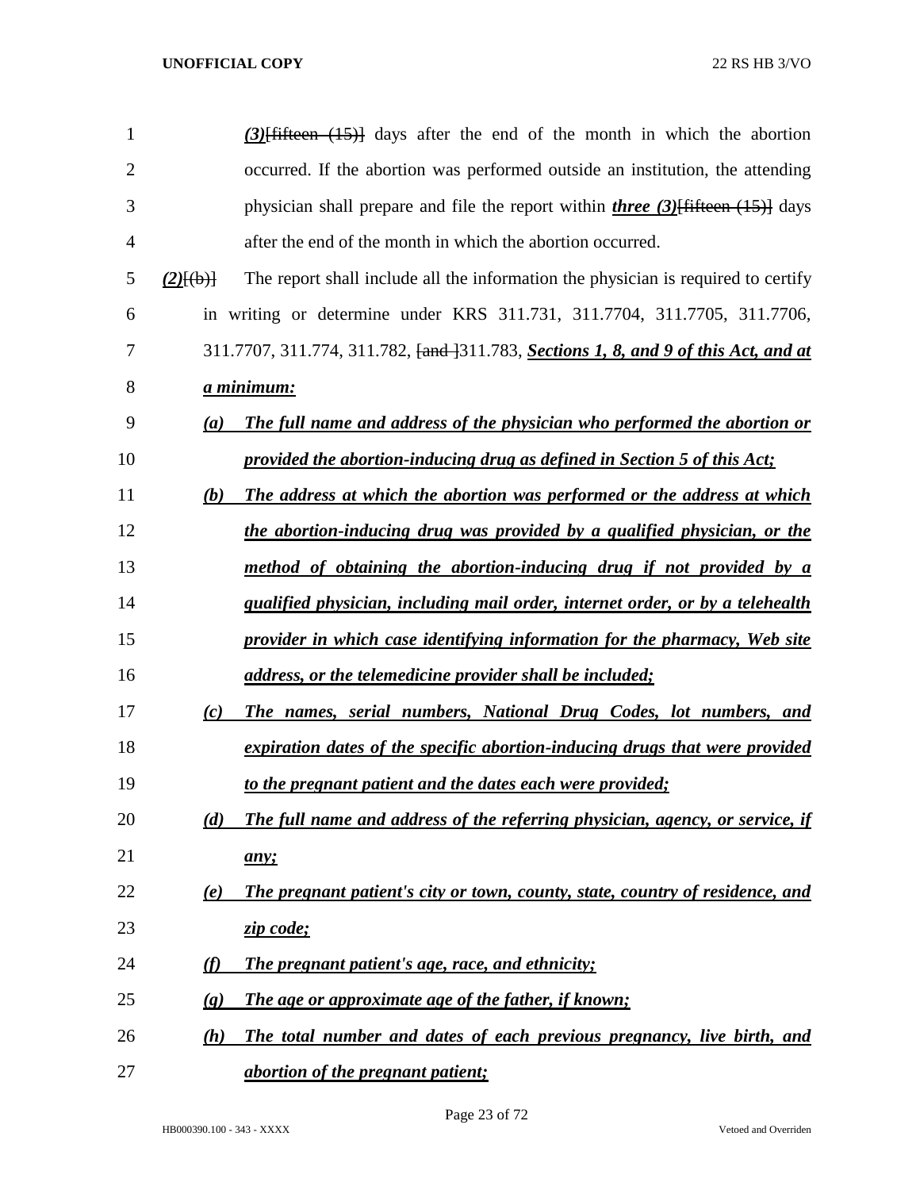*(3)*[fifteen (15)] days after the end of the month in which the abortion occurred. If the abortion was performed outside an institution, the attending physician shall prepare and file the report within ***three (3)***[fifteen (15)] days after the end of the month in which the abortion occurred.

*(2)*[(b)] The report shall include all the information the physician is required to certify in writing or determine under KRS 311.731, 311.7704, 311.7705, 311.7706, 311.7707, 311.774, 311.782, [and ]311.783, ***Sections 1, 8, and 9 of this Act, and at a minimum:***

***(a) The full name and address of the physician who performed the abortion or provided the abortion-inducing drug as defined in Section 5 of this Act;***

***(b) The address at which the abortion was performed or the address at which the abortion-inducing drug was provided by a qualified physician, or the method of obtaining the abortion-inducing drug if not provided by a qualified physician, including mail order, internet order, or by a telehealth provider in which case identifying information for the pharmacy, Web site address, or the telemedicine provider shall be included;***

***(c) The names, serial numbers, National Drug Codes, lot numbers, and expiration dates of the specific abortion-inducing drugs that were provided to the pregnant patient and the dates each were provided;***

***(d) The full name and address of the referring physician, agency, or service, if any;***

***(e) The pregnant patient's city or town, county, state, country of residence, and zip code;***

***(f) The pregnant patient's age, race, and ethnicity;***

***(g) The age or approximate age of the father, if known;***

***(h) The total number and dates of each previous pregnancy, live birth, and abortion of the pregnant patient;***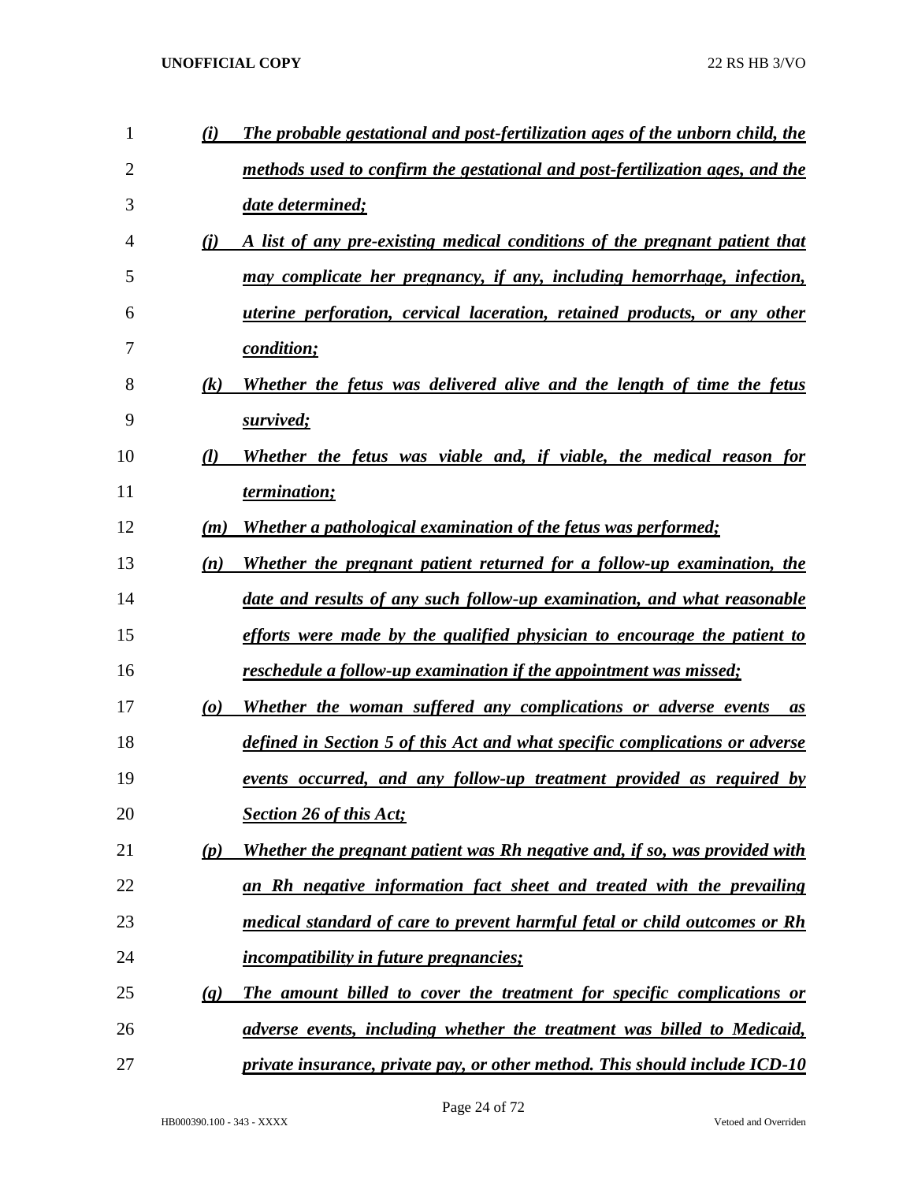*(i) The probable gestational and post-fertilization ages of the unborn child, the methods used to confirm the gestational and post-fertilization ages, and the date determined;*

*(j) A list of any pre-existing medical conditions of the pregnant patient that may complicate her pregnancy, if any, including hemorrhage, infection, uterine perforation, cervical laceration, retained products, or any other condition;*

*(k) Whether the fetus was delivered alive and the length of time the fetus survived;*

*(l) Whether the fetus was viable and, if viable, the medical reason for termination;*

*(m) Whether a pathological examination of the fetus was performed;*

*(n) Whether the pregnant patient returned for a follow-up examination, the date and results of any such follow-up examination, and what reasonable efforts were made by the qualified physician to encourage the patient to reschedule a follow-up examination if the appointment was missed;*

*(o) Whether the woman suffered any complications or adverse events as defined in Section 5 of this Act and what specific complications or adverse events occurred, and any follow-up treatment provided as required by Section 26 of this Act;*

*(p) Whether the pregnant patient was Rh negative and, if so, was provided with an Rh negative information fact sheet and treated with the prevailing medical standard of care to prevent harmful fetal or child outcomes or Rh incompatibility in future pregnancies;*

*(q) The amount billed to cover the treatment for specific complications or adverse events, including whether the treatment was billed to Medicaid, private insurance, private pay, or other method. This should include ICD-10*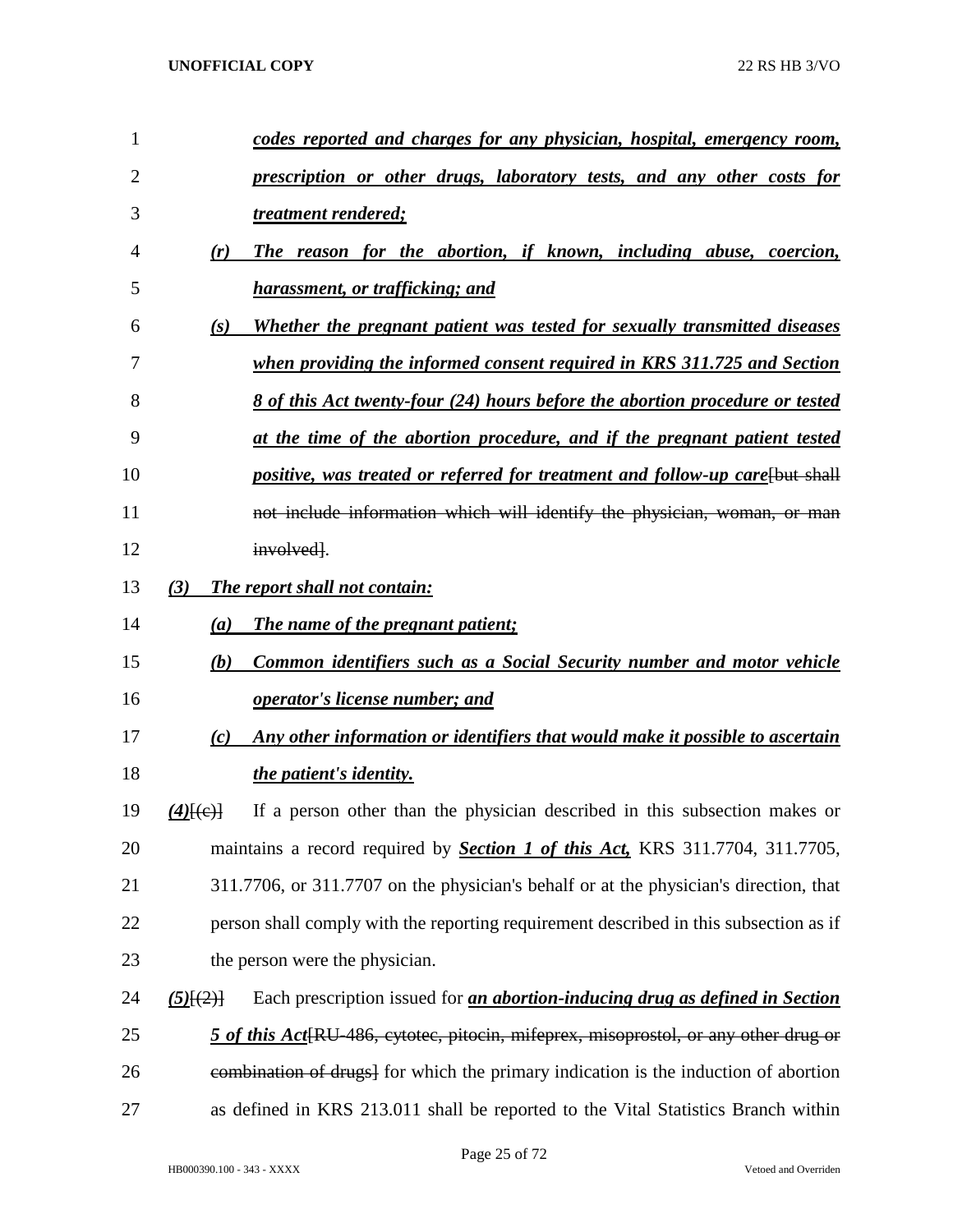*codes reported and charges for any physician, hospital, emergency room, prescription or other drugs, laboratory tests, and any other costs for treatment rendered;*

(r) *The reason for the abortion, if known, including abuse, coercion, harassment, or trafficking; and*

(s) *Whether the pregnant patient was tested for sexually transmitted diseases when providing the informed consent required in KRS 311.725 and Section 8 of this Act twenty-four (24) hours before the abortion procedure or tested at the time of the abortion procedure, and if the pregnant patient tested positive, was treated or referred for treatment and follow-up care*[but shall not include information which will identify the physician, woman, or man involved].

*(3) The report shall not contain:*

(a) *The name of the pregnant patient;*

(b) *Common identifiers such as a Social Security number and motor vehicle operator's license number; and*

(c) *Any other information or identifiers that would make it possible to ascertain the patient's identity.*

*(4)*[(c)] If a person other than the physician described in this subsection makes or maintains a record required by ***Section 1 of this Act,*** KRS 311.7704, 311.7705, 311.7706, or 311.7707 on the physician's behalf or at the physician's direction, that person shall comply with the reporting requirement described in this subsection as if the person were the physician.

*(5)*[(2)] Each prescription issued for ***an abortion-inducing drug as defined in Section 5 of this Act***[RU-486, cytotec, pitocin, mifeprex, misoprostol, or any other drug or combination of drugs] for which the primary indication is the induction of abortion as defined in KRS 213.011 shall be reported to the Vital Statistics Branch within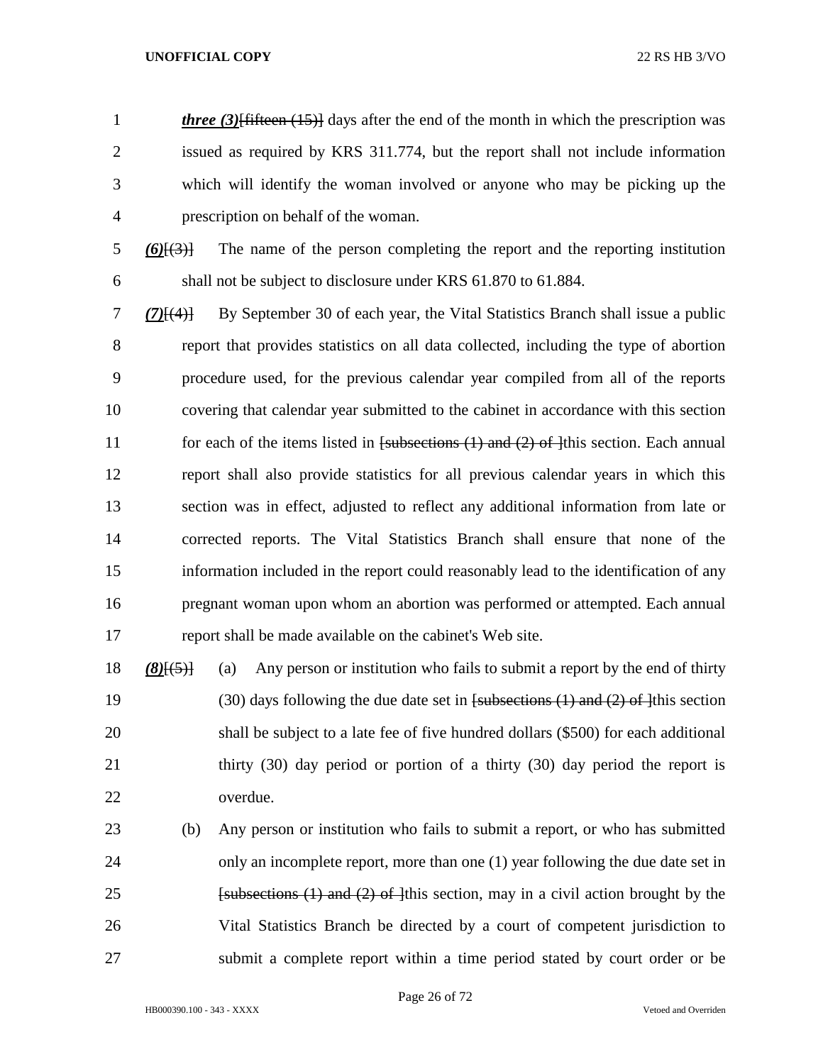***three (3)***[fifteen (15)] days after the end of the month in which the prescription was issued as required by KRS 311.774, but the report shall not include information which will identify the woman involved or anyone who may be picking up the prescription on behalf of the woman.

***(6)***[(3)] The name of the person completing the report and the reporting institution shall not be subject to disclosure under KRS 61.870 to 61.884.

***(7)***[(4)] By September 30 of each year, the Vital Statistics Branch shall issue a public report that provides statistics on all data collected, including the type of abortion procedure used, for the previous calendar year compiled from all of the reports covering that calendar year submitted to the cabinet in accordance with this section for each of the items listed in [subsections (1) and (2) of ]this section. Each annual report shall also provide statistics for all previous calendar years in which this section was in effect, adjusted to reflect any additional information from late or corrected reports. The Vital Statistics Branch shall ensure that none of the information included in the report could reasonably lead to the identification of any pregnant woman upon whom an abortion was performed or attempted. Each annual report shall be made available on the cabinet's Web site.

***(8)***[(5)] (a) Any person or institution who fails to submit a report by the end of thirty (30) days following the due date set in [subsections (1) and (2) of ]this section shall be subject to a late fee of five hundred dollars ($500) for each additional thirty (30) day period or portion of a thirty (30) day period the report is overdue.

(b) Any person or institution who fails to submit a report, or who has submitted only an incomplete report, more than one (1) year following the due date set in [subsections (1) and (2) of ]this section, may in a civil action brought by the Vital Statistics Branch be directed by a court of competent jurisdiction to submit a complete report within a time period stated by court order or be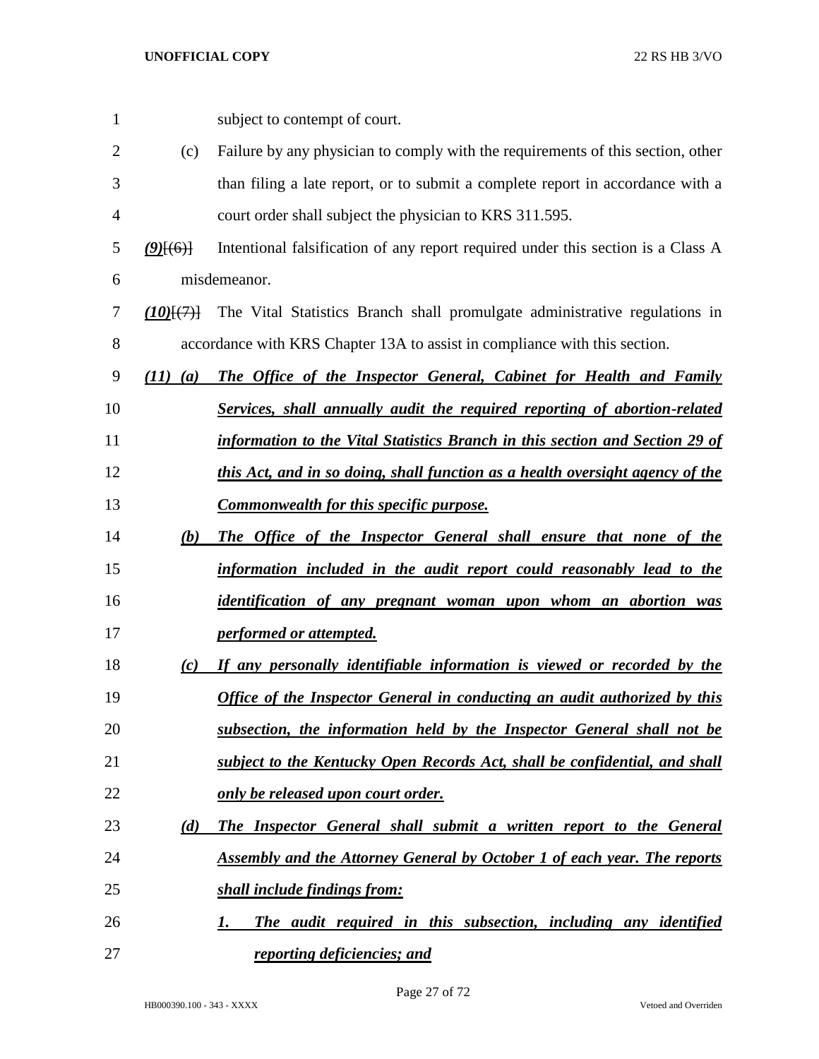subject to contempt of court.

(c) Failure by any physician to comply with the requirements of this section, other than filing a late report, or to submit a complete report in accordance with a court order shall subject the physician to KRS 311.595.

*(9)*[(6)] Intentional falsification of any report required under this section is a Class A misdemeanor.

*(10)*[(7)] The Vital Statistics Branch shall promulgate administrative regulations in accordance with KRS Chapter 13A to assist in compliance with this section.

*(11) (a) The Office of the Inspector General, Cabinet for Health and Family Services, shall annually audit the required reporting of abortion-related information to the Vital Statistics Branch in this section and Section 29 of this Act, and in so doing, shall function as a health oversight agency of the Commonwealth for this specific purpose.*

*(b) The Office of the Inspector General shall ensure that none of the information included in the audit report could reasonably lead to the identification of any pregnant woman upon whom an abortion was performed or attempted.*

*(c) If any personally identifiable information is viewed or recorded by the Office of the Inspector General in conducting an audit authorized by this subsection, the information held by the Inspector General shall not be subject to the Kentucky Open Records Act, shall be confidential, and shall only be released upon court order.*

*(d) The Inspector General shall submit a written report to the General Assembly and the Attorney General by October 1 of each year. The reports shall include findings from:*

*1. The audit required in this subsection, including any identified reporting deficiencies; and*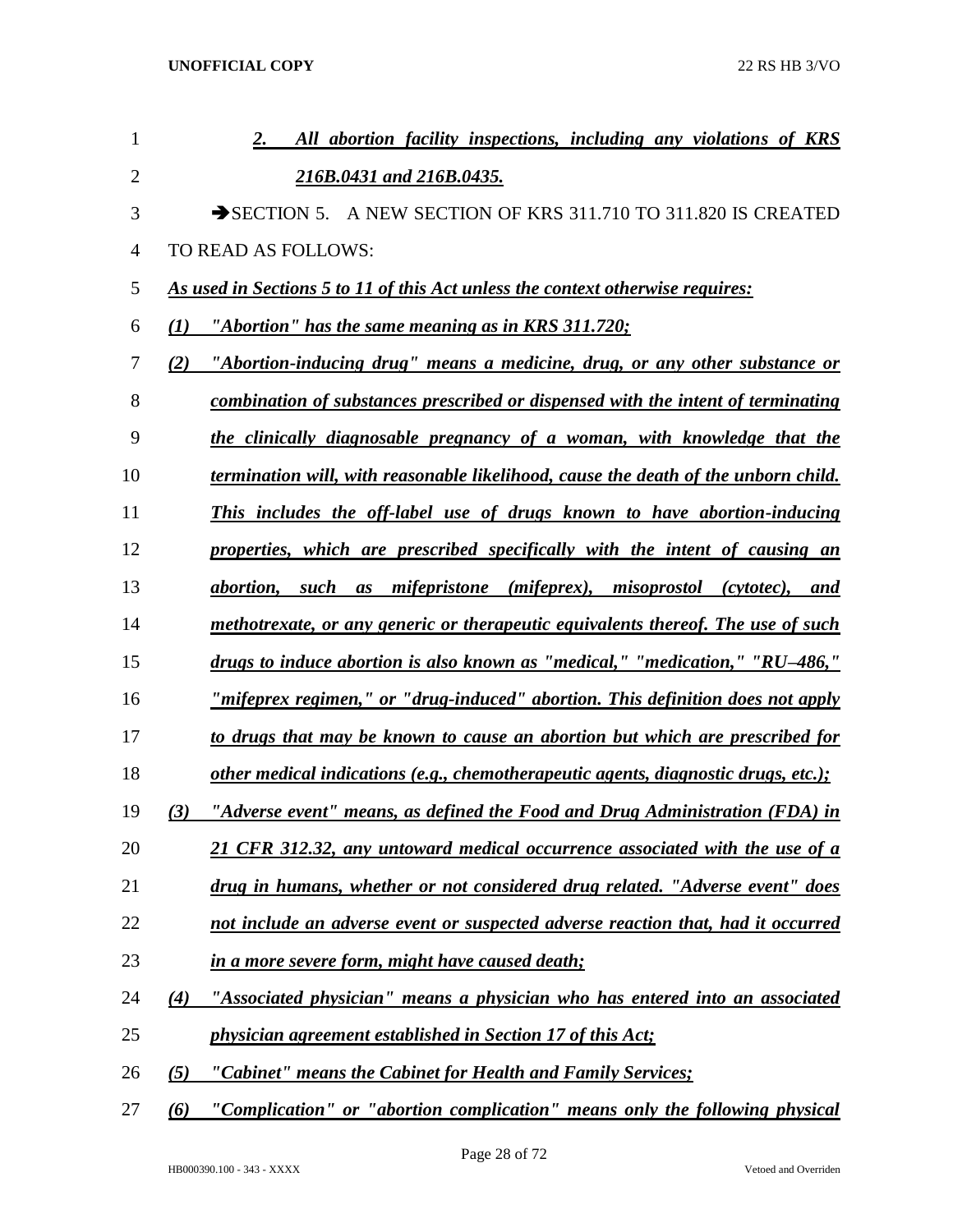*2. All abortion facility inspections, including any violations of KRS 216B.0431 and 216B.0435.*

➔SECTION 5. A NEW SECTION OF KRS 311.710 TO 311.820 IS CREATED TO READ AS FOLLOWS:

*As used in Sections 5 to 11 of this Act unless the context otherwise requires:*

*(1) "Abortion" has the same meaning as in KRS 311.720;*

*(2) "Abortion-inducing drug" means a medicine, drug, or any other substance or combination of substances prescribed or dispensed with the intent of terminating the clinically diagnosable pregnancy of a woman, with knowledge that the termination will, with reasonable likelihood, cause the death of the unborn child. This includes the off-label use of drugs known to have abortion-inducing properties, which are prescribed specifically with the intent of causing an abortion, such as mifepristone (mifeprex), misoprostol (cytotec), and methotrexate, or any generic or therapeutic equivalents thereof. The use of such drugs to induce abortion is also known as "medical," "medication," "RU–486," "mifeprex regimen," or "drug-induced" abortion. This definition does not apply to drugs that may be known to cause an abortion but which are prescribed for other medical indications (e.g., chemotherapeutic agents, diagnostic drugs, etc.);*

*(3) "Adverse event" means, as defined the Food and Drug Administration (FDA) in 21 CFR 312.32, any untoward medical occurrence associated with the use of a drug in humans, whether or not considered drug related. "Adverse event" does not include an adverse event or suspected adverse reaction that, had it occurred in a more severe form, might have caused death;*

*(4) "Associated physician" means a physician who has entered into an associated physician agreement established in Section 17 of this Act;*

*(5) "Cabinet" means the Cabinet for Health and Family Services;*

*(6) "Complication" or "abortion complication" means only the following physical*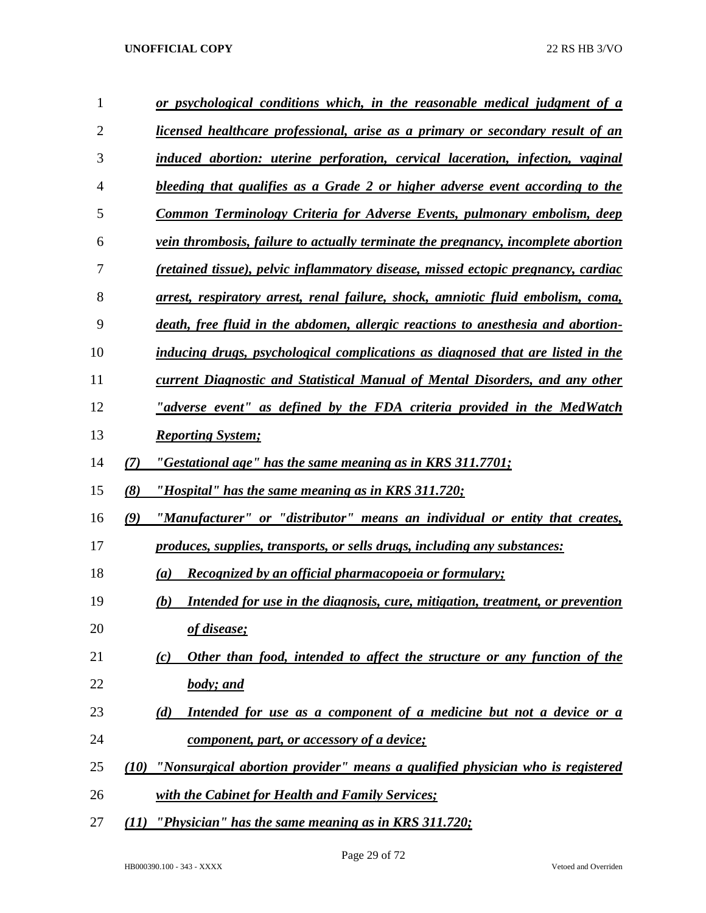*or psychological conditions which, in the reasonable medical judgment of a licensed healthcare professional, arise as a primary or secondary result of an induced abortion: uterine perforation, cervical laceration, infection, vaginal bleeding that qualifies as a Grade 2 or higher adverse event according to the Common Terminology Criteria for Adverse Events, pulmonary embolism, deep vein thrombosis, failure to actually terminate the pregnancy, incomplete abortion (retained tissue), pelvic inflammatory disease, missed ectopic pregnancy, cardiac arrest, respiratory arrest, renal failure, shock, amniotic fluid embolism, coma, death, free fluid in the abdomen, allergic reactions to anesthesia and abortion-inducing drugs, psychological complications as diagnosed that are listed in the current Diagnostic and Statistical Manual of Mental Disorders, and any other "adverse event" as defined by the FDA criteria provided in the MedWatch Reporting System;*

*(7) "Gestational age" has the same meaning as in KRS 311.7701;*

*(8) "Hospital" has the same meaning as in KRS 311.720;*

*(9) "Manufacturer" or "distributor" means an individual or entity that creates, produces, supplies, transports, or sells drugs, including any substances:*

*(a) Recognized by an official pharmacopoeia or formulary;*

*(b) Intended for use in the diagnosis, cure, mitigation, treatment, or prevention of disease;*

*(c) Other than food, intended to affect the structure or any function of the body; and*

*(d) Intended for use as a component of a medicine but not a device or a component, part, or accessory of a device;*

*(10) "Nonsurgical abortion provider" means a qualified physician who is registered with the Cabinet for Health and Family Services;*

*(11) "Physician" has the same meaning as in KRS 311.720;*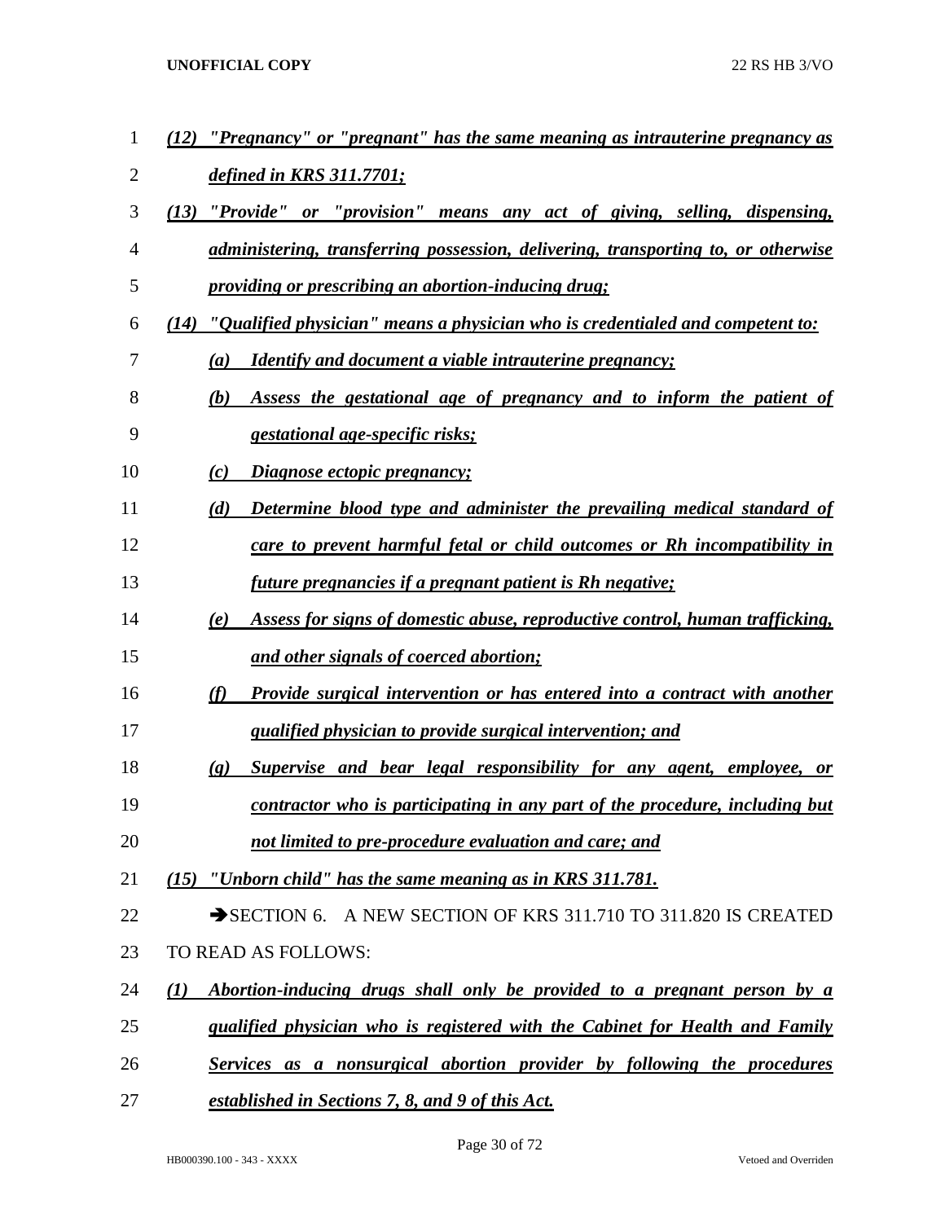*(12) "Pregnancy" or "pregnant" has the same meaning as intrauterine pregnancy as defined in KRS 311.7701;*

*(13) "Provide" or "provision" means any act of giving, selling, dispensing, administering, transferring possession, delivering, transporting to, or otherwise providing or prescribing an abortion-inducing drug;*

*(14) "Qualified physician" means a physician who is credentialed and competent to:*

*(a) Identify and document a viable intrauterine pregnancy;*

*(b) Assess the gestational age of pregnancy and to inform the patient of gestational age-specific risks;*

*(c) Diagnose ectopic pregnancy;*

*(d) Determine blood type and administer the prevailing medical standard of care to prevent harmful fetal or child outcomes or Rh incompatibility in future pregnancies if a pregnant patient is Rh negative;*

*(e) Assess for signs of domestic abuse, reproductive control, human trafficking, and other signals of coerced abortion;*

*(f) Provide surgical intervention or has entered into a contract with another qualified physician to provide surgical intervention; and*

*(g) Supervise and bear legal responsibility for any agent, employee, or contractor who is participating in any part of the procedure, including but not limited to pre-procedure evaluation and care; and*

*(15) "Unborn child" has the same meaning as in KRS 311.781.*

➔SECTION 6. A NEW SECTION OF KRS 311.710 TO 311.820 IS CREATED TO READ AS FOLLOWS:

*(1) Abortion-inducing drugs shall only be provided to a pregnant person by a qualified physician who is registered with the Cabinet for Health and Family Services as a nonsurgical abortion provider by following the procedures established in Sections 7, 8, and 9 of this Act.*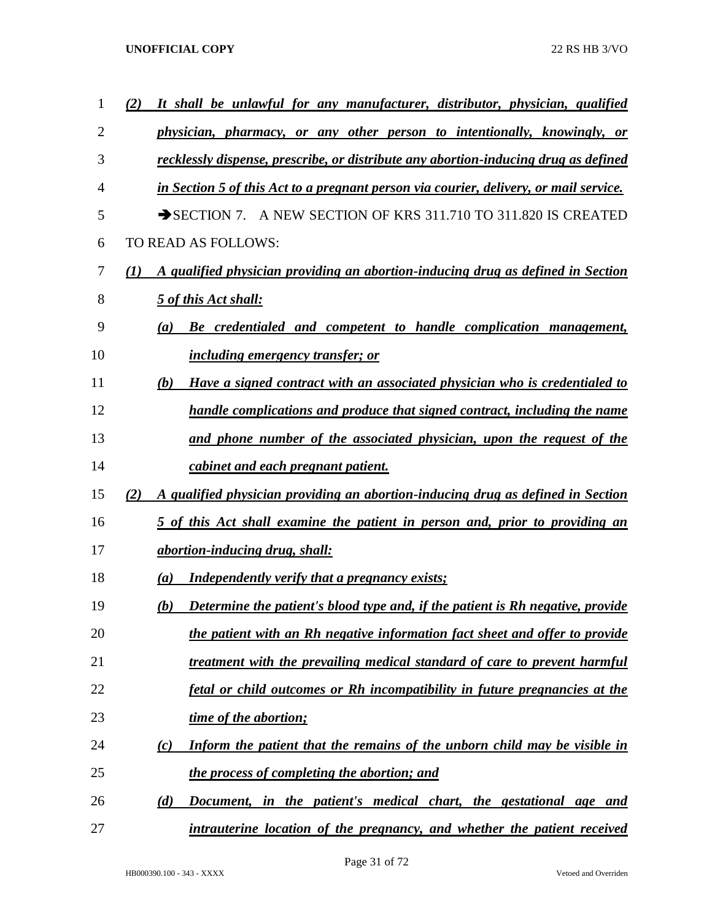*(2) It shall be unlawful for any manufacturer, distributor, physician, qualified physician, pharmacy, or any other person to intentionally, knowingly, or recklessly dispense, prescribe, or distribute any abortion-inducing drug as defined in Section 5 of this Act to a pregnant person via courier, delivery, or mail service.*

➔SECTION 7. A NEW SECTION OF KRS 311.710 TO 311.820 IS CREATED TO READ AS FOLLOWS:

*(1) A qualified physician providing an abortion-inducing drug as defined in Section 5 of this Act shall:*

*(a) Be credentialed and competent to handle complication management, including emergency transfer; or*

*(b) Have a signed contract with an associated physician who is credentialed to handle complications and produce that signed contract, including the name and phone number of the associated physician, upon the request of the cabinet and each pregnant patient.*

*(2) A qualified physician providing an abortion-inducing drug as defined in Section 5 of this Act shall examine the patient in person and, prior to providing an abortion-inducing drug, shall:*

*(a) Independently verify that a pregnancy exists;*

*(b) Determine the patient's blood type and, if the patient is Rh negative, provide the patient with an Rh negative information fact sheet and offer to provide treatment with the prevailing medical standard of care to prevent harmful fetal or child outcomes or Rh incompatibility in future pregnancies at the time of the abortion;*

*(c) Inform the patient that the remains of the unborn child may be visible in the process of completing the abortion; and*

*(d) Document, in the patient's medical chart, the gestational age and intrauterine location of the pregnancy, and whether the patient received*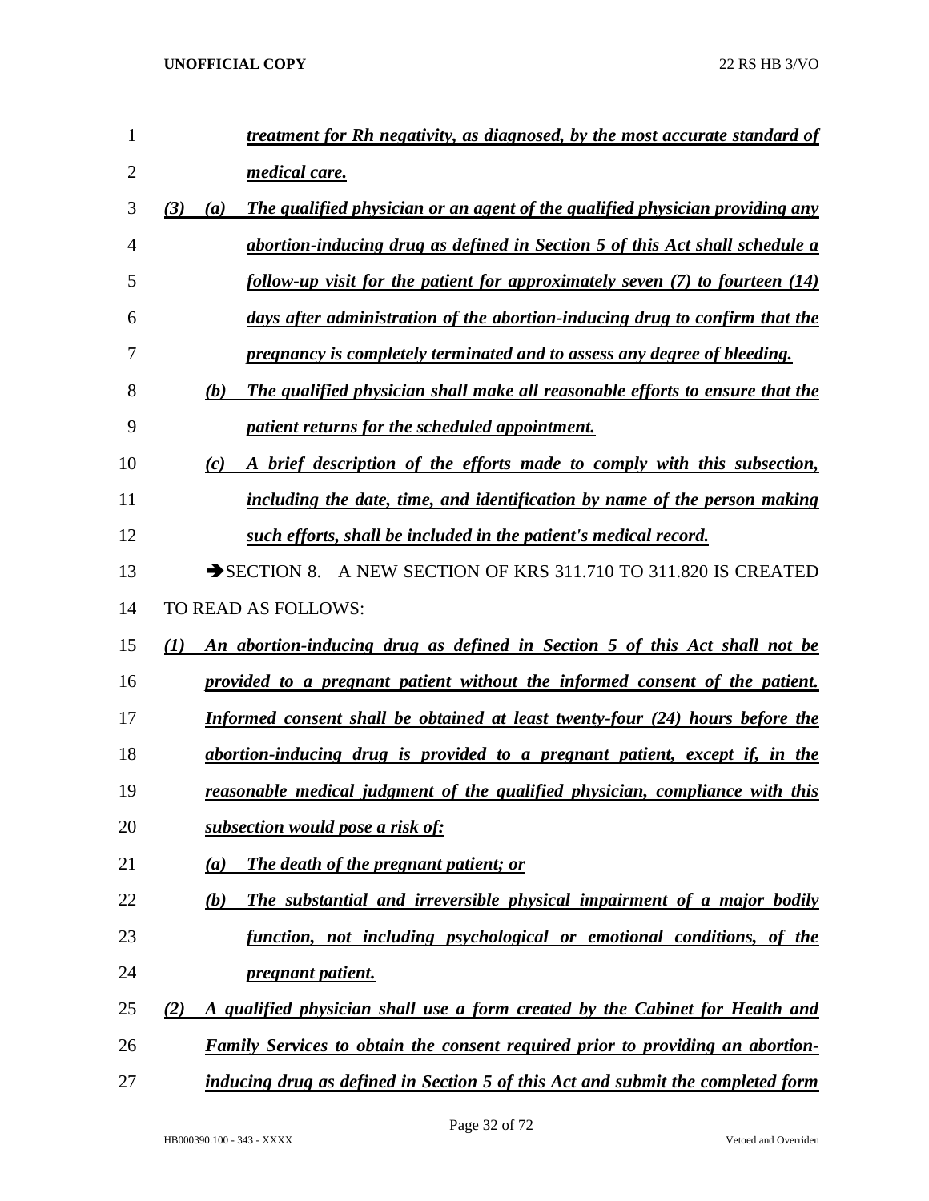*treatment for Rh negativity, as diagnosed, by the most accurate standard of medical care.*

*(3) (a) The qualified physician or an agent of the qualified physician providing any abortion-inducing drug as defined in Section 5 of this Act shall schedule a follow-up visit for the patient for approximately seven (7) to fourteen (14) days after administration of the abortion-inducing drug to confirm that the pregnancy is completely terminated and to assess any degree of bleeding.*

*(b) The qualified physician shall make all reasonable efforts to ensure that the patient returns for the scheduled appointment.*

*(c) A brief description of the efforts made to comply with this subsection, including the date, time, and identification by name of the person making such efforts, shall be included in the patient's medical record.*

➔SECTION 8. A NEW SECTION OF KRS 311.710 TO 311.820 IS CREATED TO READ AS FOLLOWS:

*(1) An abortion-inducing drug as defined in Section 5 of this Act shall not be provided to a pregnant patient without the informed consent of the patient. Informed consent shall be obtained at least twenty-four (24) hours before the abortion-inducing drug is provided to a pregnant patient, except if, in the reasonable medical judgment of the qualified physician, compliance with this subsection would pose a risk of:*

*(a) The death of the pregnant patient; or*

*(b) The substantial and irreversible physical impairment of a major bodily function, not including psychological or emotional conditions, of the pregnant patient.*

*(2) A qualified physician shall use a form created by the Cabinet for Health and Family Services to obtain the consent required prior to providing an abortion-inducing drug as defined in Section 5 of this Act and submit the completed form*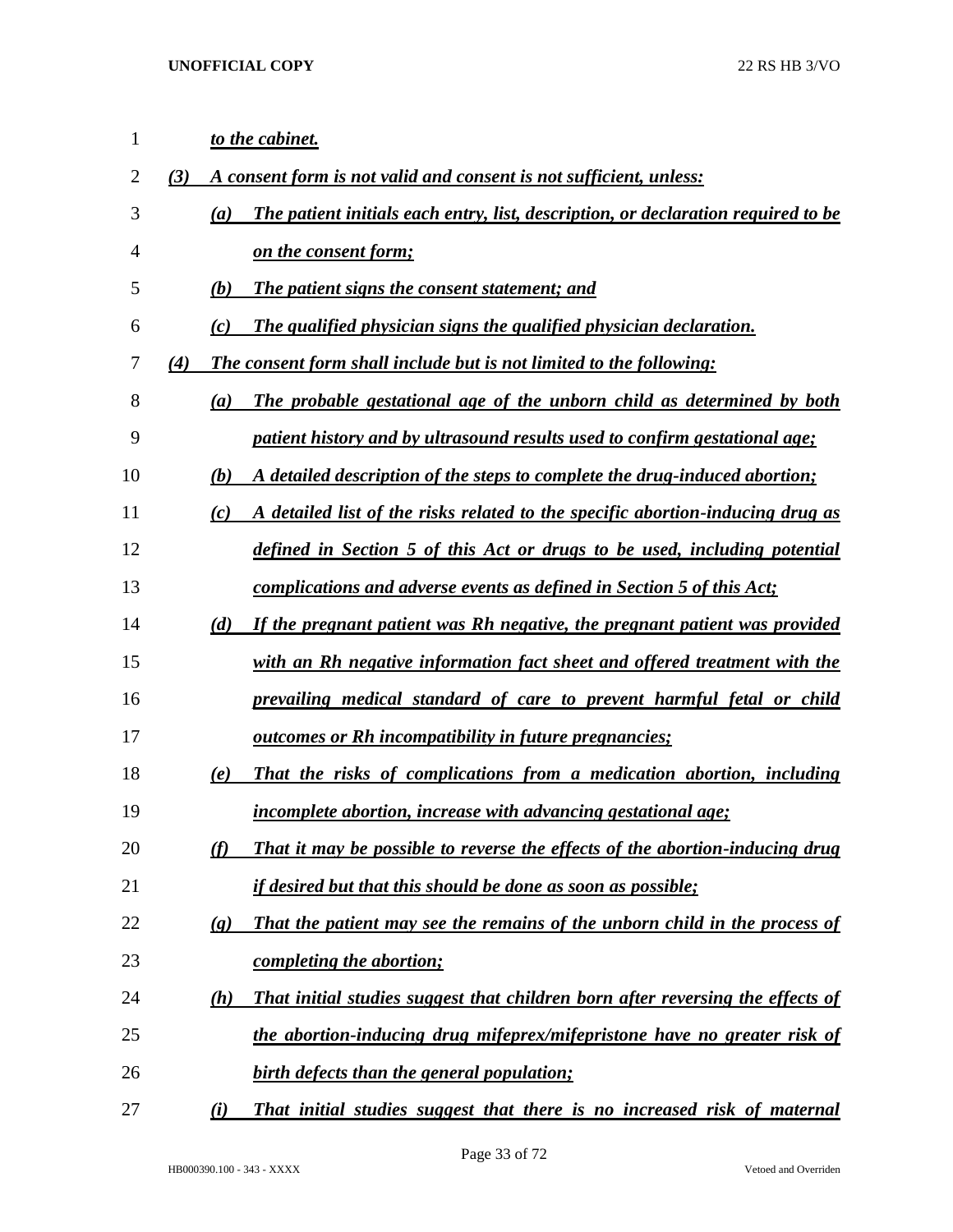*to the cabinet.*

*(3) A consent form is not valid and consent is not sufficient, unless:*

*(a) The patient initials each entry, list, description, or declaration required to be on the consent form;*

*(b) The patient signs the consent statement; and*

*(c) The qualified physician signs the qualified physician declaration.*

*(4) The consent form shall include but is not limited to the following:*

*(a) The probable gestational age of the unborn child as determined by both patient history and by ultrasound results used to confirm gestational age;*

*(b) A detailed description of the steps to complete the drug-induced abortion;*

*(c) A detailed list of the risks related to the specific abortion-inducing drug as defined in Section 5 of this Act or drugs to be used, including potential complications and adverse events as defined in Section 5 of this Act;*

*(d) If the pregnant patient was Rh negative, the pregnant patient was provided with an Rh negative information fact sheet and offered treatment with the prevailing medical standard of care to prevent harmful fetal or child outcomes or Rh incompatibility in future pregnancies;*

*(e) That the risks of complications from a medication abortion, including incomplete abortion, increase with advancing gestational age;*

*(f) That it may be possible to reverse the effects of the abortion-inducing drug if desired but that this should be done as soon as possible;*

*(g) That the patient may see the remains of the unborn child in the process of completing the abortion;*

*(h) That initial studies suggest that children born after reversing the effects of the abortion-inducing drug mifeprex/mifepristone have no greater risk of birth defects than the general population;*

*(i) That initial studies suggest that there is no increased risk of maternal*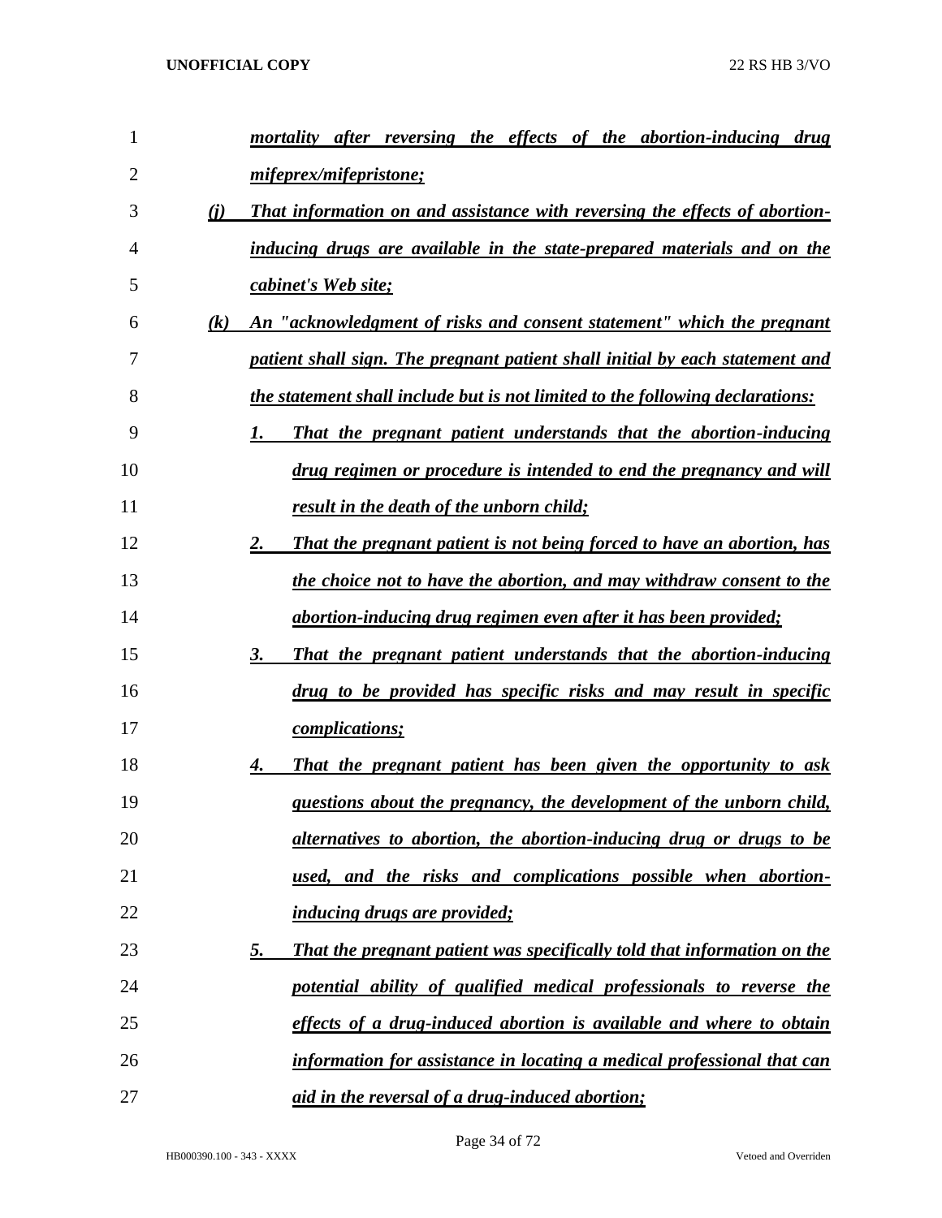*mortality after reversing the effects of the abortion-inducing drug mifeprex/mifepristone;*

*(j) That information on and assistance with reversing the effects of abortion-inducing drugs are available in the state-prepared materials and on the cabinet's Web site;*

*(k) An "acknowledgment of risks and consent statement" which the pregnant patient shall sign. The pregnant patient shall initial by each statement and the statement shall include but is not limited to the following declarations:*

*1. That the pregnant patient understands that the abortion-inducing drug regimen or procedure is intended to end the pregnancy and will result in the death of the unborn child;*

*2. That the pregnant patient is not being forced to have an abortion, has the choice not to have the abortion, and may withdraw consent to the abortion-inducing drug regimen even after it has been provided;*

*3. That the pregnant patient understands that the abortion-inducing drug to be provided has specific risks and may result in specific complications;*

*4. That the pregnant patient has been given the opportunity to ask questions about the pregnancy, the development of the unborn child, alternatives to abortion, the abortion-inducing drug or drugs to be used, and the risks and complications possible when abortion-inducing drugs are provided;*

*5. That the pregnant patient was specifically told that information on the potential ability of qualified medical professionals to reverse the effects of a drug-induced abortion is available and where to obtain information for assistance in locating a medical professional that can aid in the reversal of a drug-induced abortion;*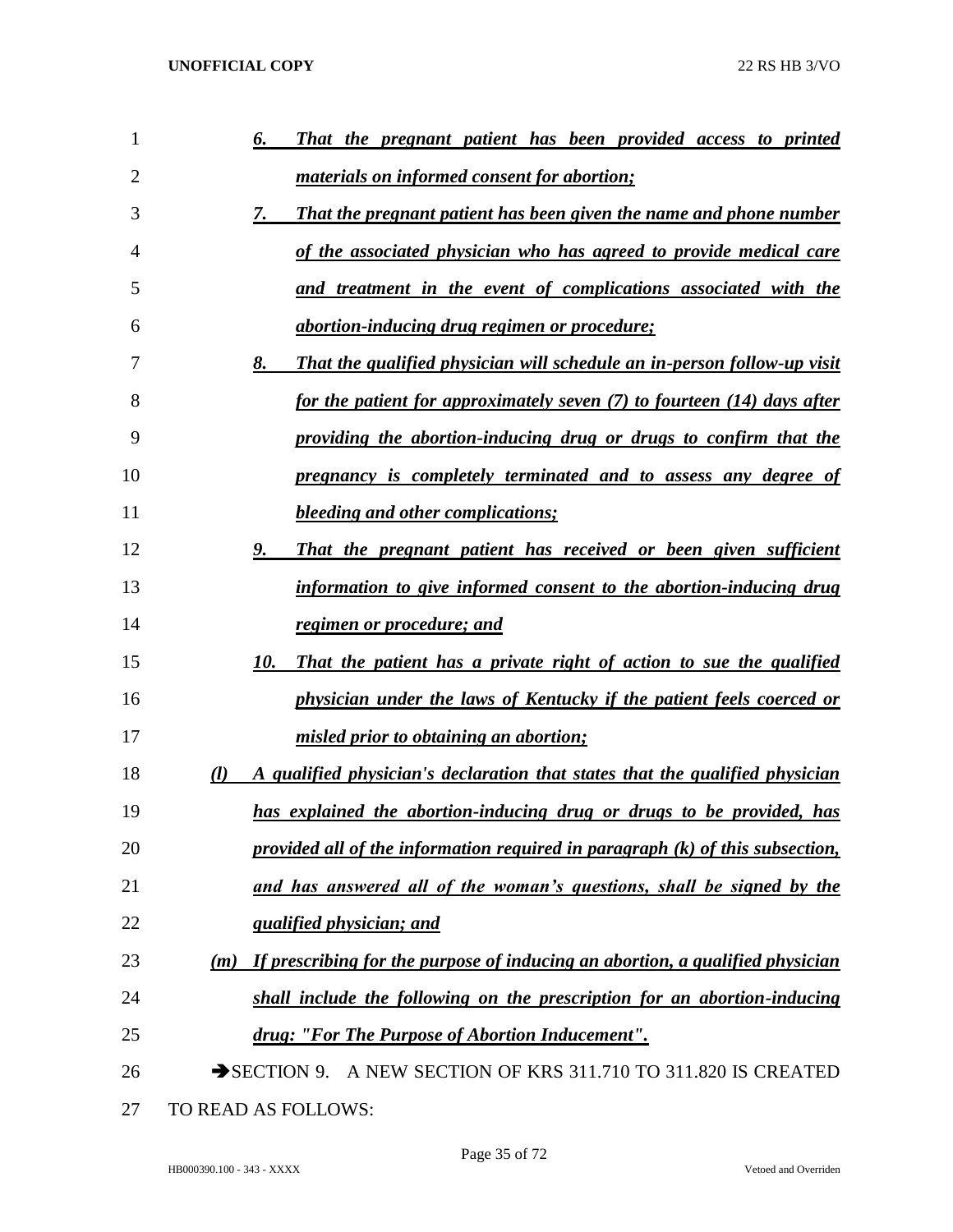6. *__That the pregnant patient has been provided access to printed materials on informed consent for abortion;__*

7. *__That the pregnant patient has been given the name and phone number of the associated physician who has agreed to provide medical care and treatment in the event of complications associated with the abortion-inducing drug regimen or procedure;__*

8. *__That the qualified physician will schedule an in-person follow-up visit for the patient for approximately seven (7) to fourteen (14) days after providing the abortion-inducing drug or drugs to confirm that the pregnancy is completely terminated and to assess any degree of bleeding and other complications;__*

9. *__That the pregnant patient has received or been given sufficient information to give informed consent to the abortion-inducing drug regimen or procedure; and__*

10. *__That the patient has a private right of action to sue the qualified physician under the laws of Kentucky if the patient feels coerced or misled prior to obtaining an abortion;__*

*__(l) A qualified physician's declaration that states that the qualified physician has explained the abortion-inducing drug or drugs to be provided, has provided all of the information required in paragraph (k) of this subsection, and has answered all of the woman's questions, shall be signed by the qualified physician; and__*

*__(m) If prescribing for the purpose of inducing an abortion, a qualified physician shall include the following on the prescription for an abortion-inducing drug: "For The Purpose of Abortion Inducement".__*

➔SECTION 9. A NEW SECTION OF KRS 311.710 TO 311.820 IS CREATED TO READ AS FOLLOWS: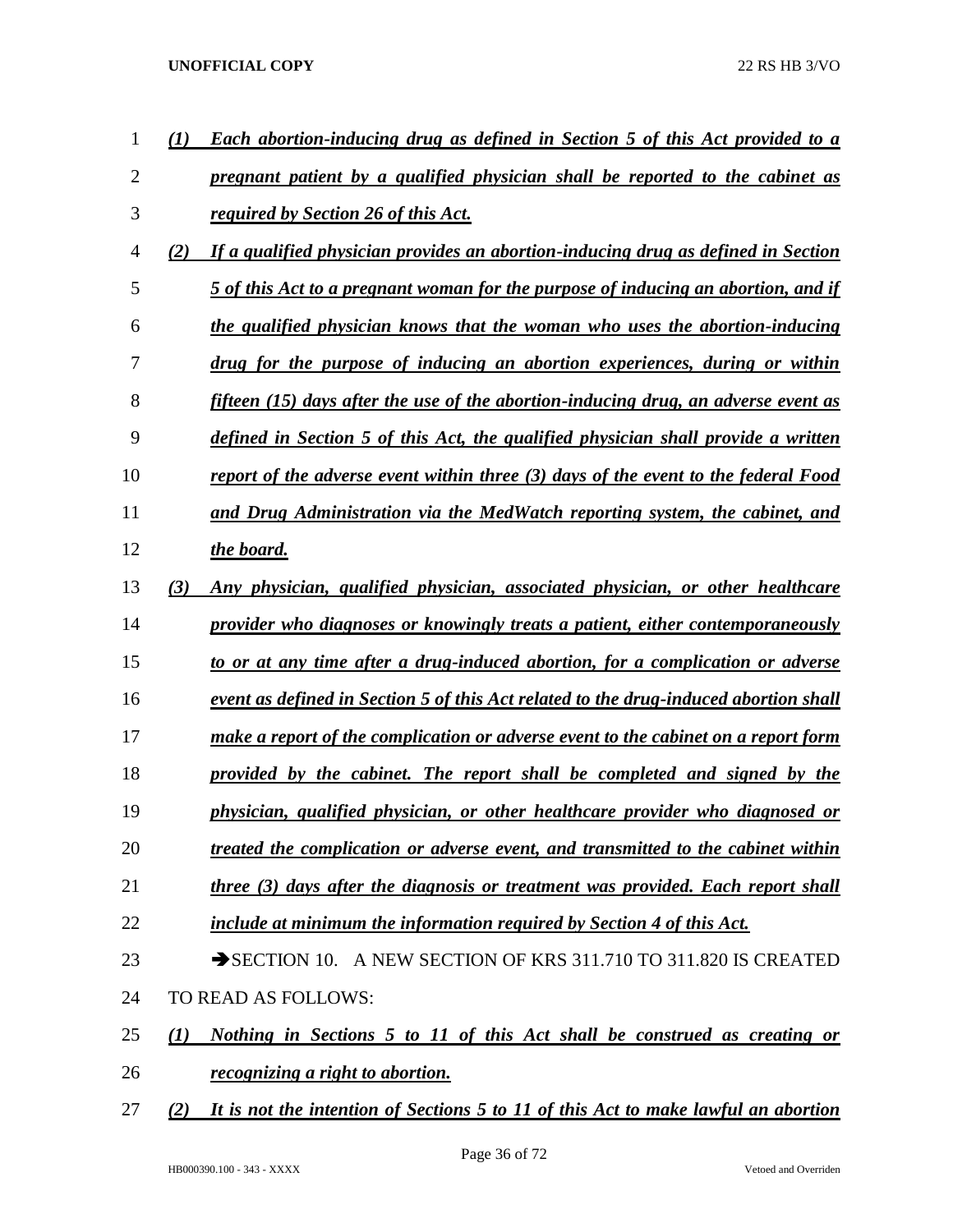*(1) Each abortion-inducing drug as defined in Section 5 of this Act provided to a pregnant patient by a qualified physician shall be reported to the cabinet as required by Section 26 of this Act.*

*(2) If a qualified physician provides an abortion-inducing drug as defined in Section 5 of this Act to a pregnant woman for the purpose of inducing an abortion, and if the qualified physician knows that the woman who uses the abortion-inducing drug for the purpose of inducing an abortion experiences, during or within fifteen (15) days after the use of the abortion-inducing drug, an adverse event as defined in Section 5 of this Act, the qualified physician shall provide a written report of the adverse event within three (3) days of the event to the federal Food and Drug Administration via the MedWatch reporting system, the cabinet, and the board.*

*(3) Any physician, qualified physician, associated physician, or other healthcare provider who diagnoses or knowingly treats a patient, either contemporaneously to or at any time after a drug-induced abortion, for a complication or adverse event as defined in Section 5 of this Act related to the drug-induced abortion shall make a report of the complication or adverse event to the cabinet on a report form provided by the cabinet. The report shall be completed and signed by the physician, qualified physician, or other healthcare provider who diagnosed or treated the complication or adverse event, and transmitted to the cabinet within three (3) days after the diagnosis or treatment was provided. Each report shall include at minimum the information required by Section 4 of this Act.*

➔SECTION 10. A NEW SECTION OF KRS 311.710 TO 311.820 IS CREATED TO READ AS FOLLOWS:

*(1) Nothing in Sections 5 to 11 of this Act shall be construed as creating or recognizing a right to abortion.*

*(2) It is not the intention of Sections 5 to 11 of this Act to make lawful an abortion*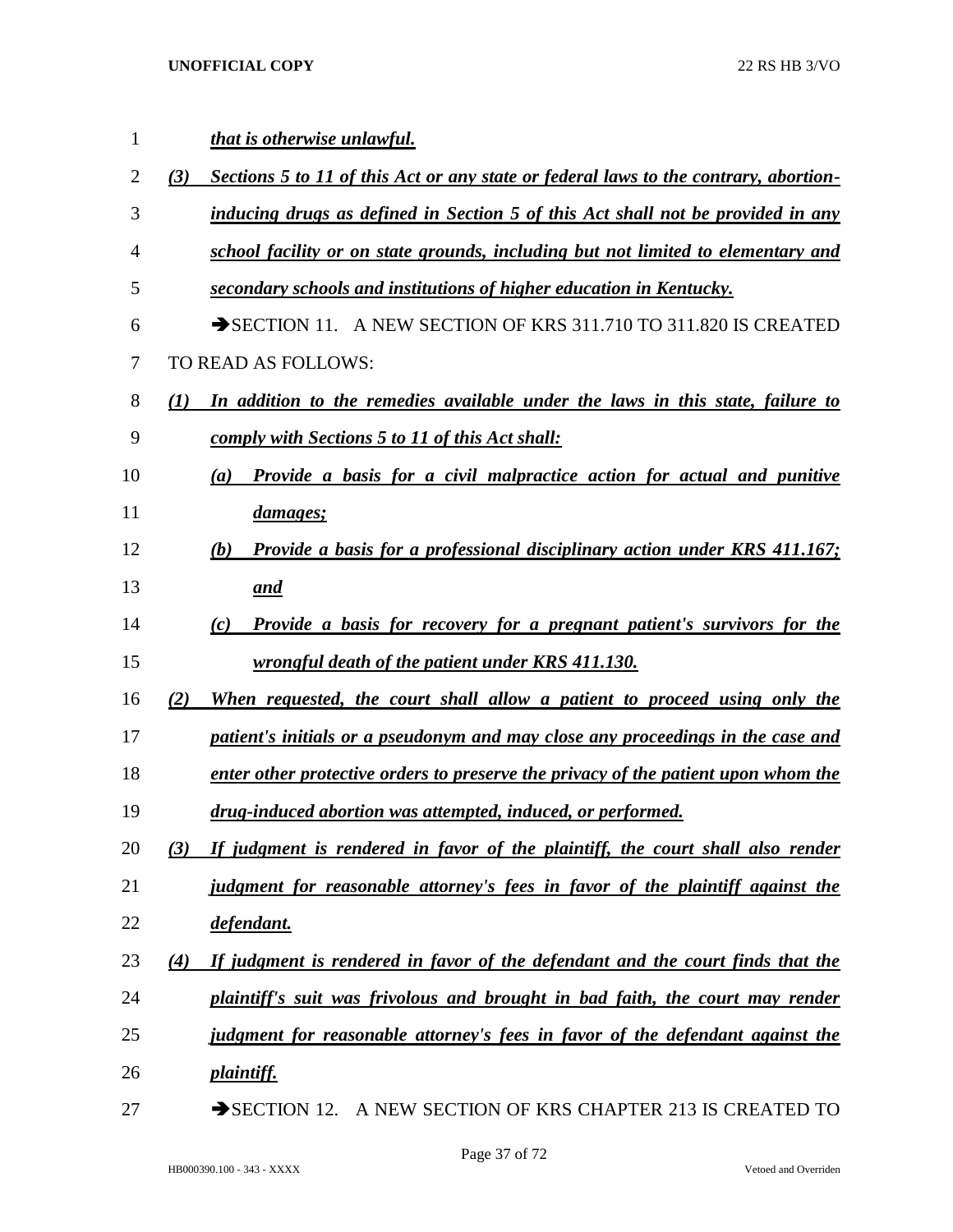*that is otherwise unlawful.*

*(3) Sections 5 to 11 of this Act or any state or federal laws to the contrary, abortion-inducing drugs as defined in Section 5 of this Act shall not be provided in any school facility or on state grounds, including but not limited to elementary and secondary schools and institutions of higher education in Kentucky.*

➔SECTION 11. A NEW SECTION OF KRS 311.710 TO 311.820 IS CREATED TO READ AS FOLLOWS:

*(1) In addition to the remedies available under the laws in this state, failure to comply with Sections 5 to 11 of this Act shall:*

*(a) Provide a basis for a civil malpractice action for actual and punitive damages;*

*(b) Provide a basis for a professional disciplinary action under KRS 411.167; and*

*(c) Provide a basis for recovery for a pregnant patient's survivors for the wrongful death of the patient under KRS 411.130.*

*(2) When requested, the court shall allow a patient to proceed using only the patient's initials or a pseudonym and may close any proceedings in the case and enter other protective orders to preserve the privacy of the patient upon whom the drug-induced abortion was attempted, induced, or performed.*

*(3) If judgment is rendered in favor of the plaintiff, the court shall also render judgment for reasonable attorney's fees in favor of the plaintiff against the defendant.*

*(4) If judgment is rendered in favor of the defendant and the court finds that the plaintiff's suit was frivolous and brought in bad faith, the court may render judgment for reasonable attorney's fees in favor of the defendant against the plaintiff.*

➔SECTION 12. A NEW SECTION OF KRS CHAPTER 213 IS CREATED TO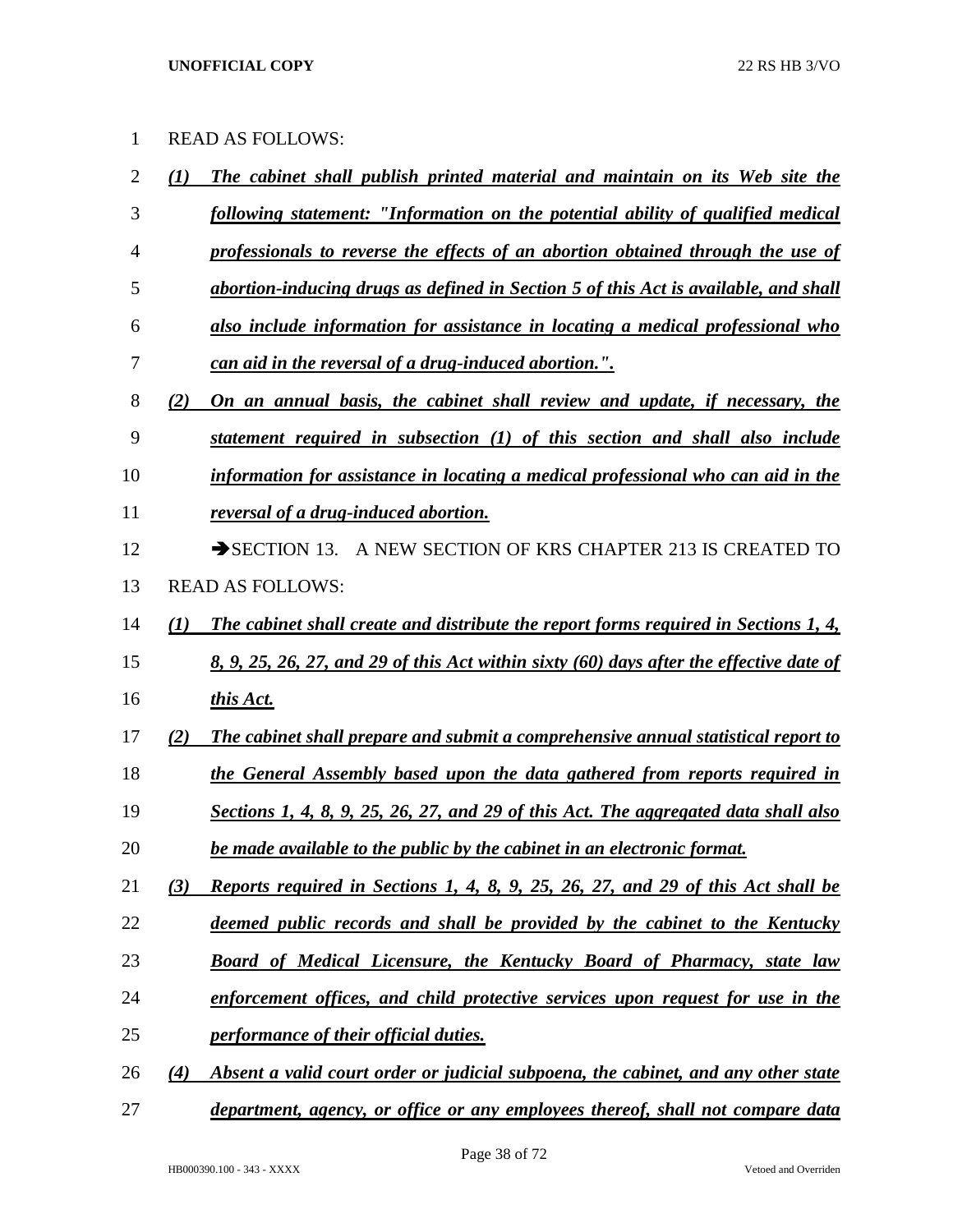READ AS FOLLOWS:

*(1) The cabinet shall publish printed material and maintain on its Web site the following statement: "Information on the potential ability of qualified medical professionals to reverse the effects of an abortion obtained through the use of abortion-inducing drugs as defined in Section 5 of this Act is available, and shall also include information for assistance in locating a medical professional who can aid in the reversal of a drug-induced abortion.".*

*(2) On an annual basis, the cabinet shall review and update, if necessary, the statement required in subsection (1) of this section and shall also include information for assistance in locating a medical professional who can aid in the reversal of a drug-induced abortion.*

➔SECTION 13. A NEW SECTION OF KRS CHAPTER 213 IS CREATED TO READ AS FOLLOWS:

*(1) The cabinet shall create and distribute the report forms required in Sections 1, 4, 8, 9, 25, 26, 27, and 29 of this Act within sixty (60) days after the effective date of this Act.*

*(2) The cabinet shall prepare and submit a comprehensive annual statistical report to the General Assembly based upon the data gathered from reports required in Sections 1, 4, 8, 9, 25, 26, 27, and 29 of this Act. The aggregated data shall also be made available to the public by the cabinet in an electronic format.*

*(3) Reports required in Sections 1, 4, 8, 9, 25, 26, 27, and 29 of this Act shall be deemed public records and shall be provided by the cabinet to the Kentucky Board of Medical Licensure, the Kentucky Board of Pharmacy, state law enforcement offices, and child protective services upon request for use in the performance of their official duties.*

*(4) Absent a valid court order or judicial subpoena, the cabinet, and any other state department, agency, or office or any employees thereof, shall not compare data*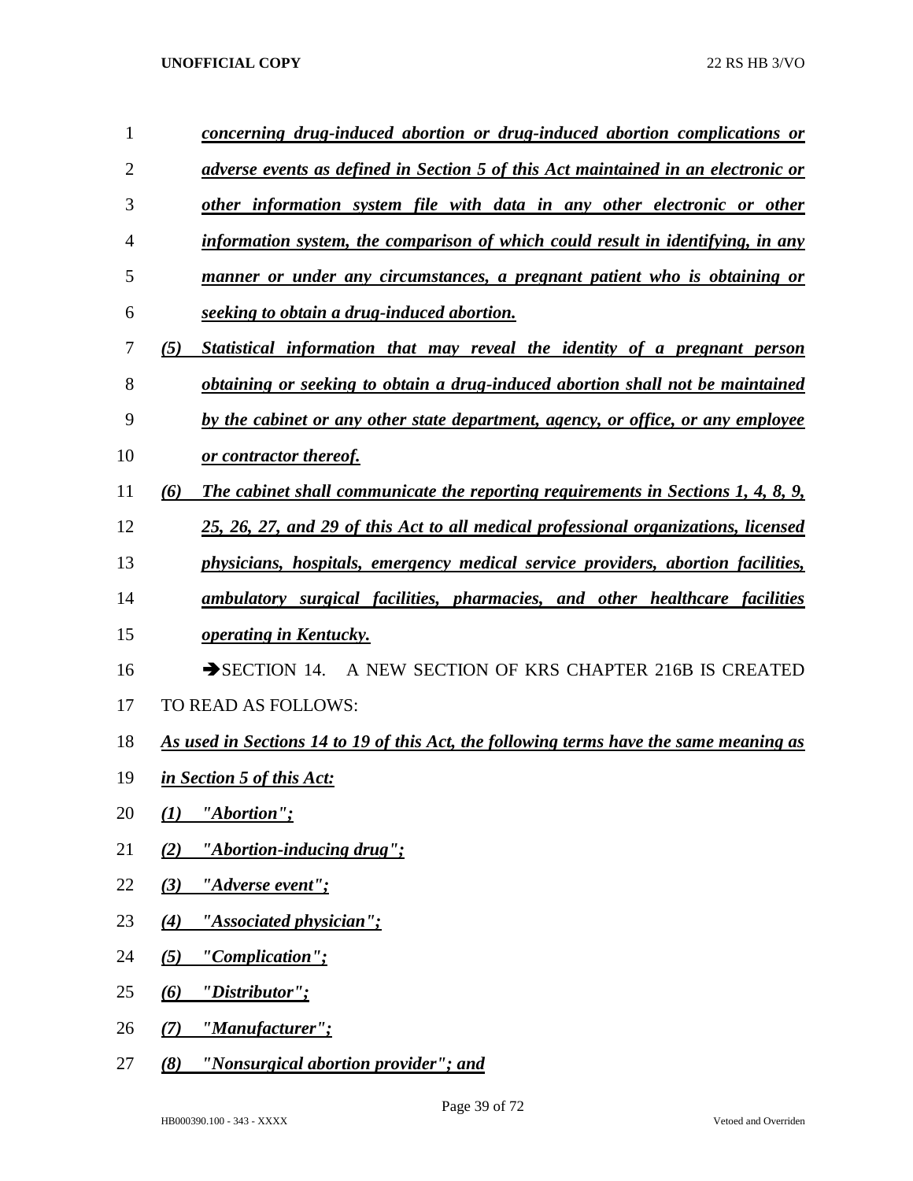*concerning drug-induced abortion or drug-induced abortion complications or adverse events as defined in Section 5 of this Act maintained in an electronic or other information system file with data in any other electronic or other information system, the comparison of which could result in identifying, in any manner or under any circumstances, a pregnant patient who is obtaining or seeking to obtain a drug-induced abortion.*

*(5) Statistical information that may reveal the identity of a pregnant person obtaining or seeking to obtain a drug-induced abortion shall not be maintained by the cabinet or any other state department, agency, or office, or any employee or contractor thereof.*

*(6) The cabinet shall communicate the reporting requirements in Sections 1, 4, 8, 9, 25, 26, 27, and 29 of this Act to all medical professional organizations, licensed physicians, hospitals, emergency medical service providers, abortion facilities, ambulatory surgical facilities, pharmacies, and other healthcare facilities operating in Kentucky.*

➔SECTION 14. A NEW SECTION OF KRS CHAPTER 216B IS CREATED TO READ AS FOLLOWS:

*As used in Sections 14 to 19 of this Act, the following terms have the same meaning as in Section 5 of this Act:*

*(1) "Abortion";*

*(2) "Abortion-inducing drug";*

*(3) "Adverse event";*

*(4) "Associated physician";*

*(5) "Complication";*

*(6) "Distributor";*

*(7) "Manufacturer";*

*(8) "Nonsurgical abortion provider"; and*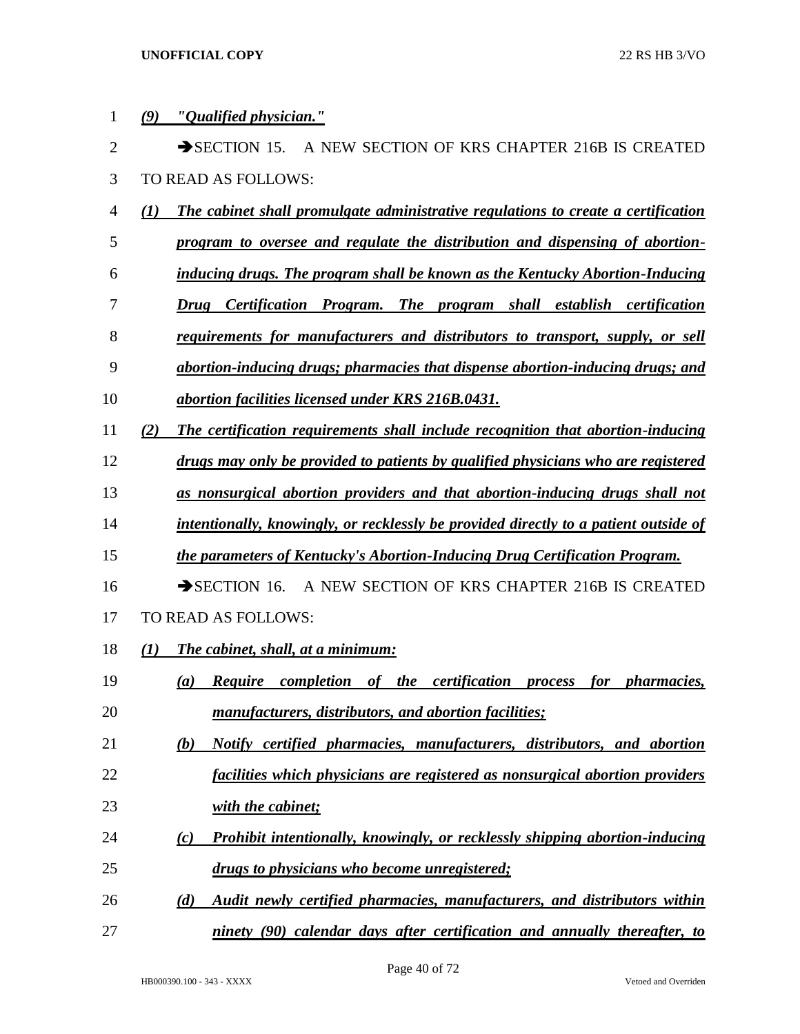*(9) "Qualified physician."*

➔SECTION 15. A NEW SECTION OF KRS CHAPTER 216B IS CREATED TO READ AS FOLLOWS:

*(1) The cabinet shall promulgate administrative regulations to create a certification program to oversee and regulate the distribution and dispensing of abortion-inducing drugs. The program shall be known as the Kentucky Abortion-Inducing Drug Certification Program. The program shall establish certification requirements for manufacturers and distributors to transport, supply, or sell abortion-inducing drugs; pharmacies that dispense abortion-inducing drugs; and abortion facilities licensed under KRS 216B.0431.*

*(2) The certification requirements shall include recognition that abortion-inducing drugs may only be provided to patients by qualified physicians who are registered as nonsurgical abortion providers and that abortion-inducing drugs shall not intentionally, knowingly, or recklessly be provided directly to a patient outside of the parameters of Kentucky's Abortion-Inducing Drug Certification Program.*

➔SECTION 16. A NEW SECTION OF KRS CHAPTER 216B IS CREATED TO READ AS FOLLOWS:

*(1) The cabinet, shall, at a minimum:*

*(a) Require completion of the certification process for pharmacies, manufacturers, distributors, and abortion facilities;*

*(b) Notify certified pharmacies, manufacturers, distributors, and abortion facilities which physicians are registered as nonsurgical abortion providers with the cabinet;*

*(c) Prohibit intentionally, knowingly, or recklessly shipping abortion-inducing drugs to physicians who become unregistered;*

*(d) Audit newly certified pharmacies, manufacturers, and distributors within ninety (90) calendar days after certification and annually thereafter, to*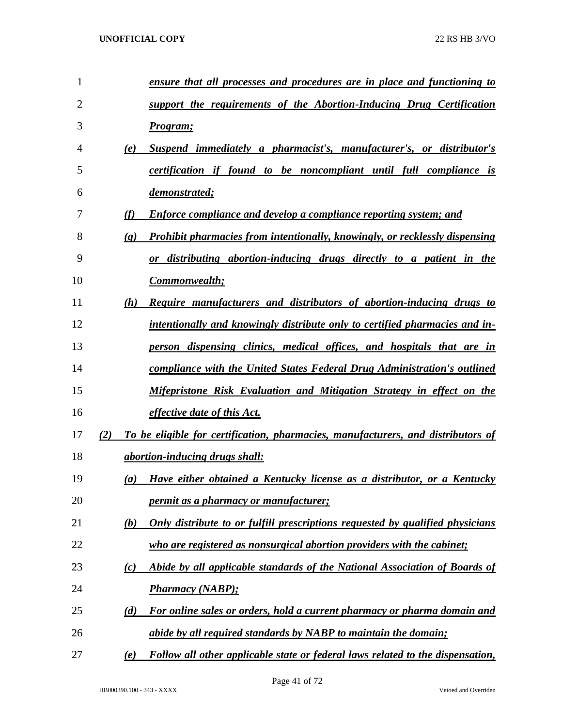*ensure that all processes and procedures are in place and functioning to support the requirements of the Abortion-Inducing Drug Certification Program;*

*(e) Suspend immediately a pharmacist's, manufacturer's, or distributor's certification if found to be noncompliant until full compliance is demonstrated;*

*(f) Enforce compliance and develop a compliance reporting system; and*

*(g) Prohibit pharmacies from intentionally, knowingly, or recklessly dispensing or distributing abortion-inducing drugs directly to a patient in the Commonwealth;*

*(h) Require manufacturers and distributors of abortion-inducing drugs to intentionally and knowingly distribute only to certified pharmacies and in-person dispensing clinics, medical offices, and hospitals that are in compliance with the United States Federal Drug Administration's outlined Mifepristone Risk Evaluation and Mitigation Strategy in effect on the effective date of this Act.*

*(2) To be eligible for certification, pharmacies, manufacturers, and distributors of abortion-inducing drugs shall:*

*(a) Have either obtained a Kentucky license as a distributor, or a Kentucky permit as a pharmacy or manufacturer;*

*(b) Only distribute to or fulfill prescriptions requested by qualified physicians who are registered as nonsurgical abortion providers with the cabinet;*

*(c) Abide by all applicable standards of the National Association of Boards of Pharmacy (NABP);*

*(d) For online sales or orders, hold a current pharmacy or pharma domain and abide by all required standards by NABP to maintain the domain;*

*(e) Follow all other applicable state or federal laws related to the dispensation,*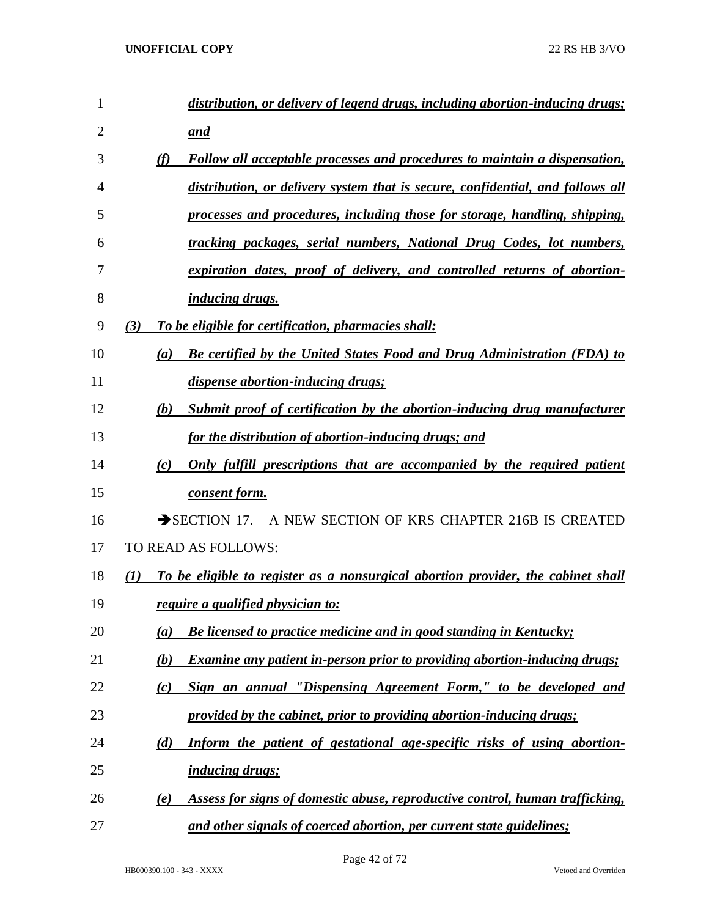*distribution, or delivery of legend drugs, including abortion-inducing drugs; and*

*(f) Follow all acceptable processes and procedures to maintain a dispensation, distribution, or delivery system that is secure, confidential, and follows all processes and procedures, including those for storage, handling, shipping, tracking packages, serial numbers, National Drug Codes, lot numbers, expiration dates, proof of delivery, and controlled returns of abortion-inducing drugs.*

*(3) To be eligible for certification, pharmacies shall:*

*(a) Be certified by the United States Food and Drug Administration (FDA) to dispense abortion-inducing drugs;*

*(b) Submit proof of certification by the abortion-inducing drug manufacturer for the distribution of abortion-inducing drugs; and*

*(c) Only fulfill prescriptions that are accompanied by the required patient consent form.*

➔SECTION 17. A NEW SECTION OF KRS CHAPTER 216B IS CREATED TO READ AS FOLLOWS:

*(1) To be eligible to register as a nonsurgical abortion provider, the cabinet shall require a qualified physician to:*

*(a) Be licensed to practice medicine and in good standing in Kentucky;*

*(b) Examine any patient in-person prior to providing abortion-inducing drugs;*

*(c) Sign an annual "Dispensing Agreement Form," to be developed and provided by the cabinet, prior to providing abortion-inducing drugs;*

*(d) Inform the patient of gestational age-specific risks of using abortion-inducing drugs;*

*(e) Assess for signs of domestic abuse, reproductive control, human trafficking, and other signals of coerced abortion, per current state guidelines;*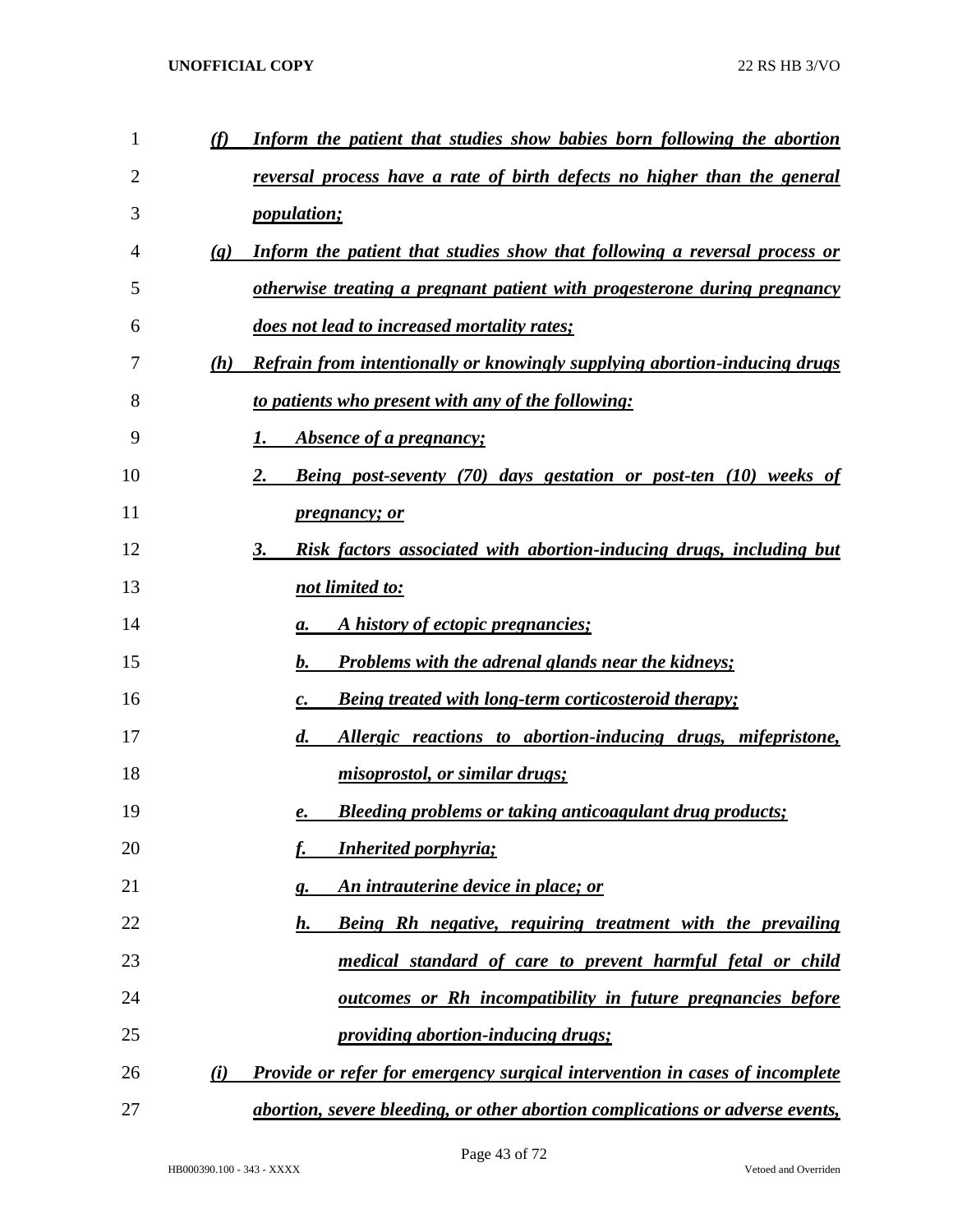*(f) Inform the patient that studies show babies born following the abortion reversal process have a rate of birth defects no higher than the general population;*

*(g) Inform the patient that studies show that following a reversal process or otherwise treating a pregnant patient with progesterone during pregnancy does not lead to increased mortality rates;*

*(h) Refrain from intentionally or knowingly supplying abortion-inducing drugs to patients who present with any of the following:*

*1. Absence of a pregnancy;*

*2. Being post-seventy (70) days gestation or post-ten (10) weeks of pregnancy; or*

*3. Risk factors associated with abortion-inducing drugs, including but not limited to:*

*a. A history of ectopic pregnancies;*

*b. Problems with the adrenal glands near the kidneys;*

*c. Being treated with long-term corticosteroid therapy;*

*d. Allergic reactions to abortion-inducing drugs, mifepristone, misoprostol, or similar drugs;*

*e. Bleeding problems or taking anticoagulant drug products;*

*f. Inherited porphyria;*

*g. An intrauterine device in place; or*

*h. Being Rh negative, requiring treatment with the prevailing medical standard of care to prevent harmful fetal or child outcomes or Rh incompatibility in future pregnancies before providing abortion-inducing drugs;*

*(i) Provide or refer for emergency surgical intervention in cases of incomplete abortion, severe bleeding, or other abortion complications or adverse events,*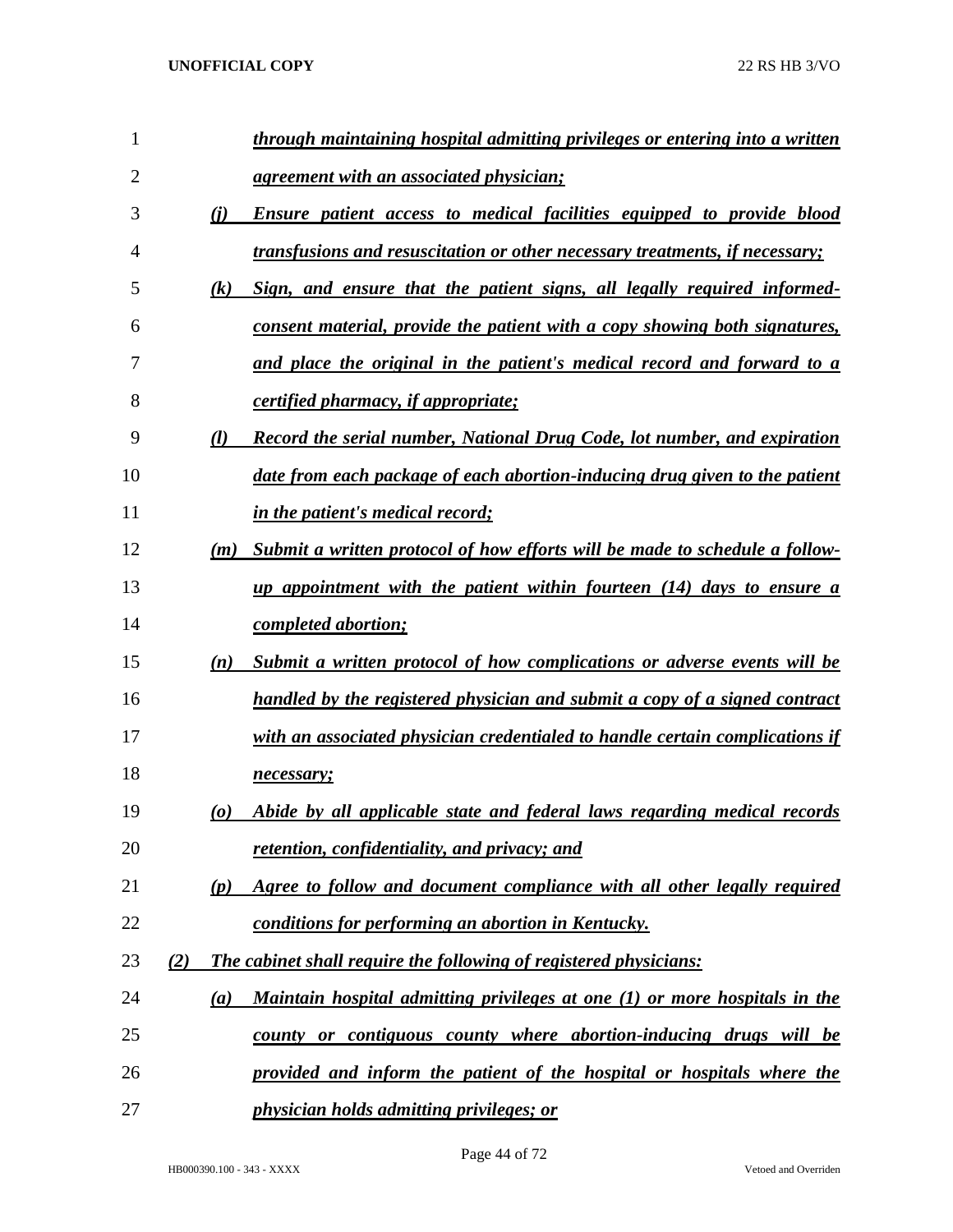*through maintaining hospital admitting privileges or entering into a written agreement with an associated physician;*

*(j) Ensure patient access to medical facilities equipped to provide blood transfusions and resuscitation or other necessary treatments, if necessary;*

*(k) Sign, and ensure that the patient signs, all legally required informed-consent material, provide the patient with a copy showing both signatures, and place the original in the patient's medical record and forward to a certified pharmacy, if appropriate;*

*(l) Record the serial number, National Drug Code, lot number, and expiration date from each package of each abortion-inducing drug given to the patient in the patient's medical record;*

*(m) Submit a written protocol of how efforts will be made to schedule a follow-up appointment with the patient within fourteen (14) days to ensure a completed abortion;*

*(n) Submit a written protocol of how complications or adverse events will be handled by the registered physician and submit a copy of a signed contract with an associated physician credentialed to handle certain complications if necessary;*

*(o) Abide by all applicable state and federal laws regarding medical records retention, confidentiality, and privacy; and*

*(p) Agree to follow and document compliance with all other legally required conditions for performing an abortion in Kentucky.*

*(2) The cabinet shall require the following of registered physicians:*

*(a) Maintain hospital admitting privileges at one (1) or more hospitals in the county or contiguous county where abortion-inducing drugs will be provided and inform the patient of the hospital or hospitals where the physician holds admitting privileges; or*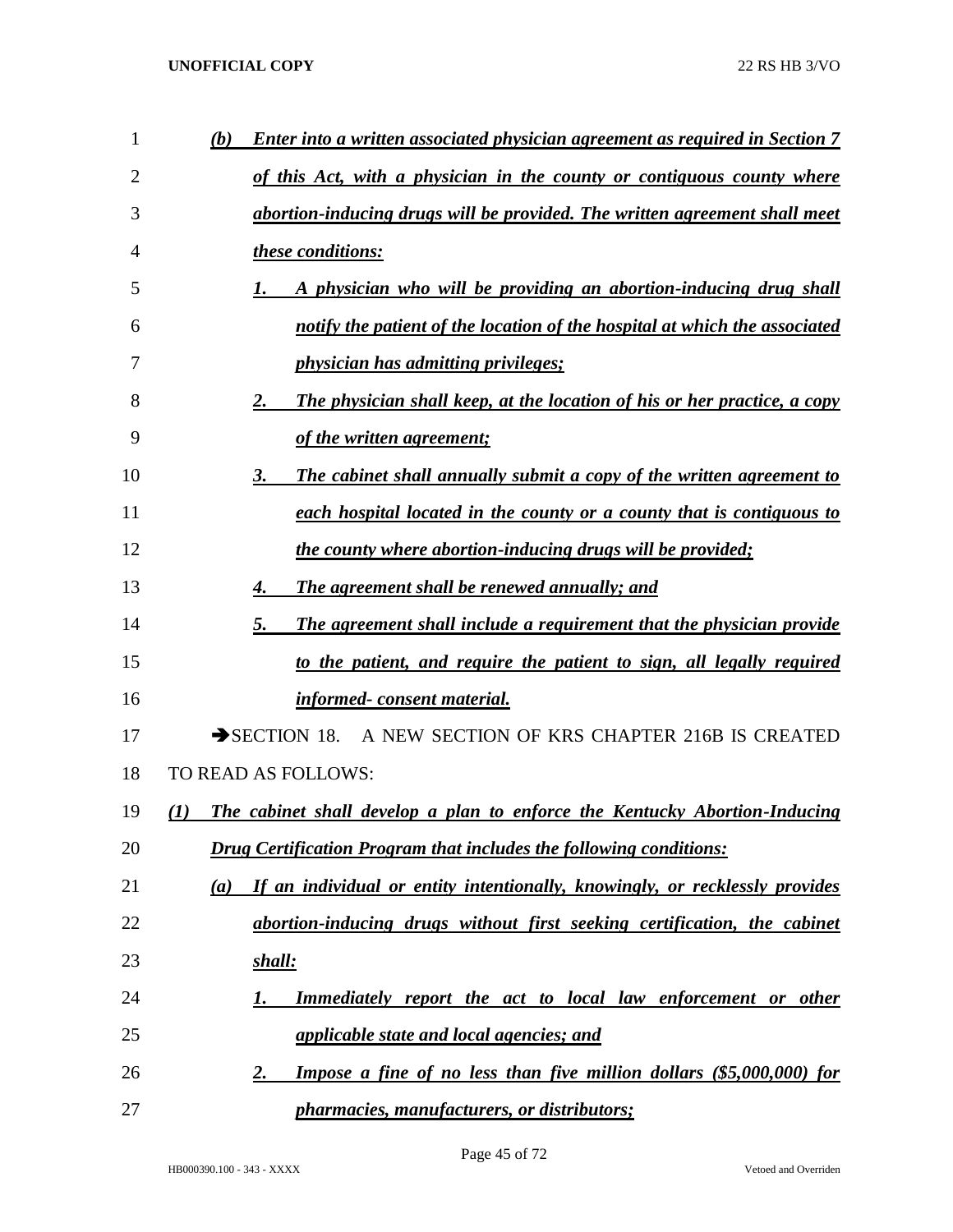*(b)* ***Enter into a written associated physician agreement as required in Section 7 of this Act, with a physician in the county or contiguous county where abortion-inducing drugs will be provided. The written agreement shall meet these conditions:***

***1.*** ***A physician who will be providing an abortion-inducing drug shall notify the patient of the location of the hospital at which the associated physician has admitting privileges;***

***2.*** ***The physician shall keep, at the location of his or her practice, a copy of the written agreement;***

***3.*** ***The cabinet shall annually submit a copy of the written agreement to each hospital located in the county or a county that is contiguous to the county where abortion-inducing drugs will be provided;***

***4.*** ***The agreement shall be renewed annually; and***

***5.*** ***The agreement shall include a requirement that the physician provide to the patient, and require the patient to sign, all legally required informed- consent material.***

➔SECTION 18. A NEW SECTION OF KRS CHAPTER 216B IS CREATED TO READ AS FOLLOWS:

***(1)*** ***The cabinet shall develop a plan to enforce the Kentucky Abortion-Inducing Drug Certification Program that includes the following conditions:***

***(a)*** ***If an individual or entity intentionally, knowingly, or recklessly provides abortion-inducing drugs without first seeking certification, the cabinet shall:***

***1.*** ***Immediately report the act to local law enforcement or other applicable state and local agencies; and***

***2.*** ***Impose a fine of no less than five million dollars ($5,000,000) for pharmacies, manufacturers, or distributors;***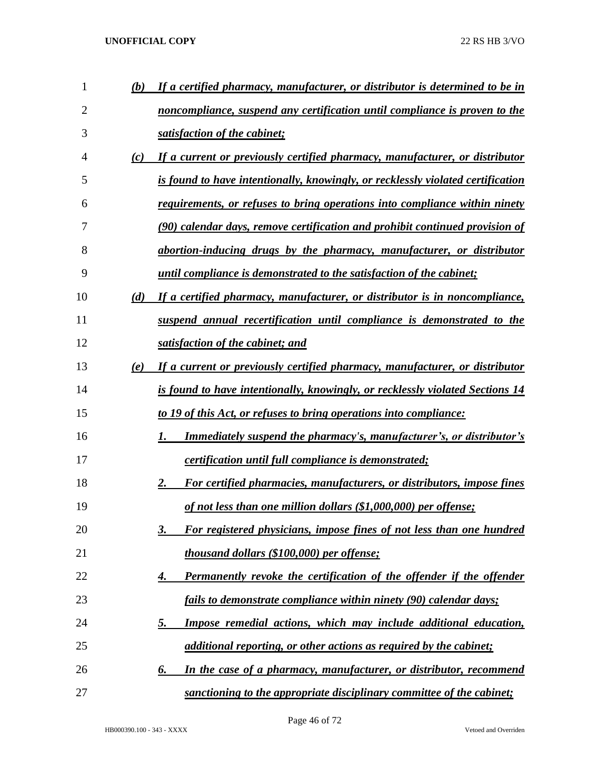*(b) If a certified pharmacy, manufacturer, or distributor is determined to be in noncompliance, suspend any certification until compliance is proven to the satisfaction of the cabinet;*

*(c) If a current or previously certified pharmacy, manufacturer, or distributor is found to have intentionally, knowingly, or recklessly violated certification requirements, or refuses to bring operations into compliance within ninety (90) calendar days, remove certification and prohibit continued provision of abortion-inducing drugs by the pharmacy, manufacturer, or distributor until compliance is demonstrated to the satisfaction of the cabinet;*

*(d) If a certified pharmacy, manufacturer, or distributor is in noncompliance, suspend annual recertification until compliance is demonstrated to the satisfaction of the cabinet; and*

*(e) If a current or previously certified pharmacy, manufacturer, or distributor is found to have intentionally, knowingly, or recklessly violated Sections 14 to 19 of this Act, or refuses to bring operations into compliance:*

*1. Immediately suspend the pharmacy's, manufacturer's, or distributor's certification until full compliance is demonstrated;*

*2. For certified pharmacies, manufacturers, or distributors, impose fines of not less than one million dollars ($1,000,000) per offense;*

*3. For registered physicians, impose fines of not less than one hundred thousand dollars ($100,000) per offense;*

*4. Permanently revoke the certification of the offender if the offender fails to demonstrate compliance within ninety (90) calendar days;*

*5. Impose remedial actions, which may include additional education, additional reporting, or other actions as required by the cabinet;*

*6. In the case of a pharmacy, manufacturer, or distributor, recommend sanctioning to the appropriate disciplinary committee of the cabinet;*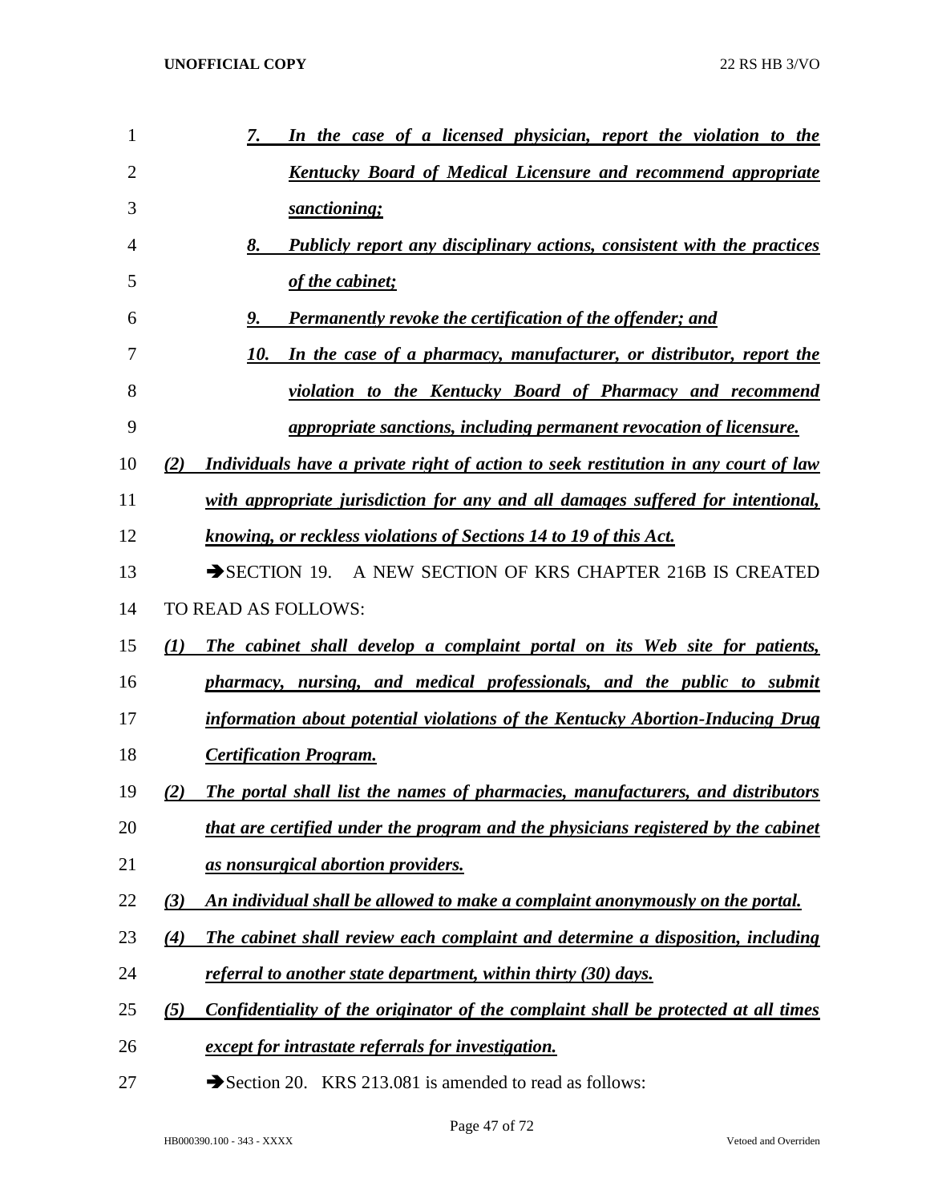7. *In the case of a licensed physician, report the violation to the Kentucky Board of Medical Licensure and recommend appropriate sanctioning;*

8. *Publicly report any disciplinary actions, consistent with the practices of the cabinet;*

9. *Permanently revoke the certification of the offender; and*

10. *In the case of a pharmacy, manufacturer, or distributor, report the violation to the Kentucky Board of Pharmacy and recommend appropriate sanctions, including permanent revocation of licensure.*

*(2) Individuals have a private right of action to seek restitution in any court of law with appropriate jurisdiction for any and all damages suffered for intentional, knowing, or reckless violations of Sections 14 to 19 of this Act.*

→SECTION 19. A NEW SECTION OF KRS CHAPTER 216B IS CREATED TO READ AS FOLLOWS:

*(1) The cabinet shall develop a complaint portal on its Web site for patients, pharmacy, nursing, and medical professionals, and the public to submit information about potential violations of the Kentucky Abortion-Inducing Drug Certification Program.*

*(2) The portal shall list the names of pharmacies, manufacturers, and distributors that are certified under the program and the physicians registered by the cabinet as nonsurgical abortion providers.*

*(3) An individual shall be allowed to make a complaint anonymously on the portal.*

*(4) The cabinet shall review each complaint and determine a disposition, including referral to another state department, within thirty (30) days.*

*(5) Confidentiality of the originator of the complaint shall be protected at all times except for intrastate referrals for investigation.*

→Section 20. KRS 213.081 is amended to read as follows: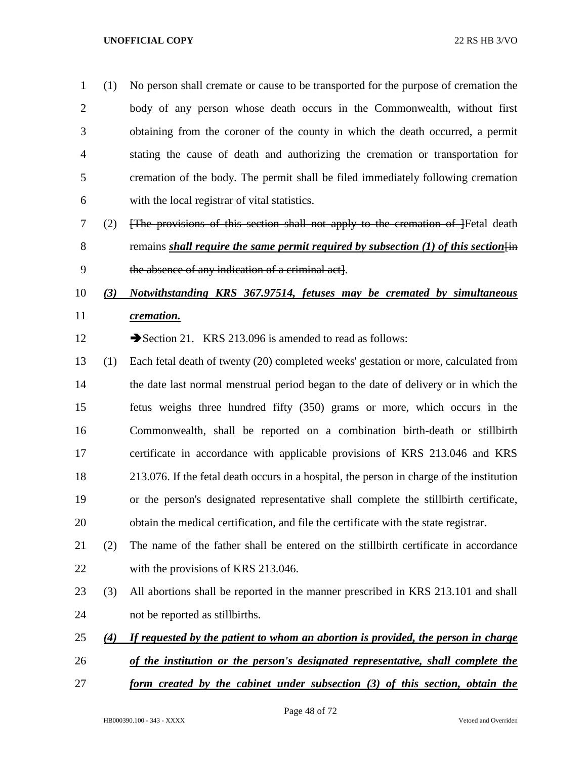(1) No person shall cremate or cause to be transported for the purpose of cremation the body of any person whose death occurs in the Commonwealth, without first obtaining from the coroner of the county in which the death occurred, a permit stating the cause of death and authorizing the cremation or transportation for cremation of the body. The permit shall be filed immediately following cremation with the local registrar of vital statistics.

(2) ~~[The provisions of this section shall not apply to the cremation of ]~~Fetal death remains ***shall require the same permit required by subsection (1) of this section***~~[in the absence of any indication of a criminal act]~~.

***(3) Notwithstanding KRS 367.97514, fetuses may be cremated by simultaneous cremation.***

➔Section 21. KRS 213.096 is amended to read as follows:

(1) Each fetal death of twenty (20) completed weeks' gestation or more, calculated from the date last normal menstrual period began to the date of delivery or in which the fetus weighs three hundred fifty (350) grams or more, which occurs in the Commonwealth, shall be reported on a combination birth-death or stillbirth certificate in accordance with applicable provisions of KRS 213.046 and KRS 213.076. If the fetal death occurs in a hospital, the person in charge of the institution or the person's designated representative shall complete the stillbirth certificate, obtain the medical certification, and file the certificate with the state registrar.

(2) The name of the father shall be entered on the stillbirth certificate in accordance with the provisions of KRS 213.046.

(3) All abortions shall be reported in the manner prescribed in KRS 213.101 and shall not be reported as stillbirths.

***(4) If requested by the patient to whom an abortion is provided, the person in charge of the institution or the person's designated representative, shall complete the form created by the cabinet under subsection (3) of this section, obtain the***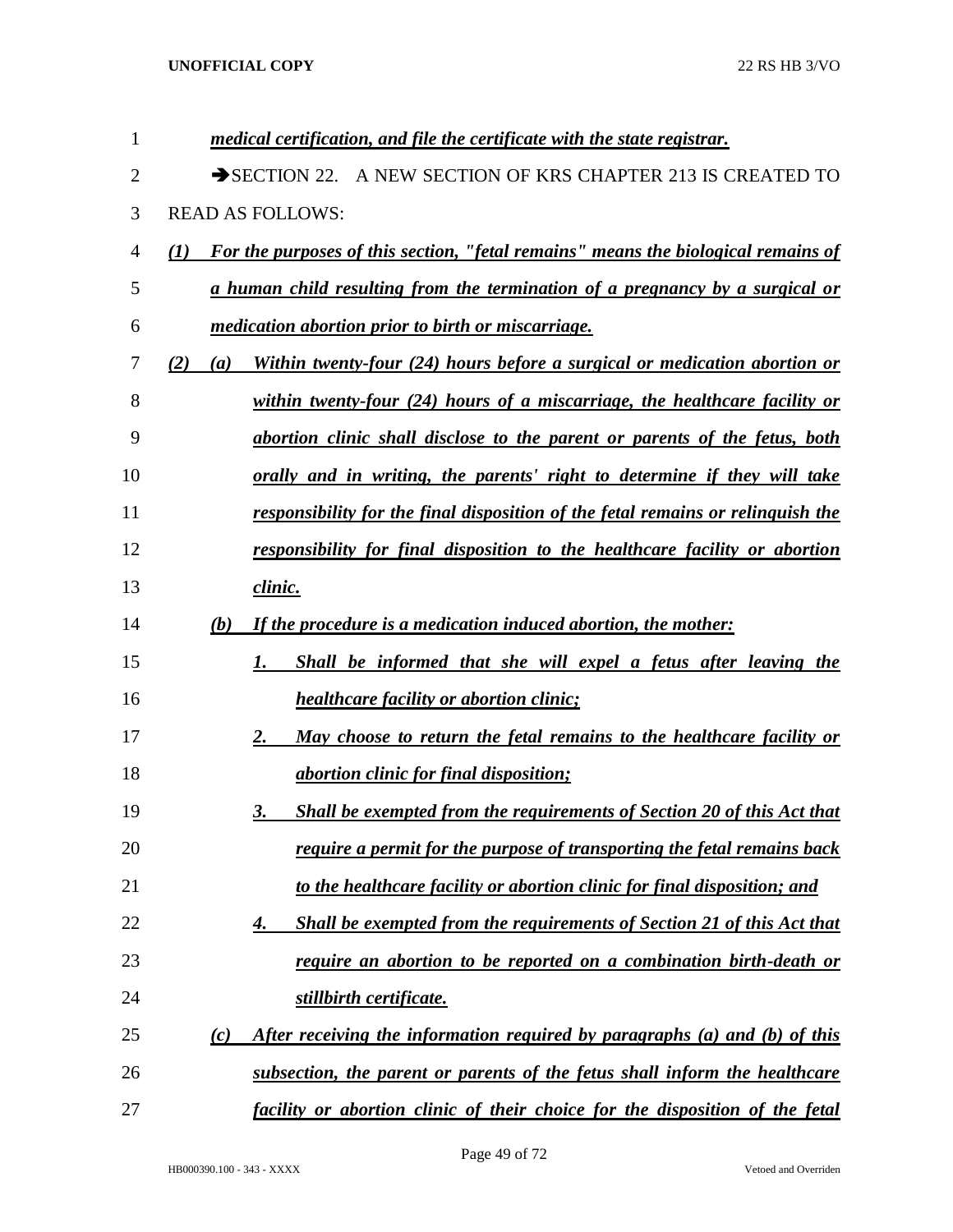*medical certification, and file the certificate with the state registrar.*

➔SECTION 22. A NEW SECTION OF KRS CHAPTER 213 IS CREATED TO READ AS FOLLOWS:

*(1) For the purposes of this section, "fetal remains" means the biological remains of a human child resulting from the termination of a pregnancy by a surgical or medication abortion prior to birth or miscarriage.*

*(2) (a) Within twenty-four (24) hours before a surgical or medication abortion or within twenty-four (24) hours of a miscarriage, the healthcare facility or abortion clinic shall disclose to the parent or parents of the fetus, both orally and in writing, the parents' right to determine if they will take responsibility for the final disposition of the fetal remains or relinquish the responsibility for final disposition to the healthcare facility or abortion clinic.*

*(b) If the procedure is a medication induced abortion, the mother:*

*1. Shall be informed that she will expel a fetus after leaving the healthcare facility or abortion clinic;*

*2. May choose to return the fetal remains to the healthcare facility or abortion clinic for final disposition;*

*3. Shall be exempted from the requirements of Section 20 of this Act that require a permit for the purpose of transporting the fetal remains back to the healthcare facility or abortion clinic for final disposition; and*

*4. Shall be exempted from the requirements of Section 21 of this Act that require an abortion to be reported on a combination birth-death or stillbirth certificate.*

*(c) After receiving the information required by paragraphs (a) and (b) of this subsection, the parent or parents of the fetus shall inform the healthcare facility or abortion clinic of their choice for the disposition of the fetal*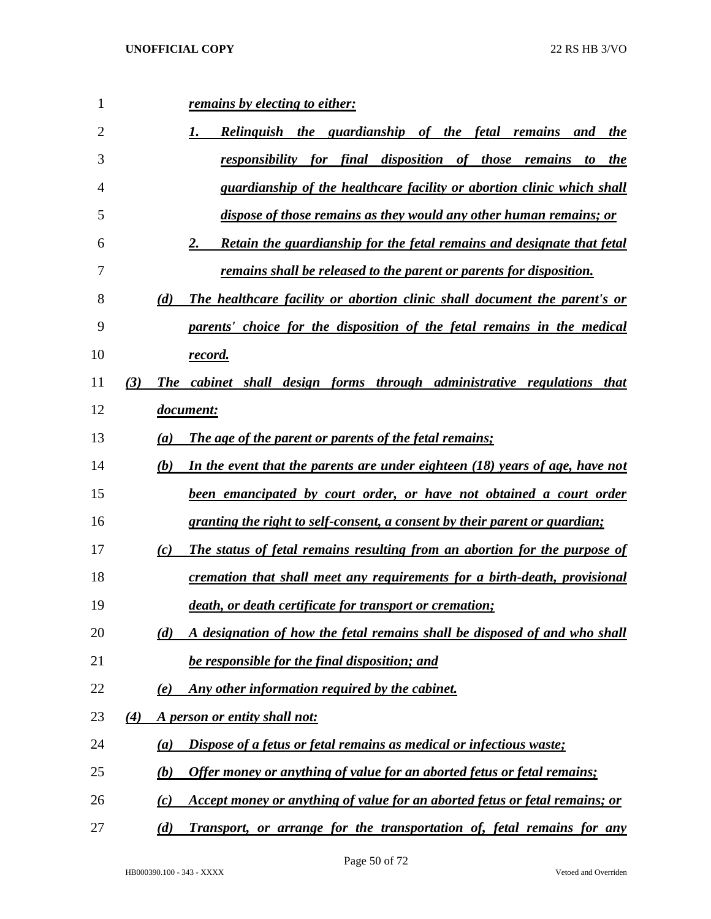*remains by electing to either:*

*1. Relinquish the guardianship of the fetal remains and the responsibility for final disposition of those remains to the guardianship of the healthcare facility or abortion clinic which shall dispose of those remains as they would any other human remains; or*

*2. Retain the guardianship for the fetal remains and designate that fetal remains shall be released to the parent or parents for disposition.*

*(d) The healthcare facility or abortion clinic shall document the parent's or parents' choice for the disposition of the fetal remains in the medical record.*

*(3) The cabinet shall design forms through administrative regulations that document:*

*(a) The age of the parent or parents of the fetal remains;*

*(b) In the event that the parents are under eighteen (18) years of age, have not been emancipated by court order, or have not obtained a court order granting the right to self-consent, a consent by their parent or guardian;*

*(c) The status of fetal remains resulting from an abortion for the purpose of cremation that shall meet any requirements for a birth-death, provisional death, or death certificate for transport or cremation;*

*(d) A designation of how the fetal remains shall be disposed of and who shall be responsible for the final disposition; and*

*(e) Any other information required by the cabinet.*

*(4) A person or entity shall not:*

*(a) Dispose of a fetus or fetal remains as medical or infectious waste;*

*(b) Offer money or anything of value for an aborted fetus or fetal remains;*

*(c) Accept money or anything of value for an aborted fetus or fetal remains; or*

*(d) Transport, or arrange for the transportation of, fetal remains for any*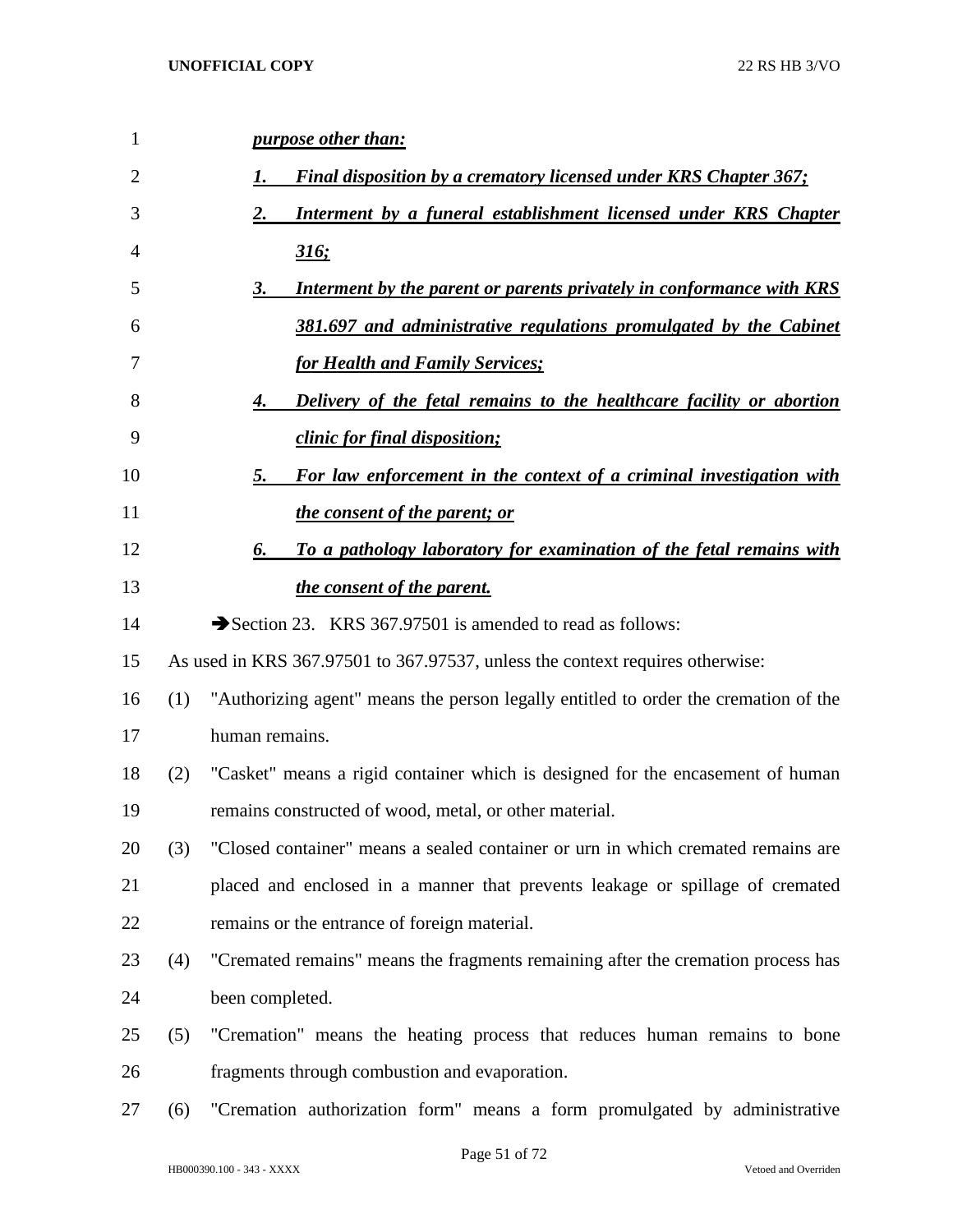***purpose other than:***

***1. Final disposition by a crematory licensed under KRS Chapter 367;***

***2. Interment by a funeral establishment licensed under KRS Chapter 316;***

***3. Interment by the parent or parents privately in conformance with KRS 381.697 and administrative regulations promulgated by the Cabinet for Health and Family Services;***

***4. Delivery of the fetal remains to the healthcare facility or abortion clinic for final disposition;***

***5. For law enforcement in the context of a criminal investigation with the consent of the parent; or***

***6. To a pathology laboratory for examination of the fetal remains with the consent of the parent.***

➔Section 23. KRS 367.97501 is amended to read as follows:

As used in KRS 367.97501 to 367.97537, unless the context requires otherwise:

(1) "Authorizing agent" means the person legally entitled to order the cremation of the human remains.

(2) "Casket" means a rigid container which is designed for the encasement of human remains constructed of wood, metal, or other material.

(3) "Closed container" means a sealed container or urn in which cremated remains are placed and enclosed in a manner that prevents leakage or spillage of cremated remains or the entrance of foreign material.

(4) "Cremated remains" means the fragments remaining after the cremation process has been completed.

(5) "Cremation" means the heating process that reduces human remains to bone fragments through combustion and evaporation.

(6) "Cremation authorization form" means a form promulgated by administrative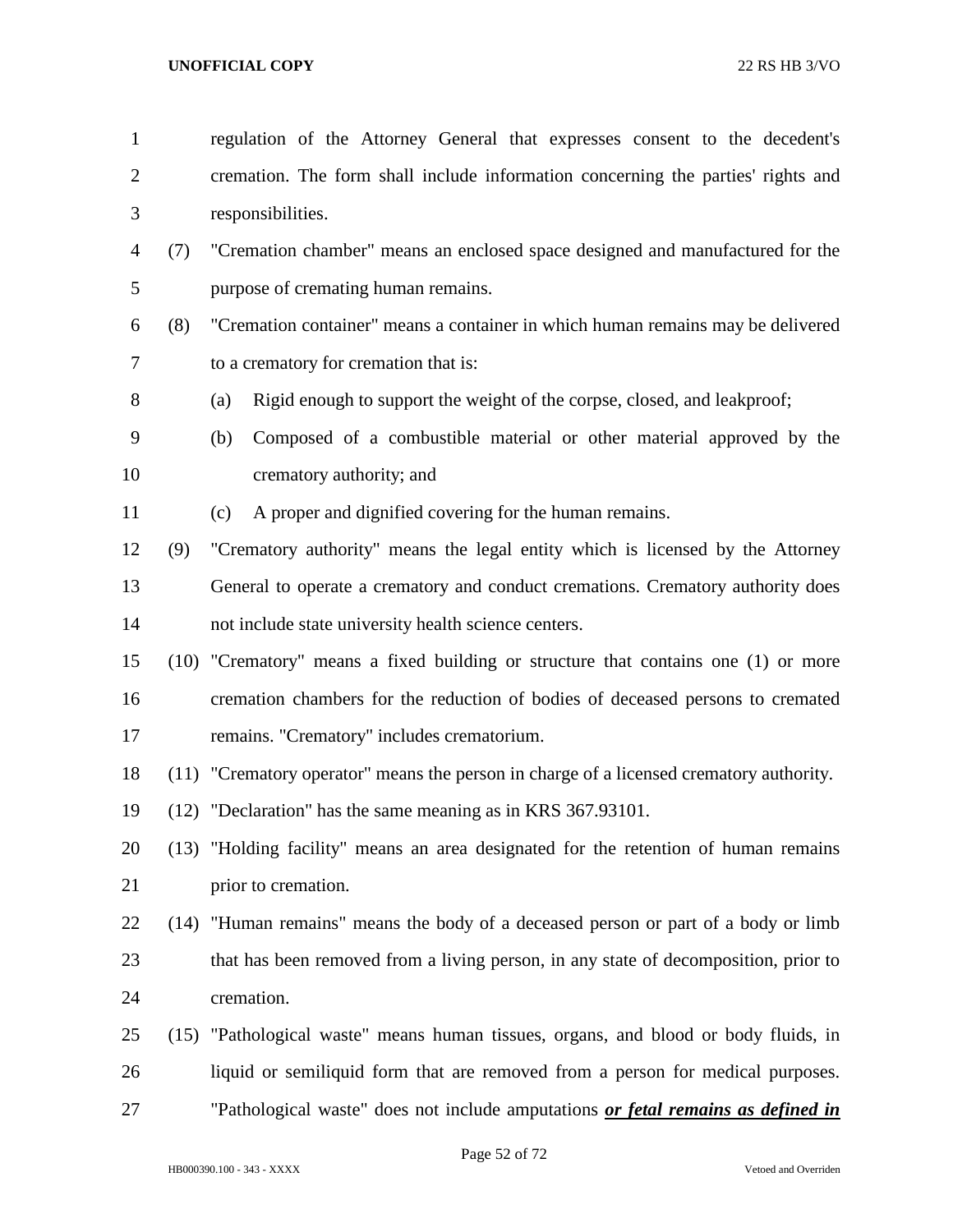regulation of the Attorney General that expresses consent to the decedent's cremation. The form shall include information concerning the parties' rights and responsibilities.

(7) "Cremation chamber" means an enclosed space designed and manufactured for the purpose of cremating human remains.

(8) "Cremation container" means a container in which human remains may be delivered to a crematory for cremation that is:

(a) Rigid enough to support the weight of the corpse, closed, and leakproof;

(b) Composed of a combustible material or other material approved by the crematory authority; and

(c) A proper and dignified covering for the human remains.

(9) "Crematory authority" means the legal entity which is licensed by the Attorney General to operate a crematory and conduct cremations. Crematory authority does not include state university health science centers.

(10) "Crematory" means a fixed building or structure that contains one (1) or more cremation chambers for the reduction of bodies of deceased persons to cremated remains. "Crematory" includes crematorium.

(11) "Crematory operator" means the person in charge of a licensed crematory authority.

(12) "Declaration" has the same meaning as in KRS 367.93101.

(13) "Holding facility" means an area designated for the retention of human remains prior to cremation.

(14) "Human remains" means the body of a deceased person or part of a body or limb that has been removed from a living person, in any state of decomposition, prior to cremation.

(15) "Pathological waste" means human tissues, organs, and blood or body fluids, in liquid or semiliquid form that are removed from a person for medical purposes. "Pathological waste" does not include amputations ***or fetal remains as defined in***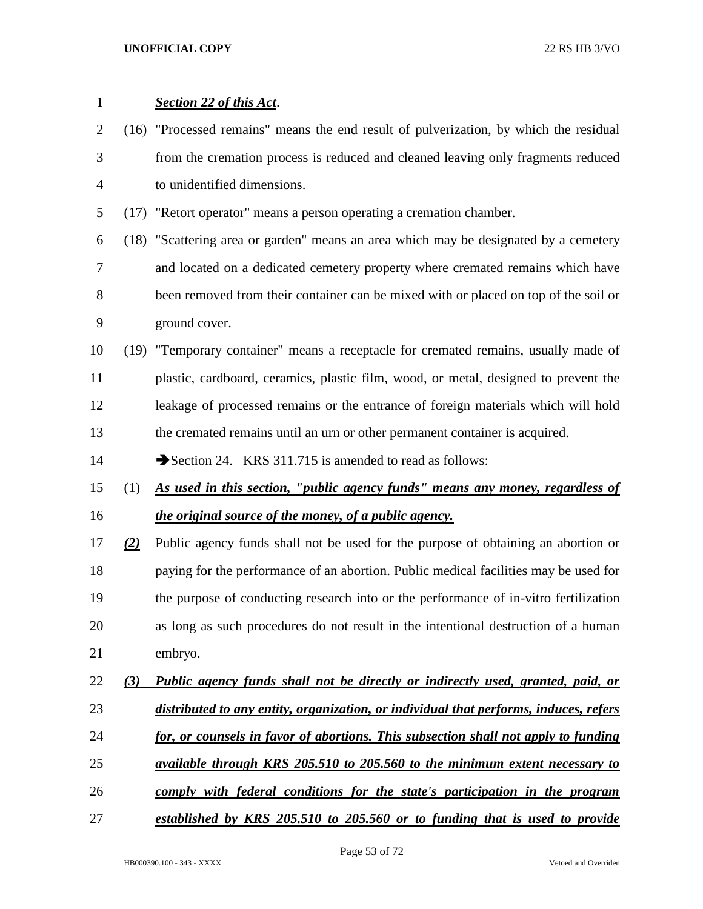***Section 22 of this Act***.

(16) "Processed remains" means the end result of pulverization, by which the residual from the cremation process is reduced and cleaned leaving only fragments reduced to unidentified dimensions.

(17) "Retort operator" means a person operating a cremation chamber.

(18) "Scattering area or garden" means an area which may be designated by a cemetery and located on a dedicated cemetery property where cremated remains which have been removed from their container can be mixed with or placed on top of the soil or ground cover.

(19) "Temporary container" means a receptacle for cremated remains, usually made of plastic, cardboard, ceramics, plastic film, wood, or metal, designed to prevent the leakage of processed remains or the entrance of foreign materials which will hold the cremated remains until an urn or other permanent container is acquired.

➔Section 24. KRS 311.715 is amended to read as follows:

(1) ***As used in this section, "public agency funds" means any money, regardless of the original source of the money, of a public agency.***

***(2)*** Public agency funds shall not be used for the purpose of obtaining an abortion or paying for the performance of an abortion. Public medical facilities may be used for the purpose of conducting research into or the performance of in-vitro fertilization as long as such procedures do not result in the intentional destruction of a human embryo.

***(3) Public agency funds shall not be directly or indirectly used, granted, paid, or distributed to any entity, organization, or individual that performs, induces, refers for, or counsels in favor of abortions. This subsection shall not apply to funding available through KRS 205.510 to 205.560 to the minimum extent necessary to comply with federal conditions for the state's participation in the program established by KRS 205.510 to 205.560 or to funding that is used to provide***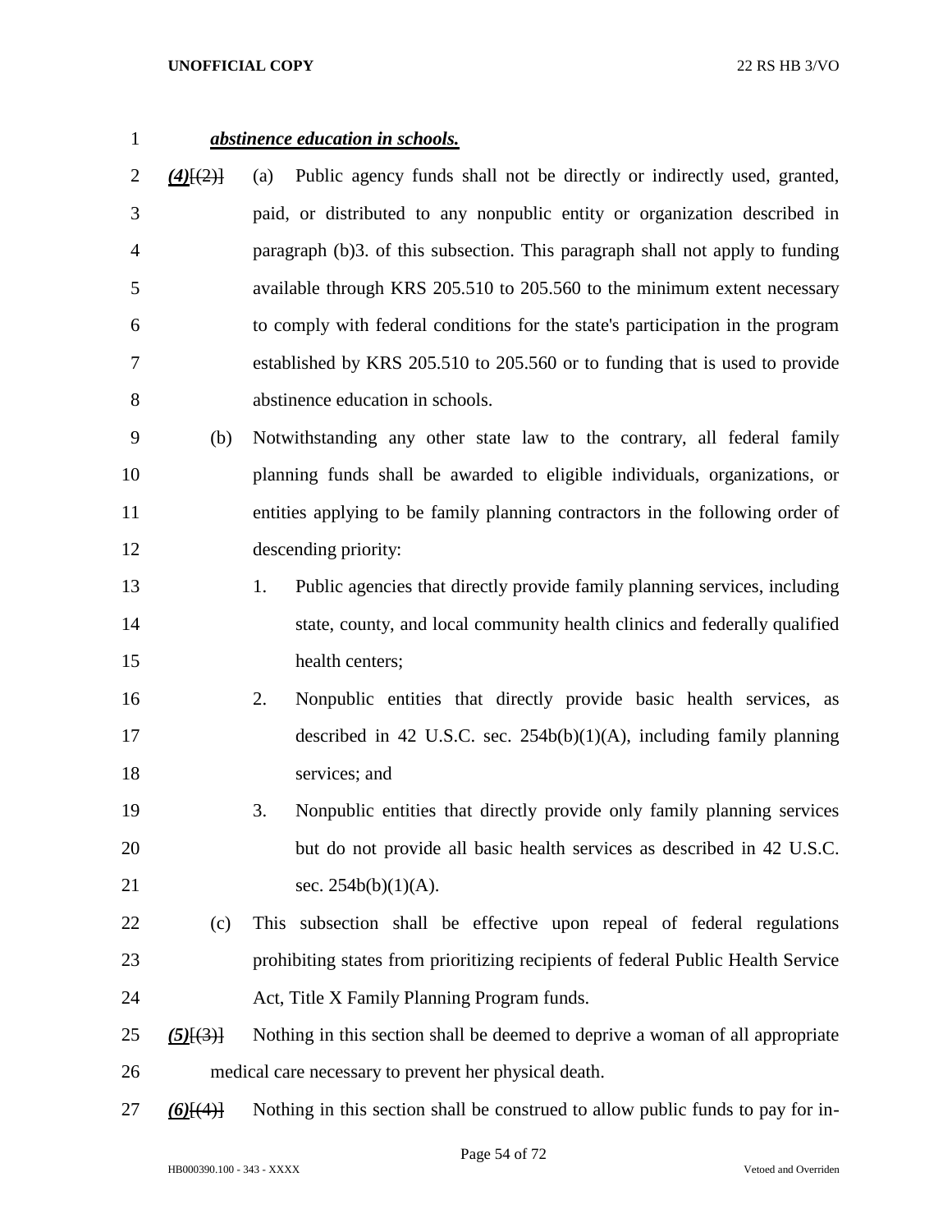***abstience education in schools.***

***(4)***~~[(2)]~~ (a) Public agency funds shall not be directly or indirectly used, granted, paid, or distributed to any nonpublic entity or organization described in paragraph (b)3. of this subsection. This paragraph shall not apply to funding available through KRS 205.510 to 205.560 to the minimum extent necessary to comply with federal conditions for the state's participation in the program established by KRS 205.510 to 205.560 or to funding that is used to provide abstinence education in schools.

(b) Notwithstanding any other state law to the contrary, all federal family planning funds shall be awarded to eligible individuals, organizations, or entities applying to be family planning contractors in the following order of descending priority:

1. Public agencies that directly provide family planning services, including state, county, and local community health clinics and federally qualified health centers;
2. Nonpublic entities that directly provide basic health services, as described in 42 U.S.C. sec. 254b(b)(1)(A), including family planning services; and
3. Nonpublic entities that directly provide only family planning services but do not provide all basic health services as described in 42 U.S.C. sec. 254b(b)(1)(A).

(c) This subsection shall be effective upon repeal of federal regulations prohibiting states from prioritizing recipients of federal Public Health Service Act, Title X Family Planning Program funds.

***(5)***~~[(3)]~~ Nothing in this section shall be deemed to deprive a woman of all appropriate medical care necessary to prevent her physical death.

***(6)***~~[(4)]~~ Nothing in this section shall be construed to allow public funds to pay for in-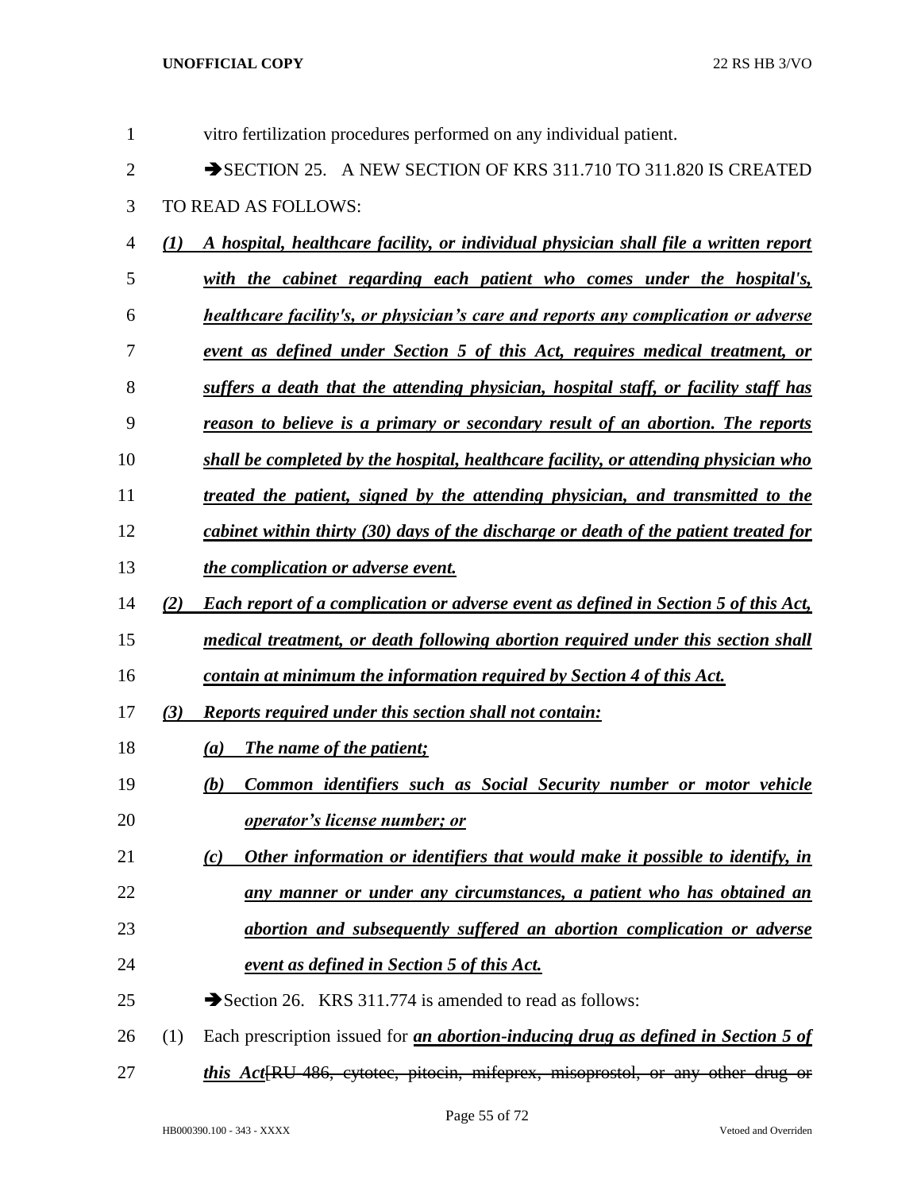vitro fertilization procedures performed on any individual patient.

➔SECTION 25. A NEW SECTION OF KRS 311.710 TO 311.820 IS CREATED TO READ AS FOLLOWS:

***(1) A hospital, healthcare facility, or individual physician shall file a written report with the cabinet regarding each patient who comes under the hospital's, healthcare facility's, or physician's care and reports any complication or adverse event as defined under Section 5 of this Act, requires medical treatment, or suffers a death that the attending physician, hospital staff, or facility staff has reason to believe is a primary or secondary result of an abortion. The reports shall be completed by the hospital, healthcare facility, or attending physician who treated the patient, signed by the attending physician, and transmitted to the cabinet within thirty (30) days of the discharge or death of the patient treated for the complication or adverse event.***

***(2) Each report of a complication or adverse event as defined in Section 5 of this Act, medical treatment, or death following abortion required under this section shall contain at minimum the information required by Section 4 of this Act.***

***(3) Reports required under this section shall not contain:***

***(a) The name of the patient;***

***(b) Common identifiers such as Social Security number or motor vehicle operator's license number; or***

***(c) Other information or identifiers that would make it possible to identify, in any manner or under any circumstances, a patient who has obtained an abortion and subsequently suffered an abortion complication or adverse event as defined in Section 5 of this Act.***

➔Section 26. KRS 311.774 is amended to read as follows:

(1) Each prescription issued for ***an abortion-inducing drug as defined in Section 5 of this Act***~~[RU-486, cytotec, pitocin, mifeprex, misoprostol, or any other drug or~~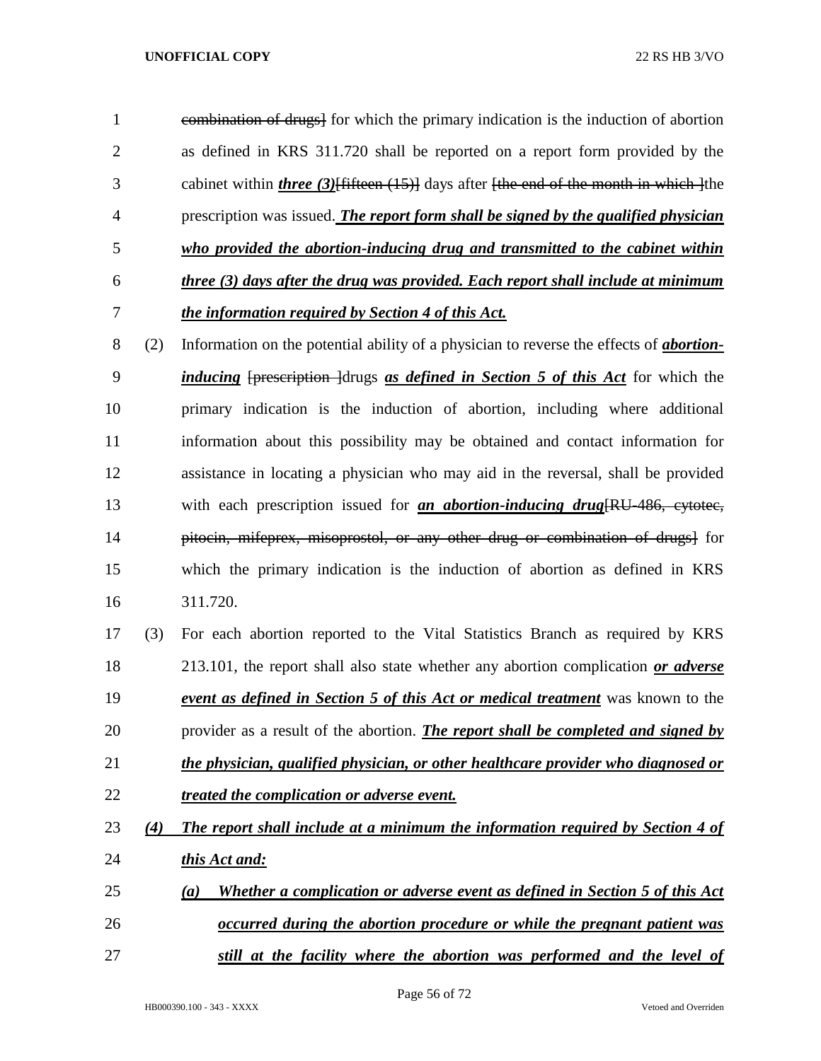combination of drugs] for which the primary indication is the induction of abortion as defined in KRS 311.720 shall be reported on a report form provided by the cabinet within ***three (3)***[fifteen (15)] days after [the end of the month in which ]the prescription was issued. ***The report form shall be signed by the qualified physician who provided the abortion-inducing drug and transmitted to the cabinet within three (3) days after the drug was provided. Each report shall include at minimum the information required by Section 4 of this Act.***

(2) Information on the potential ability of a physician to reverse the effects of ***abortion-inducing*** [prescription ]drugs ***as defined in Section 5 of this Act*** for which the primary indication is the induction of abortion, including where additional information about this possibility may be obtained and contact information for assistance in locating a physician who may aid in the reversal, shall be provided with each prescription issued for ***an abortion-inducing drug***[RU-486, cytotec, pitocin, mifeprex, misoprostol, or any other drug or combination of drugs] for which the primary indication is the induction of abortion as defined in KRS 311.720.

(3) For each abortion reported to the Vital Statistics Branch as required by KRS 213.101, the report shall also state whether any abortion complication ***or adverse event as defined in Section 5 of this Act or medical treatment*** was known to the provider as a result of the abortion. ***The report shall be completed and signed by the physician, qualified physician, or other healthcare provider who diagnosed or treated the complication or adverse event.***

***(4) The report shall include at a minimum the information required by Section 4 of this Act and:***

***(a) Whether a complication or adverse event as defined in Section 5 of this Act occurred during the abortion procedure or while the pregnant patient was still at the facility where the abortion was performed and the level of***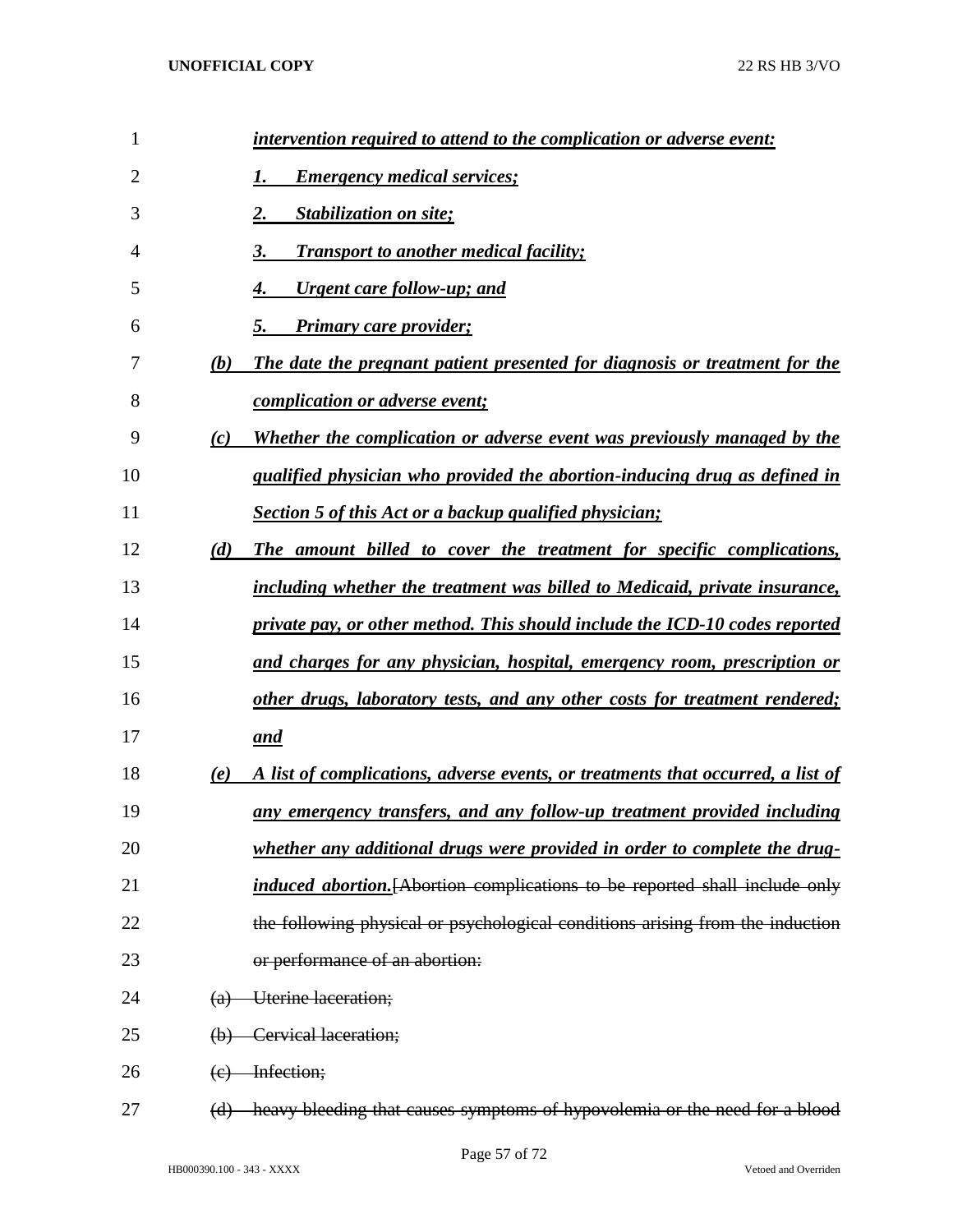*intervention required to attend to the complication or adverse event:*

*1. Emergency medical services;*

*2. Stabilization on site;*

*3. Transport to another medical facility;*

*4. Urgent care follow-up; and*

*5. Primary care provider;*

*(b) The date the pregnant patient presented for diagnosis or treatment for the complication or adverse event;*

*(c) Whether the complication or adverse event was previously managed by the qualified physician who provided the abortion-inducing drug as defined in Section 5 of this Act or a backup qualified physician;*

*(d) The amount billed to cover the treatment for specific complications, including whether the treatment was billed to Medicaid, private insurance, private pay, or other method. This should include the ICD-10 codes reported and charges for any physician, hospital, emergency room, prescription or other drugs, laboratory tests, and any other costs for treatment rendered; and*

*(e) A list of complications, adverse events, or treatments that occurred, a list of any emergency transfers, and any follow-up treatment provided including whether any additional drugs were provided in order to complete the drug-induced abortion.*[~~Abortion complications to be reported shall include only the following physical or psychological conditions arising from the induction or performance of an abortion:~~

~~(a) Uterine laceration;~~

~~(b) Cervical laceration;~~

~~(c) Infection;~~

~~(d) heavy bleeding that causes symptoms of hypovolemia or the need for a blood~~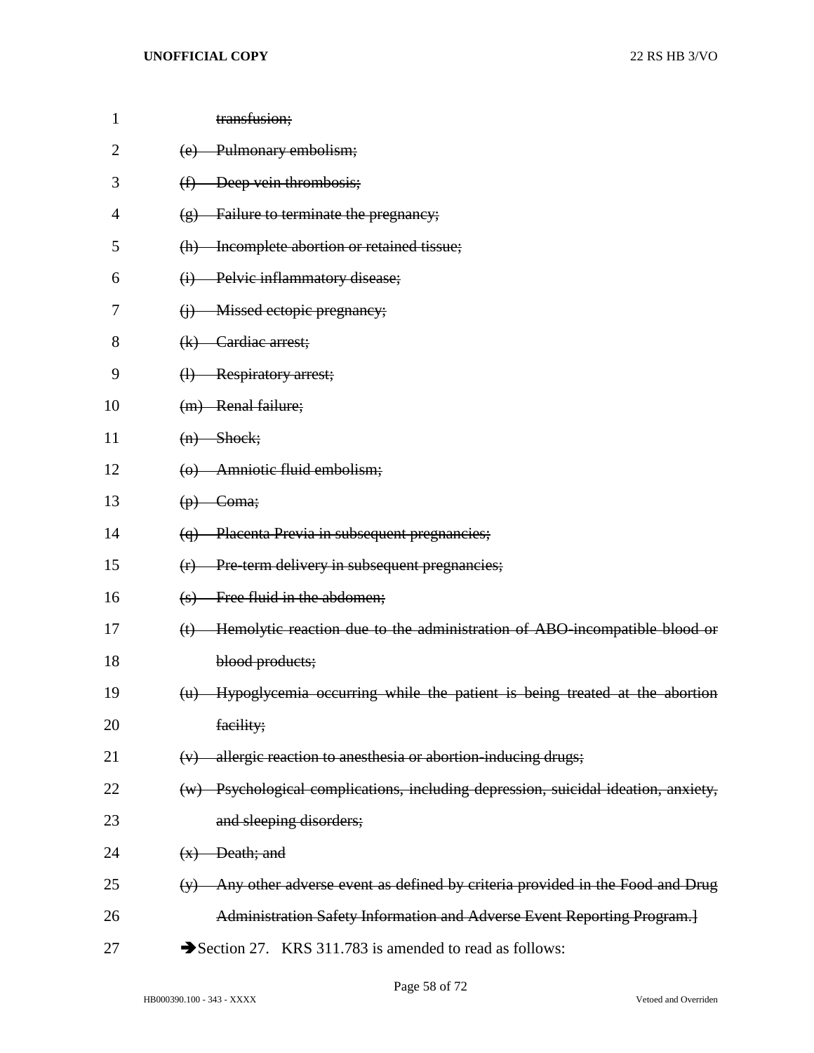~~transfusion;~~

~~(e) Pulmonary embolism;~~

~~(f) Deep vein thrombosis;~~

~~(g) Failure to terminate the pregnancy;~~

~~(h) Incomplete abortion or retained tissue;~~

~~(i) Pelvic inflammatory disease;~~

~~(j) Missed ectopic pregnancy;~~

~~(k) Cardiac arrest;~~

~~(l) Respiratory arrest;~~

~~(m) Renal failure;~~

~~(n) Shock;~~

~~(o) Amniotic fluid embolism;~~

~~(p) Coma;~~

~~(q) Placenta Previa in subsequent pregnancies;~~

~~(r) Pre-term delivery in subsequent pregnancies;~~

~~(s) Free fluid in the abdomen;~~

~~(t) Hemolytic reaction due to the administration of ABO-incompatible blood or blood products;~~

~~(u) Hypoglycemia occurring while the patient is being treated at the abortion facility;~~

~~(v) allergic reaction to anesthesia or abortion-inducing drugs;~~

~~(w) Psychological complications, including depression, suicidal ideation, anxiety, and sleeping disorders;~~

~~(x) Death; and~~

~~(y) Any other adverse event as defined by criteria provided in the Food and Drug Administration Safety Information and Adverse Event Reporting Program.]~~

➔Section 27. KRS 311.783 is amended to read as follows: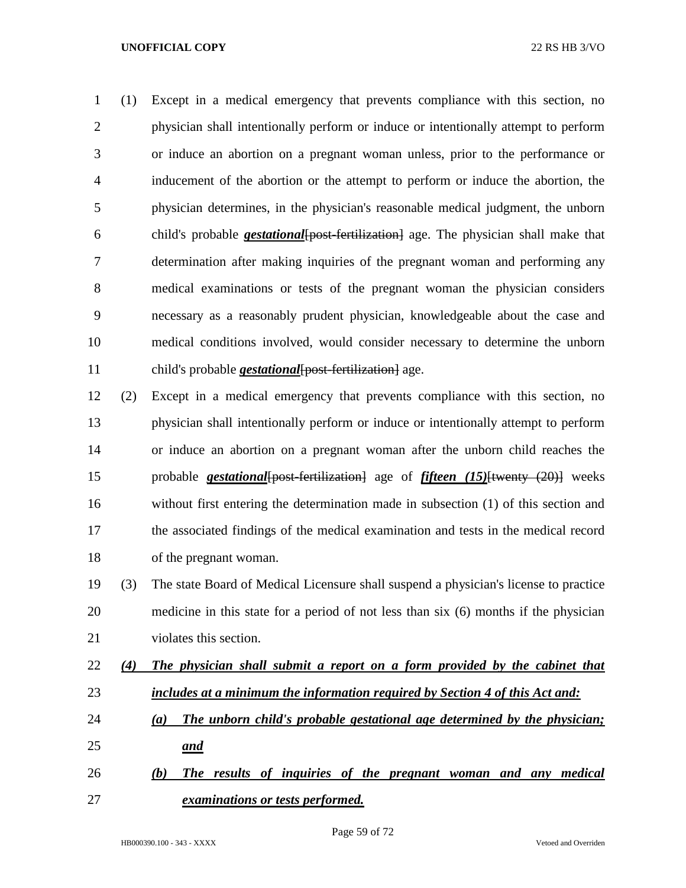(1) Except in a medical emergency that prevents compliance with this section, no physician shall intentionally perform or induce or intentionally attempt to perform or induce an abortion on a pregnant woman unless, prior to the performance or inducement of the abortion or the attempt to perform or induce the abortion, the physician determines, in the physician's reasonable medical judgment, the unborn child's probable ***gestational***~~[post-fertilization]~~ age. The physician shall make that determination after making inquiries of the pregnant woman and performing any medical examinations or tests of the pregnant woman the physician considers necessary as a reasonably prudent physician, knowledgeable about the case and medical conditions involved, would consider necessary to determine the unborn child's probable ***gestational***~~[post-fertilization]~~ age.

(2) Except in a medical emergency that prevents compliance with this section, no physician shall intentionally perform or induce or intentionally attempt to perform or induce an abortion on a pregnant woman after the unborn child reaches the probable ***gestational***~~[post-fertilization]~~ age of ***fifteen (15)***~~[twenty (20)]~~ weeks without first entering the determination made in subsection (1) of this section and the associated findings of the medical examination and tests in the medical record of the pregnant woman.

(3) The state Board of Medical Licensure shall suspend a physician's license to practice medicine in this state for a period of not less than six (6) months if the physician violates this section.

***(4) The physician shall submit a report on a form provided by the cabinet that includes at a minimum the information required by Section 4 of this Act and:***

***(a) The unborn child's probable gestational age determined by the physician; and***

***(b) The results of inquiries of the pregnant woman and any medical examinations or tests performed.***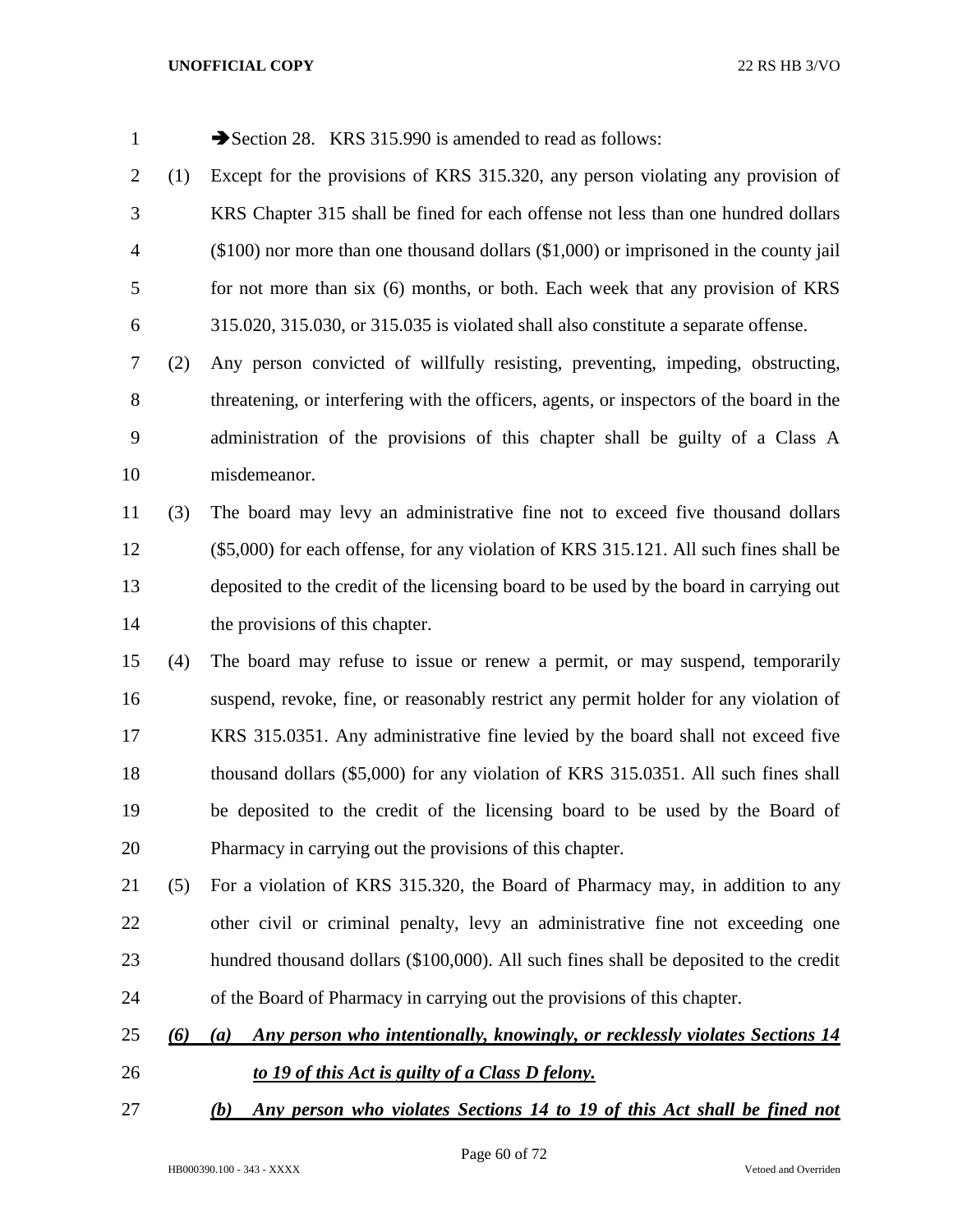➔Section 28. KRS 315.990 is amended to read as follows:

(1) Except for the provisions of KRS 315.320, any person violating any provision of KRS Chapter 315 shall be fined for each offense not less than one hundred dollars ($100) nor more than one thousand dollars ($1,000) or imprisoned in the county jail for not more than six (6) months, or both. Each week that any provision of KRS 315.020, 315.030, or 315.035 is violated shall also constitute a separate offense.

(2) Any person convicted of willfully resisting, preventing, impeding, obstructing, threatening, or interfering with the officers, agents, or inspectors of the board in the administration of the provisions of this chapter shall be guilty of a Class A misdemeanor.

(3) The board may levy an administrative fine not to exceed five thousand dollars ($5,000) for each offense, for any violation of KRS 315.121. All such fines shall be deposited to the credit of the licensing board to be used by the board in carrying out the provisions of this chapter.

(4) The board may refuse to issue or renew a permit, or may suspend, temporarily suspend, revoke, fine, or reasonably restrict any permit holder for any violation of KRS 315.0351. Any administrative fine levied by the board shall not exceed five thousand dollars ($5,000) for any violation of KRS 315.0351. All such fines shall be deposited to the credit of the licensing board to be used by the Board of Pharmacy in carrying out the provisions of this chapter.

(5) For a violation of KRS 315.320, the Board of Pharmacy may, in addition to any other civil or criminal penalty, levy an administrative fine not exceeding one hundred thousand dollars ($100,000). All such fines shall be deposited to the credit of the Board of Pharmacy in carrying out the provisions of this chapter.

***(6) (a) Any person who intentionally, knowingly, or recklessly violates Sections 14 to 19 of this Act is guilty of a Class D felony.***

***(b) Any person who violates Sections 14 to 19 of this Act shall be fined not***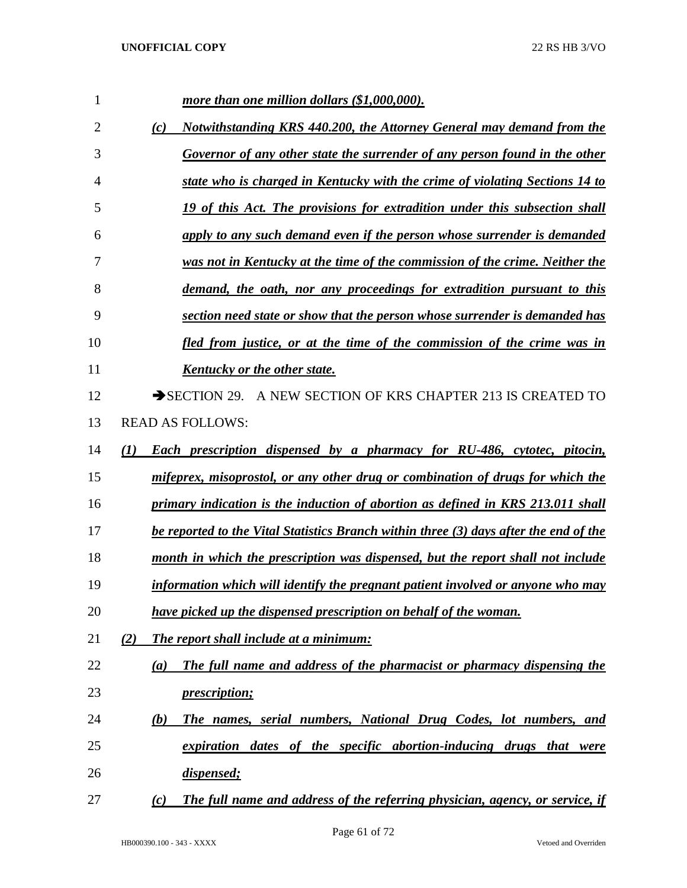*more than one million dollars ($1,000,000).*

(c) *Notwithstanding KRS 440.200, the Attorney General may demand from the Governor of any other state the surrender of any person found in the other state who is charged in Kentucky with the crime of violating Sections 14 to 19 of this Act. The provisions for extradition under this subsection shall apply to any such demand even if the person whose surrender is demanded was not in Kentucky at the time of the commission of the crime. Neither the demand, the oath, nor any proceedings for extradition pursuant to this section need state or show that the person whose surrender is demanded has fled from justice, or at the time of the commission of the crime was in Kentucky or the other state.*

➔SECTION 29. A NEW SECTION OF KRS CHAPTER 213 IS CREATED TO READ AS FOLLOWS:

*(1) Each prescription dispensed by a pharmacy for RU-486, cytotec, pitocin, mifeprex, misoprostol, or any other drug or combination of drugs for which the primary indication is the induction of abortion as defined in KRS 213.011 shall be reported to the Vital Statistics Branch within three (3) days after the end of the month in which the prescription was dispensed, but the report shall not include information which will identify the pregnant patient involved or anyone who may have picked up the dispensed prescription on behalf of the woman.*

*(2) The report shall include at a minimum:*

*(a) The full name and address of the pharmacist or pharmacy dispensing the prescription;*

*(b) The names, serial numbers, National Drug Codes, lot numbers, and expiration dates of the specific abortion-inducing drugs that were dispensed;*

*(c) The full name and address of the referring physician, agency, or service, if*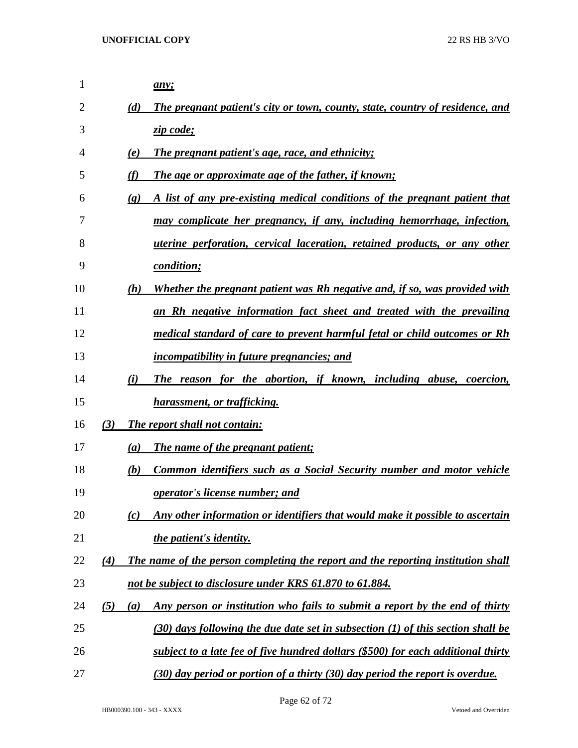***any;***

***(d) The pregnant patient's city or town, county, state, country of residence, and zip code;***

***(e) The pregnant patient's age, race, and ethnicity;***

***(f) The age or approximate age of the father, if known;***

***(g) A list of any pre-existing medical conditions of the pregnant patient that may complicate her pregnancy, if any, including hemorrhage, infection, uterine perforation, cervical laceration, retained products, or any other condition;***

***(h) Whether the pregnant patient was Rh negative and, if so, was provided with an Rh negative information fact sheet and treated with the prevailing medical standard of care to prevent harmful fetal or child outcomes or Rh incompatibility in future pregnancies; and***

***(i) The reason for the abortion, if known, including abuse, coercion, harassment, or trafficking.***

***(3) The report shall not contain:***

***(a) The name of the pregnant patient;***

***(b) Common identifiers such as a Social Security number and motor vehicle operator's license number; and***

***(c) Any other information or identifiers that would make it possible to ascertain the patient's identity.***

***(4) The name of the person completing the report and the reporting institution shall not be subject to disclosure under KRS 61.870 to 61.884.***

***(5) (a) Any person or institution who fails to submit a report by the end of thirty (30) days following the due date set in subsection (1) of this section shall be subject to a late fee of five hundred dollars ($500) for each additional thirty (30) day period or portion of a thirty (30) day period the report is overdue.***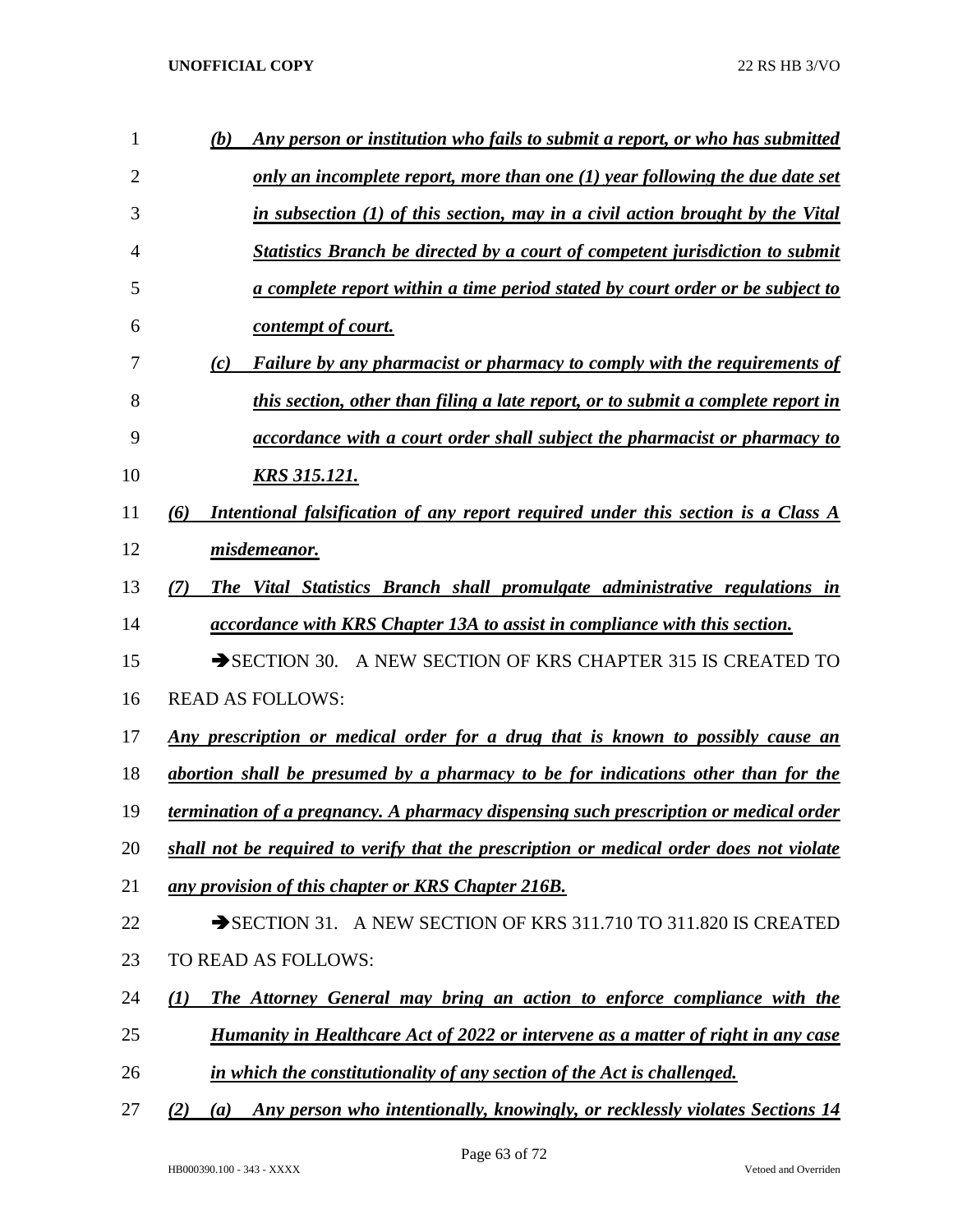*(b) Any person or institution who fails to submit a report, or who has submitted only an incomplete report, more than one (1) year following the due date set in subsection (1) of this section, may in a civil action brought by the Vital Statistics Branch be directed by a court of competent jurisdiction to submit a complete report within a time period stated by court order or be subject to contempt of court.*

*(c) Failure by any pharmacist or pharmacy to comply with the requirements of this section, other than filing a late report, or to submit a complete report in accordance with a court order shall subject the pharmacist or pharmacy to KRS 315.121.*

*(6) Intentional falsification of any report required under this section is a Class A misdemeanor.*

*(7) The Vital Statistics Branch shall promulgate administrative regulations in accordance with KRS Chapter 13A to assist in compliance with this section.*

➔SECTION 30. A NEW SECTION OF KRS CHAPTER 315 IS CREATED TO READ AS FOLLOWS:

*Any prescription or medical order for a drug that is known to possibly cause an abortion shall be presumed by a pharmacy to be for indications other than for the termination of a pregnancy. A pharmacy dispensing such prescription or medical order shall not be required to verify that the prescription or medical order does not violate any provision of this chapter or KRS Chapter 216B.*

➔SECTION 31. A NEW SECTION OF KRS 311.710 TO 311.820 IS CREATED TO READ AS FOLLOWS:

*(1) The Attorney General may bring an action to enforce compliance with the Humanity in Healthcare Act of 2022 or intervene as a matter of right in any case in which the constitutionality of any section of the Act is challenged.*

*(2) (a) Any person who intentionally, knowingly, or recklessly violates Sections 14*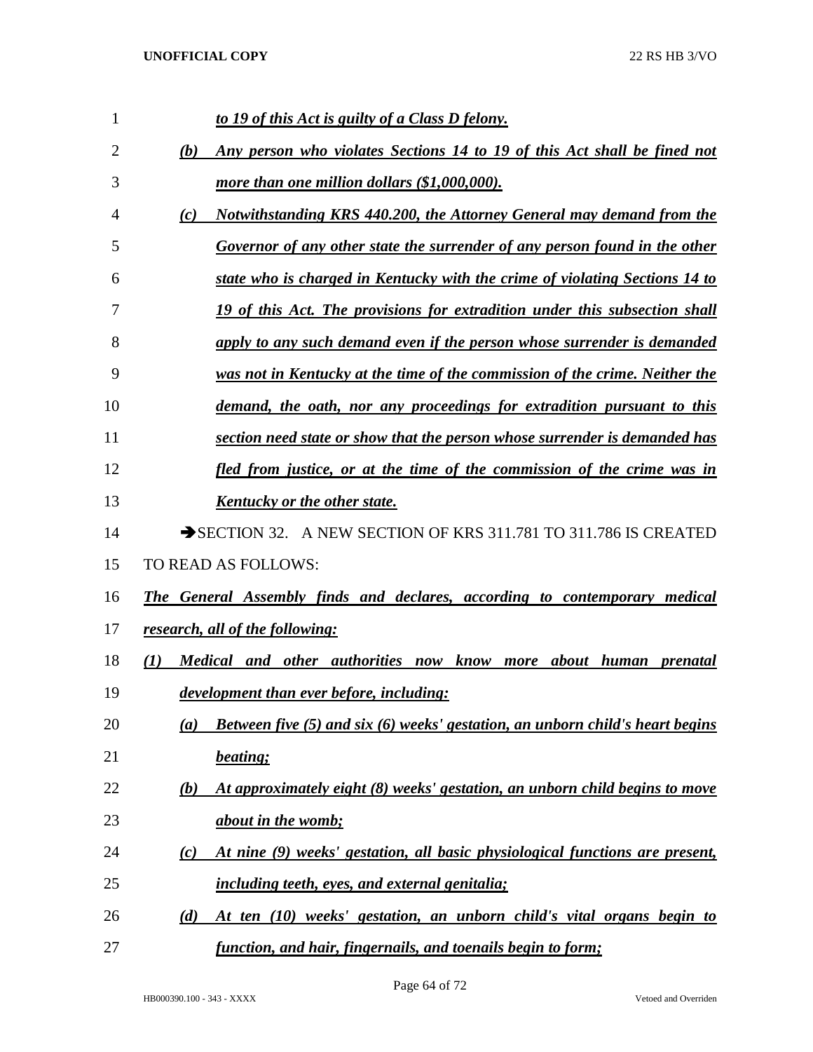*to 19 of this Act is guilty of a Class D felony.*

(b) *Any person who violates Sections 14 to 19 of this Act shall be fined not more than one million dollars ($1,000,000).*

(c) *Notwithstanding KRS 440.200, the Attorney General may demand from the Governor of any other state the surrender of any person found in the other state who is charged in Kentucky with the crime of violating Sections 14 to 19 of this Act. The provisions for extradition under this subsection shall apply to any such demand even if the person whose surrender is demanded was not in Kentucky at the time of the commission of the crime. Neither the demand, the oath, nor any proceedings for extradition pursuant to this section need state or show that the person whose surrender is demanded has fled from justice, or at the time of the commission of the crime was in Kentucky or the other state.*

➔SECTION 32. A NEW SECTION OF KRS 311.781 TO 311.786 IS CREATED TO READ AS FOLLOWS:

*The General Assembly finds and declares, according to contemporary medical research, all of the following:*

*(1) Medical and other authorities now know more about human prenatal development than ever before, including:*

(a) *Between five (5) and six (6) weeks' gestation, an unborn child's heart begins beating;*

(b) *At approximately eight (8) weeks' gestation, an unborn child begins to move about in the womb;*

(c) *At nine (9) weeks' gestation, all basic physiological functions are present, including teeth, eyes, and external genitalia;*

(d) *At ten (10) weeks' gestation, an unborn child's vital organs begin to function, and hair, fingernails, and toenails begin to form;*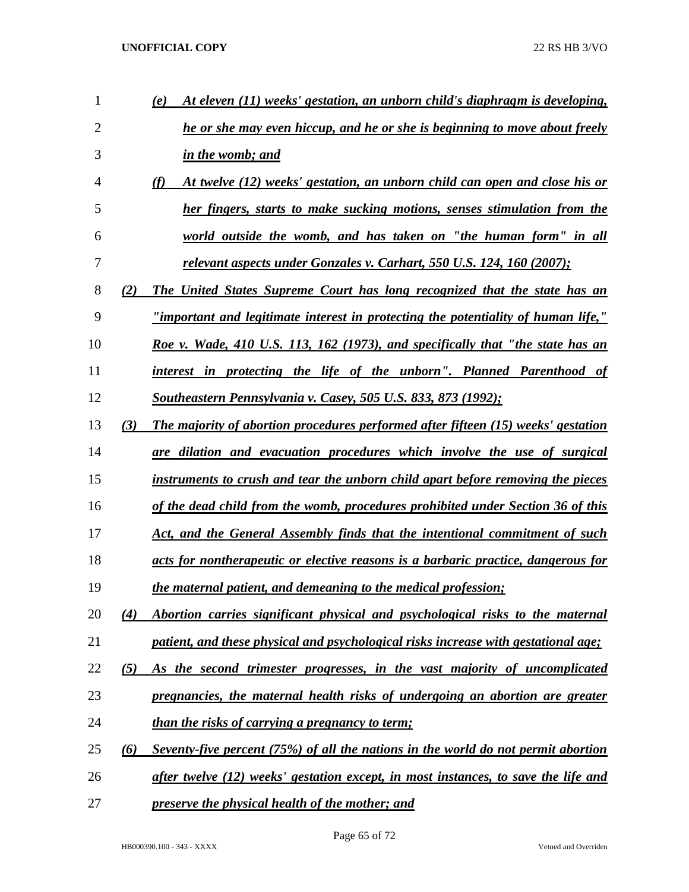*(e) At eleven (11) weeks' gestation, an unborn child's diaphragm is developing, he or she may even hiccup, and he or she is beginning to move about freely in the womb; and*

*(f) At twelve (12) weeks' gestation, an unborn child can open and close his or her fingers, starts to make sucking motions, senses stimulation from the world outside the womb, and has taken on "the human form" in all relevant aspects under Gonzales v. Carhart, 550 U.S. 124, 160 (2007);*

*(2) The United States Supreme Court has long recognized that the state has an "important and legitimate interest in protecting the potentiality of human life," Roe v. Wade, 410 U.S. 113, 162 (1973), and specifically that "the state has an interest in protecting the life of the unborn". Planned Parenthood of Southeastern Pennsylvania v. Casey, 505 U.S. 833, 873 (1992);*

*(3) The majority of abortion procedures performed after fifteen (15) weeks' gestation are dilation and evacuation procedures which involve the use of surgical instruments to crush and tear the unborn child apart before removing the pieces of the dead child from the womb, procedures prohibited under Section 36 of this Act, and the General Assembly finds that the intentional commitment of such acts for nontherapeutic or elective reasons is a barbaric practice, dangerous for the maternal patient, and demeaning to the medical profession;*

*(4) Abortion carries significant physical and psychological risks to the maternal patient, and these physical and psychological risks increase with gestational age;*

*(5) As the second trimester progresses, in the vast majority of uncomplicated pregnancies, the maternal health risks of undergoing an abortion are greater than the risks of carrying a pregnancy to term;*

*(6) Seventy-five percent (75%) of all the nations in the world do not permit abortion after twelve (12) weeks' gestation except, in most instances, to save the life and preserve the physical health of the mother; and*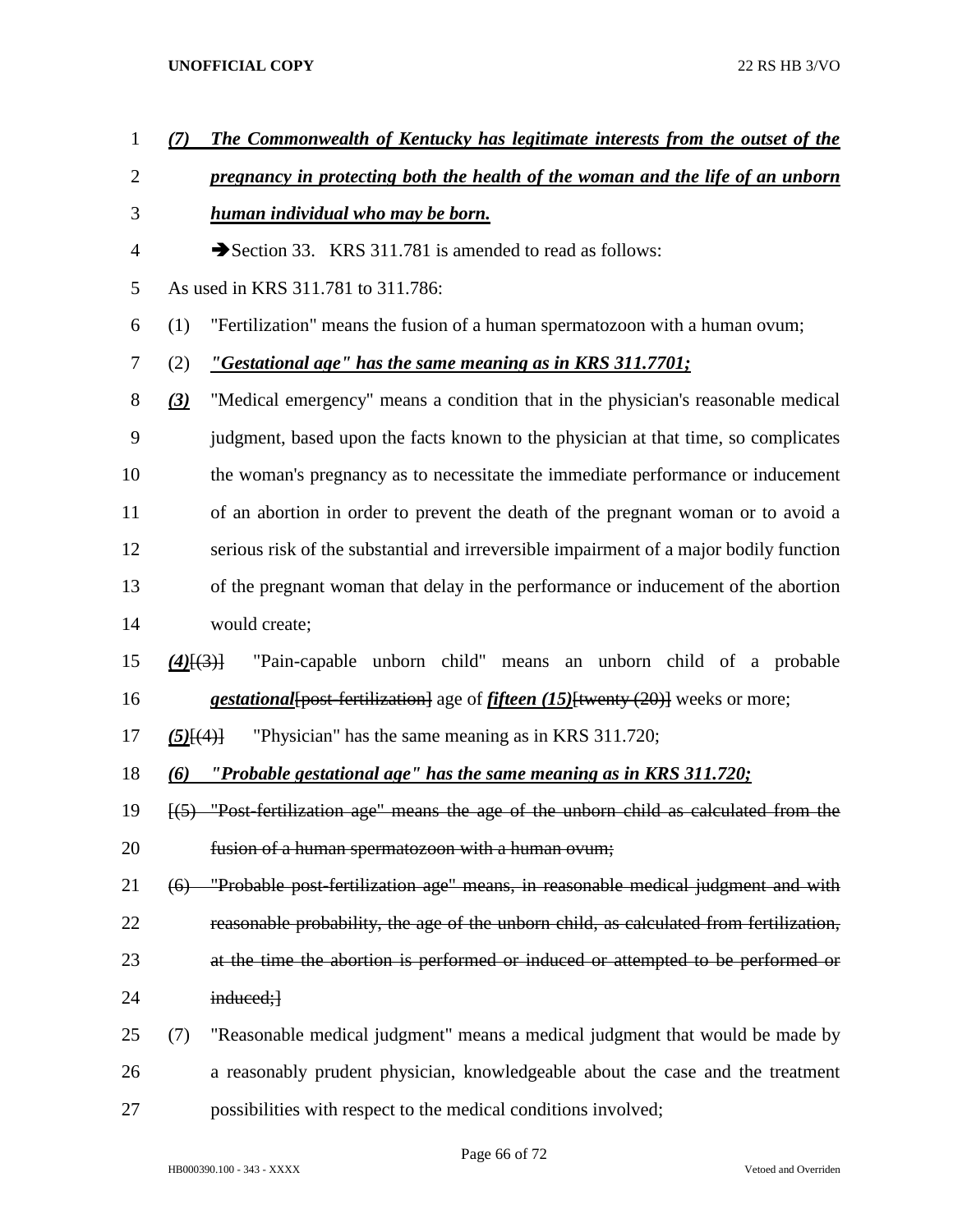*(7) The Commonwealth of Kentucky has legitimate interests from the outset of the pregnancy in protecting both the health of the woman and the life of an unborn human individual who may be born.*

➔Section 33. KRS 311.781 is amended to read as follows:

As used in KRS 311.781 to 311.786:

(1) "Fertilization" means the fusion of a human spermatozoon with a human ovum;

(2) *"Gestational age" has the same meaning as in KRS 311.7701;*

*(3)* "Medical emergency" means a condition that in the physician's reasonable medical judgment, based upon the facts known to the physician at that time, so complicates the woman's pregnancy as to necessitate the immediate performance or inducement of an abortion in order to prevent the death of the pregnant woman or to avoid a serious risk of the substantial and irreversible impairment of a major bodily function of the pregnant woman that delay in the performance or inducement of the abortion would create;

*(4)*[(3)] "Pain-capable unborn child" means an unborn child of a probable *gestational*[post-fertilization] age of *fifteen (15)*[twenty (20)] weeks or more;

*(5)*[(4)] "Physician" has the same meaning as in KRS 311.720;

*(6) "Probable gestational age" has the same meaning as in KRS 311.720;*

[(5) "Post-fertilization age" means the age of the unborn child as calculated from the fusion of a human spermatozoon with a human ovum;

(6) "Probable post-fertilization age" means, in reasonable medical judgment and with reasonable probability, the age of the unborn child, as calculated from fertilization, at the time the abortion is performed or induced or attempted to be performed or induced;]

(7) "Reasonable medical judgment" means a medical judgment that would be made by a reasonably prudent physician, knowledgeable about the case and the treatment possibilities with respect to the medical conditions involved;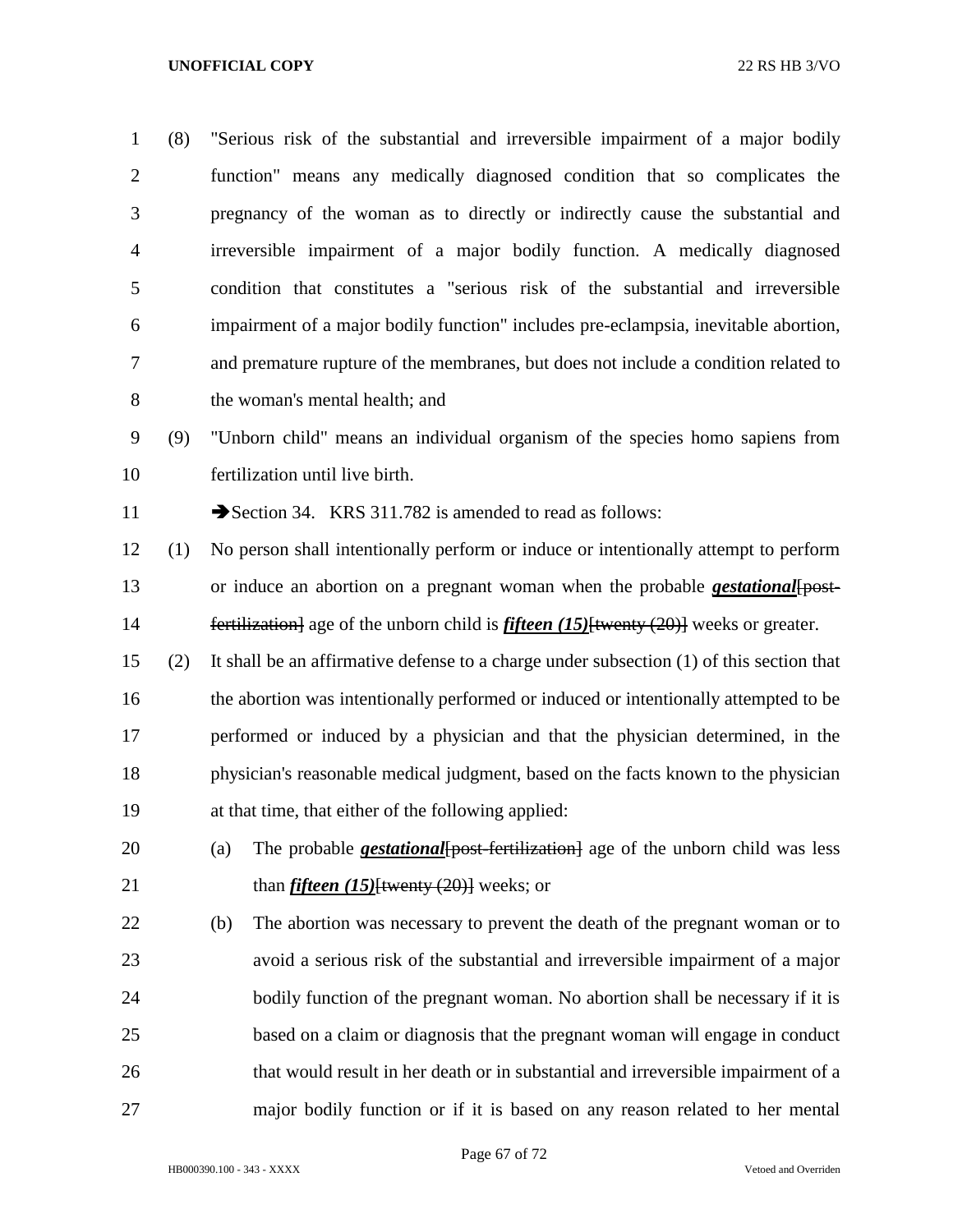(8) "Serious risk of the substantial and irreversible impairment of a major bodily function" means any medically diagnosed condition that so complicates the pregnancy of the woman as to directly or indirectly cause the substantial and irreversible impairment of a major bodily function. A medically diagnosed condition that constitutes a "serious risk of the substantial and irreversible impairment of a major bodily function" includes pre-eclampsia, inevitable abortion, and premature rupture of the membranes, but does not include a condition related to the woman's mental health; and

(9) "Unborn child" means an individual organism of the species homo sapiens from fertilization until live birth.

➔Section 34. KRS 311.782 is amended to read as follows:

(1) No person shall intentionally perform or induce or intentionally attempt to perform or induce an abortion on a pregnant woman when the probable ***gestational***~~[post-fertilization]~~ age of the unborn child is ***fifteen (15)***~~[twenty (20)]~~ weeks or greater.

(2) It shall be an affirmative defense to a charge under subsection (1) of this section that the abortion was intentionally performed or induced or intentionally attempted to be performed or induced by a physician and that the physician determined, in the physician's reasonable medical judgment, based on the facts known to the physician at that time, that either of the following applied:

(a) The probable ***gestational***~~[post-fertilization]~~ age of the unborn child was less than ***fifteen (15)***~~[twenty (20)]~~ weeks; or

(b) The abortion was necessary to prevent the death of the pregnant woman or to avoid a serious risk of the substantial and irreversible impairment of a major bodily function of the pregnant woman. No abortion shall be necessary if it is based on a claim or diagnosis that the pregnant woman will engage in conduct that would result in her death or in substantial and irreversible impairment of a major bodily function or if it is based on any reason related to her mental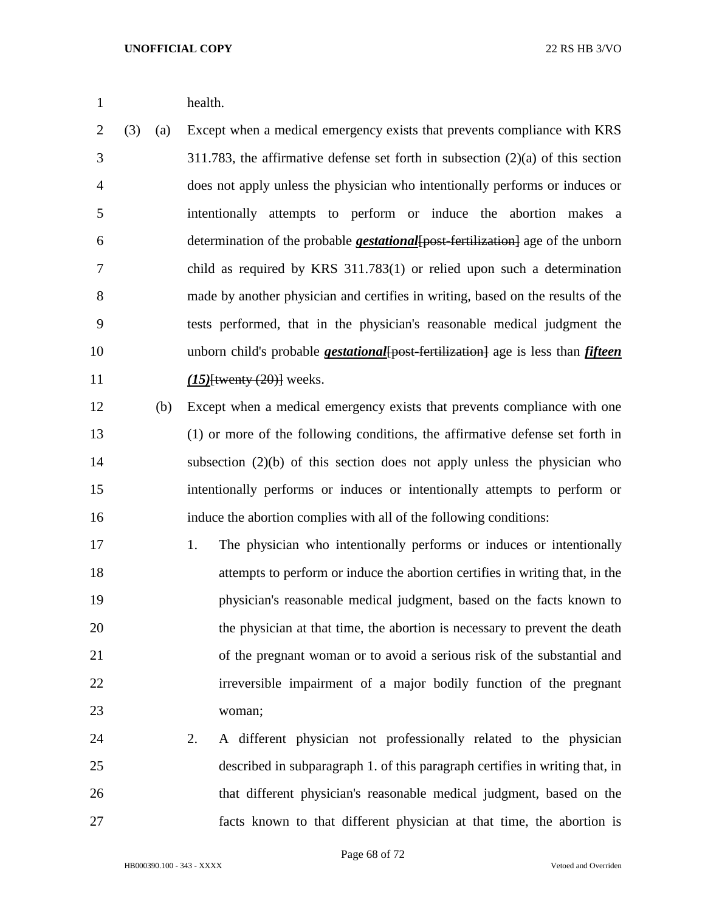health.

(3) (a) Except when a medical emergency exists that prevents compliance with KRS 311.783, the affirmative defense set forth in subsection (2)(a) of this section does not apply unless the physician who intentionally performs or induces or intentionally attempts to perform or induce the abortion makes a determination of the probable ***gestational***~~[post-fertilization]~~ age of the unborn child as required by KRS 311.783(1) or relied upon such a determination made by another physician and certifies in writing, based on the results of the tests performed, that in the physician's reasonable medical judgment the unborn child's probable ***gestational***~~[post-fertilization]~~ age is less than ***fifteen (15)***~~[twenty (20)]~~ weeks.

(b) Except when a medical emergency exists that prevents compliance with one (1) or more of the following conditions, the affirmative defense set forth in subsection (2)(b) of this section does not apply unless the physician who intentionally performs or induces or intentionally attempts to perform or induce the abortion complies with all of the following conditions:

1. The physician who intentionally performs or induces or intentionally attempts to perform or induce the abortion certifies in writing that, in the physician's reasonable medical judgment, based on the facts known to the physician at that time, the abortion is necessary to prevent the death of the pregnant woman or to avoid a serious risk of the substantial and irreversible impairment of a major bodily function of the pregnant woman;

2. A different physician not professionally related to the physician described in subparagraph 1. of this paragraph certifies in writing that, in that different physician's reasonable medical judgment, based on the facts known to that different physician at that time, the abortion is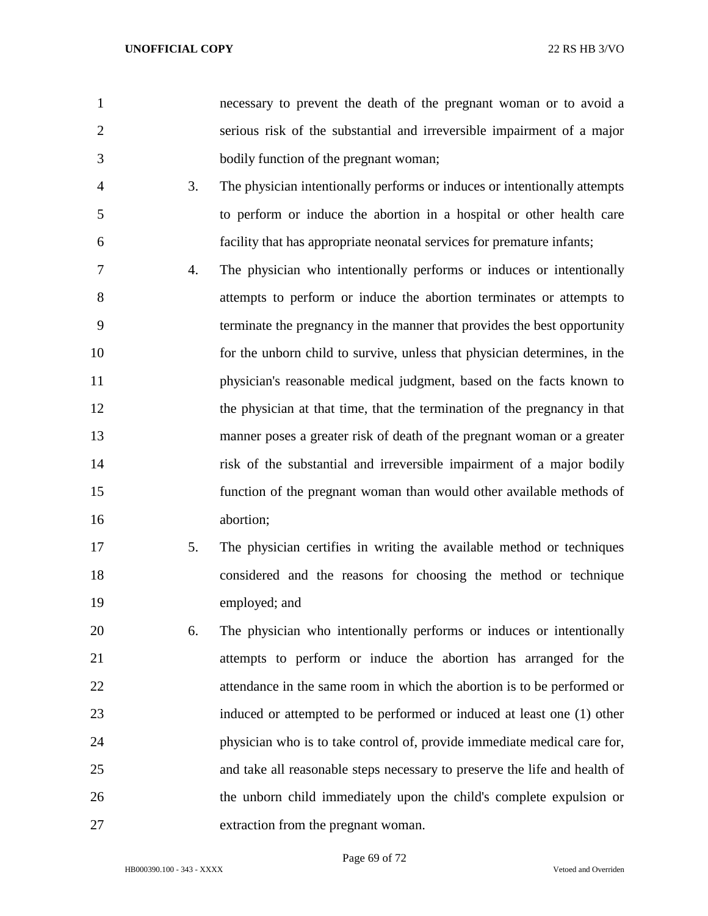necessary to prevent the death of the pregnant woman or to avoid a serious risk of the substantial and irreversible impairment of a major bodily function of the pregnant woman;

3. The physician intentionally performs or induces or intentionally attempts to perform or induce the abortion in a hospital or other health care facility that has appropriate neonatal services for premature infants;

4. The physician who intentionally performs or induces or intentionally attempts to perform or induce the abortion terminates or attempts to terminate the pregnancy in the manner that provides the best opportunity for the unborn child to survive, unless that physician determines, in the physician's reasonable medical judgment, based on the facts known to the physician at that time, that the termination of the pregnancy in that manner poses a greater risk of death of the pregnant woman or a greater risk of the substantial and irreversible impairment of a major bodily function of the pregnant woman than would other available methods of abortion;

5. The physician certifies in writing the available method or techniques considered and the reasons for choosing the method or technique employed; and

6. The physician who intentionally performs or induces or intentionally attempts to perform or induce the abortion has arranged for the attendance in the same room in which the abortion is to be performed or induced or attempted to be performed or induced at least one (1) other physician who is to take control of, provide immediate medical care for, and take all reasonable steps necessary to preserve the life and health of the unborn child immediately upon the child's complete expulsion or extraction from the pregnant woman.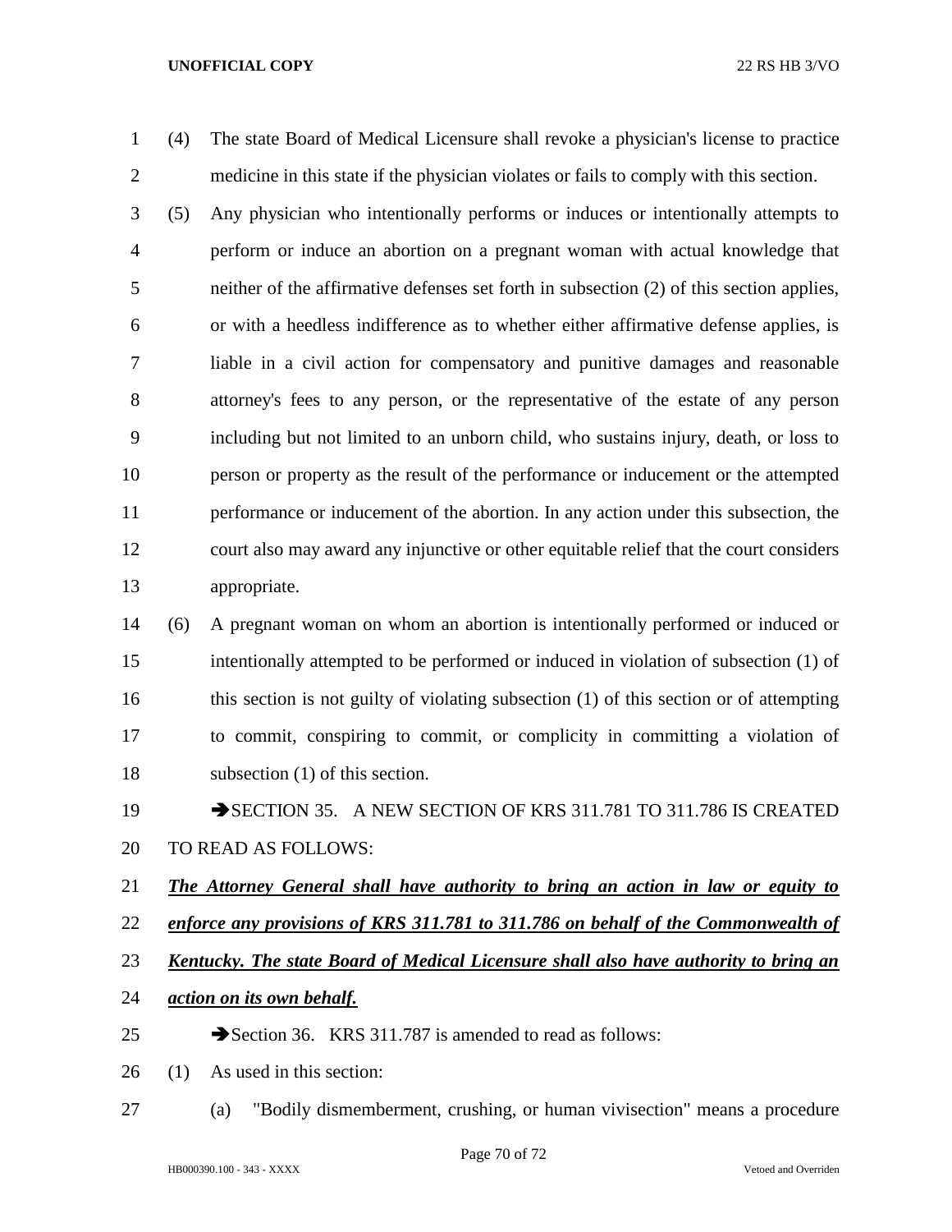(4) The state Board of Medical Licensure shall revoke a physician's license to practice medicine in this state if the physician violates or fails to comply with this section.

(5) Any physician who intentionally performs or induces or intentionally attempts to perform or induce an abortion on a pregnant woman with actual knowledge that neither of the affirmative defenses set forth in subsection (2) of this section applies, or with a heedless indifference as to whether either affirmative defense applies, is liable in a civil action for compensatory and punitive damages and reasonable attorney's fees to any person, or the representative of the estate of any person including but not limited to an unborn child, who sustains injury, death, or loss to person or property as the result of the performance or inducement or the attempted performance or inducement of the abortion. In any action under this subsection, the court also may award any injunctive or other equitable relief that the court considers appropriate.

(6) A pregnant woman on whom an abortion is intentionally performed or induced or intentionally attempted to be performed or induced in violation of subsection (1) of this section is not guilty of violating subsection (1) of this section or of attempting to commit, conspiring to commit, or complicity in committing a violation of subsection (1) of this section.

➔SECTION 35. A NEW SECTION OF KRS 311.781 TO 311.786 IS CREATED TO READ AS FOLLOWS:

***The Attorney General shall have authority to bring an action in law or equity to enforce any provisions of KRS 311.781 to 311.786 on behalf of the Commonwealth of Kentucky. The state Board of Medical Licensure shall also have authority to bring an action on its own behalf.***

➔Section 36. KRS 311.787 is amended to read as follows:

(1) As used in this section:

(a) "Bodily dismemberment, crushing, or human vivisection" means a procedure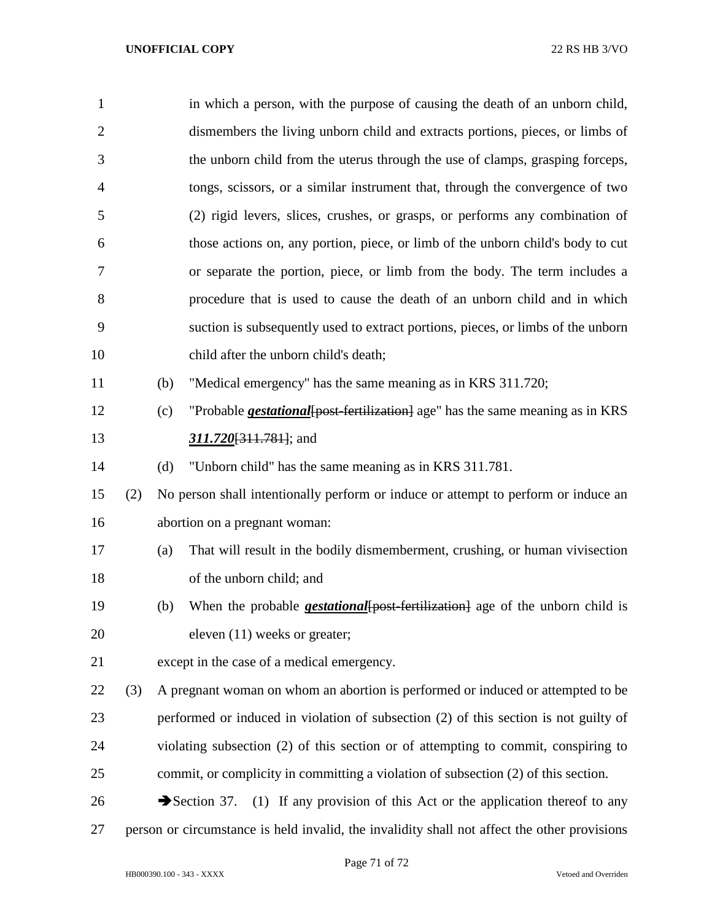in which a person, with the purpose of causing the death of an unborn child, dismembers the living unborn child and extracts portions, pieces, or limbs of the unborn child from the uterus through the use of clamps, grasping forceps, tongs, scissors, or a similar instrument that, through the convergence of two (2) rigid levers, slices, crushes, or grasps, or performs any combination of those actions on, any portion, piece, or limb of the unborn child's body to cut or separate the portion, piece, or limb from the body. The term includes a procedure that is used to cause the death of an unborn child and in which suction is subsequently used to extract portions, pieces, or limbs of the unborn child after the unborn child's death;

(b) "Medical emergency" has the same meaning as in KRS 311.720;

(c) "Probable ***gestational***~~[post-fertilization]~~ age" has the same meaning as in KRS ***311.720***~~[311.781]~~; and

(d) "Unborn child" has the same meaning as in KRS 311.781.

(2) No person shall intentionally perform or induce or attempt to perform or induce an abortion on a pregnant woman:

(a) That will result in the bodily dismemberment, crushing, or human vivisection of the unborn child; and

(b) When the probable ***gestational***~~[post-fertilization]~~ age of the unborn child is eleven (11) weeks or greater;

except in the case of a medical emergency.

(3) A pregnant woman on whom an abortion is performed or induced or attempted to be performed or induced in violation of subsection (2) of this section is not guilty of violating subsection (2) of this section or of attempting to commit, conspiring to commit, or complicity in committing a violation of subsection (2) of this section.

➔Section 37. (1) If any provision of this Act or the application thereof to any person or circumstance is held invalid, the invalidity shall not affect the other provisions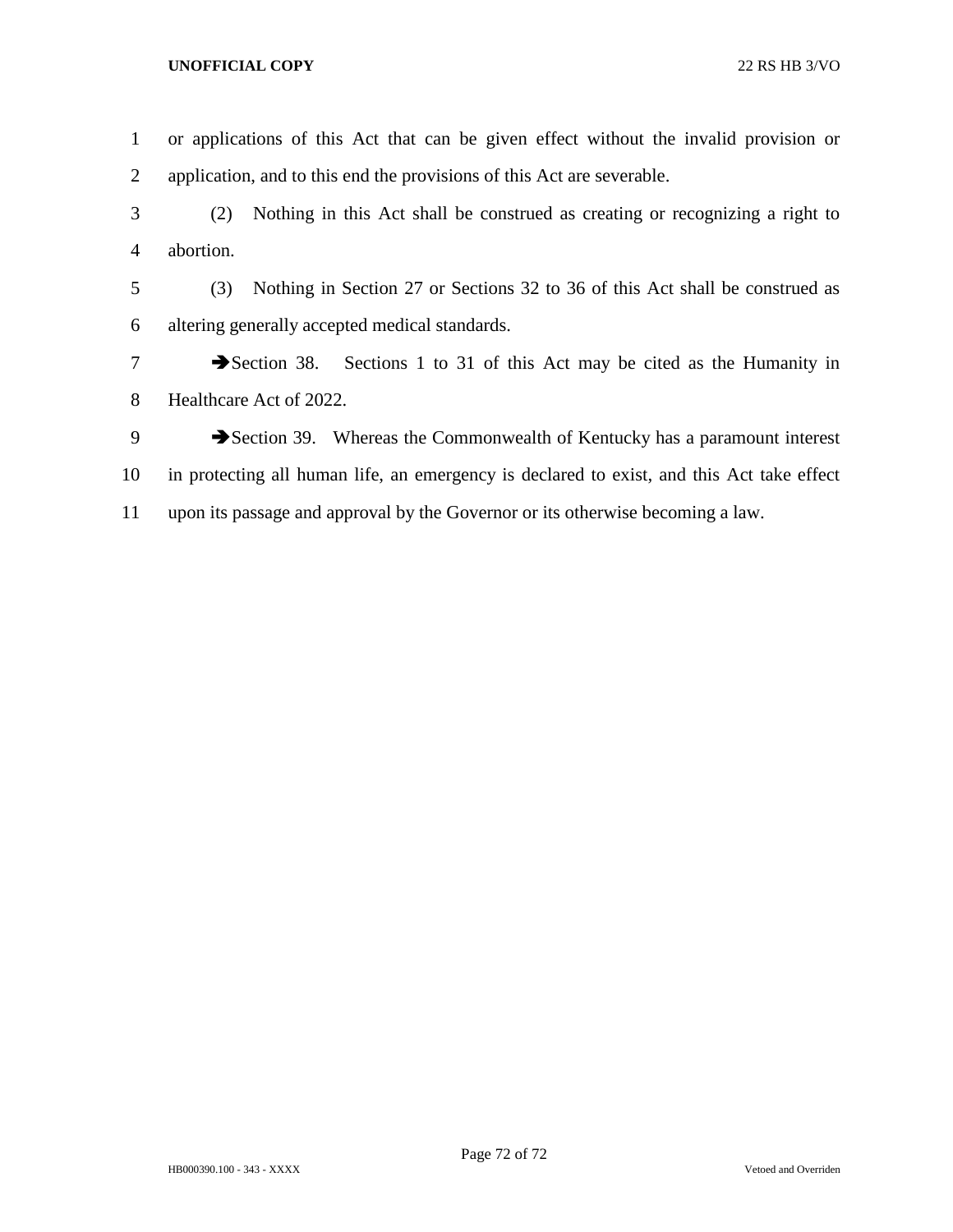or applications of this Act that can be given effect without the invalid provision or application, and to this end the provisions of this Act are severable.

(2) Nothing in this Act shall be construed as creating or recognizing a right to abortion.

(3) Nothing in Section 27 or Sections 32 to 36 of this Act shall be construed as altering generally accepted medical standards.

➔Section 38. Sections 1 to 31 of this Act may be cited as the Humanity in Healthcare Act of 2022.

➔Section 39. Whereas the Commonwealth of Kentucky has a paramount interest in protecting all human life, an emergency is declared to exist, and this Act take effect upon its passage and approval by the Governor or its otherwise becoming a law.